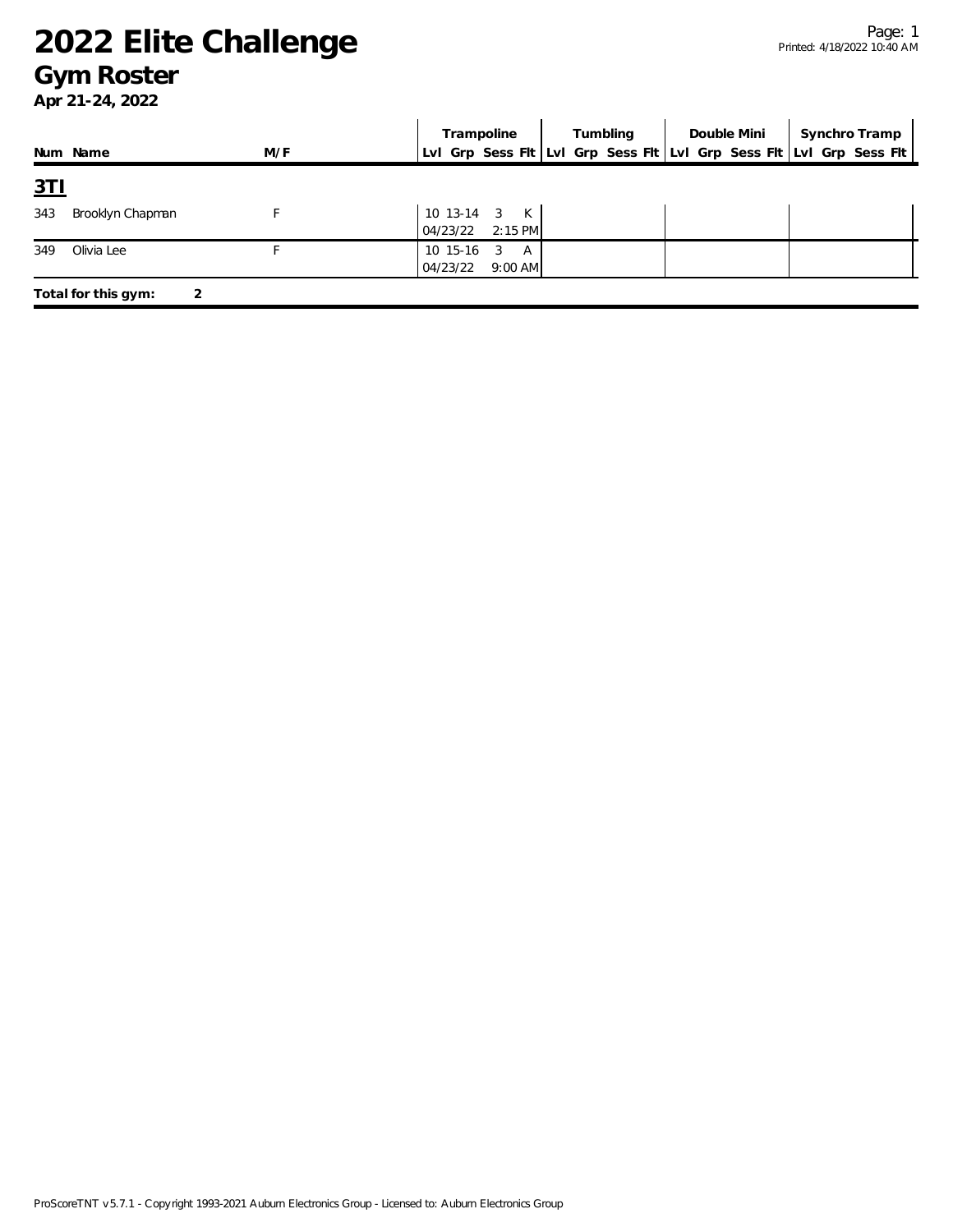# 2022 Elite Challenge

## Gym Roster

**Apr 21-24, 2022**

| Num | Name | M/F | Trampoline | | | | Tumbling | | | | Double Mini | | | | Synchro Tramp | | | |
|---|---|---|---|---|---|---|---|---|---|---|---|---|---|---|---|---|---|---|
| | | | Lvl | Grp | Sess | Flt | Lvl | Grp | Sess | Flt | Lvl | Grp | Sess | Flt | Lvl | Grp | Sess | Flt |
| **3TI** | | | | | | | | | | | | | | | | | | |
| 343 | Brooklyn Chapman | F | 10 | 13-14 | 3 | K | | | | | | | | | | | | |
| | | | 04/23/22 | | 2:15 PM | | | | | | | | | | | | | |
| 349 | Olivia Lee | F | 10 | 15-16 | 3 | A | | | | | | | | | | | | |
| | | | 04/23/22 | | 9:00 AM | | | | | | | | | | | | | |

**Total for this gym: 2**

ProScoreTNT v5.7.1 - Copyright 1993-2021 Auburn Electronics Group - Licensed to: Auburn Electronics Group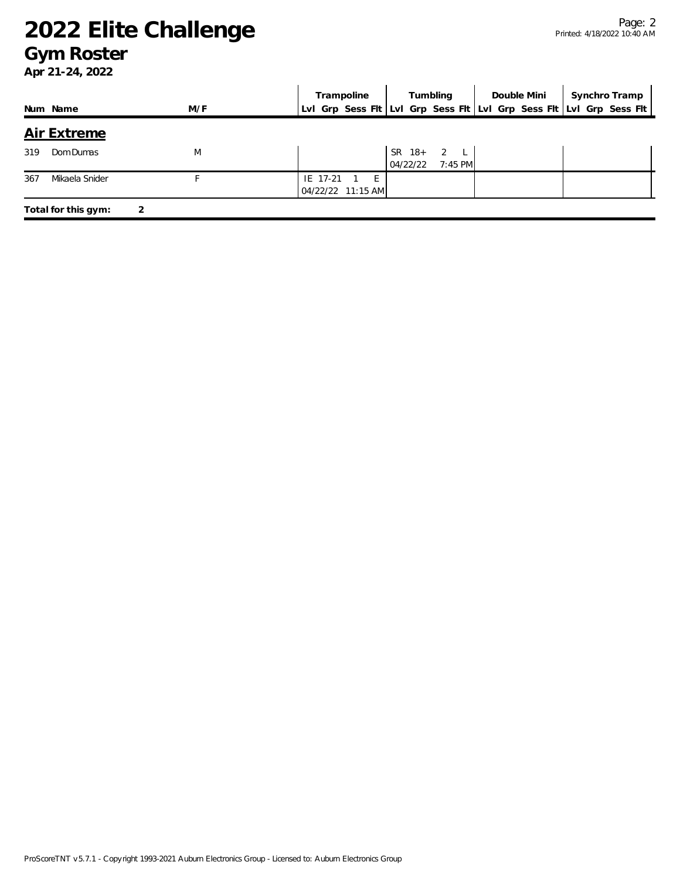# 2022 Elite Challenge
## Gym Roster
**Apr 21-24, 2022**

| Num | Name | M/F | Trampoline | | | | Tumbling | | | | Double Mini | | | | Synchro Tramp | | | |
|---|---|---|---|---|---|---|---|---|---|---|---|---|---|---|---|---|---|---|
| | | | Lvl | Grp | Sess | Flt | Lvl | Grp | Sess | Flt | Lvl | Grp | Sess | Flt | Lvl | Grp | Sess | Flt |

### Air Extreme

| Num | Name | M/F | Trampoline | | | | Tumbling | | | | Double Mini | | | | Synchro Tramp | | | |
|---|---|---|---|---|---|---|---|---|---|---|---|---|---|---|---|---|---|---|
| 319 | Dom Dumas | M | | | | | SR | 18+ | 2 | L | | | | | | | | |
| | | | | | | | 04/22/22 | | 7:45 PM | | | | | | | | | |
| 367 | Mikaela Snider | F | IE | 17-21 | 1 | E | | | | | | | | | | | | |
| | | | 04/22/22 | | 11:15 AM | | | | | | | | | | | | | |

**Total for this gym: 2**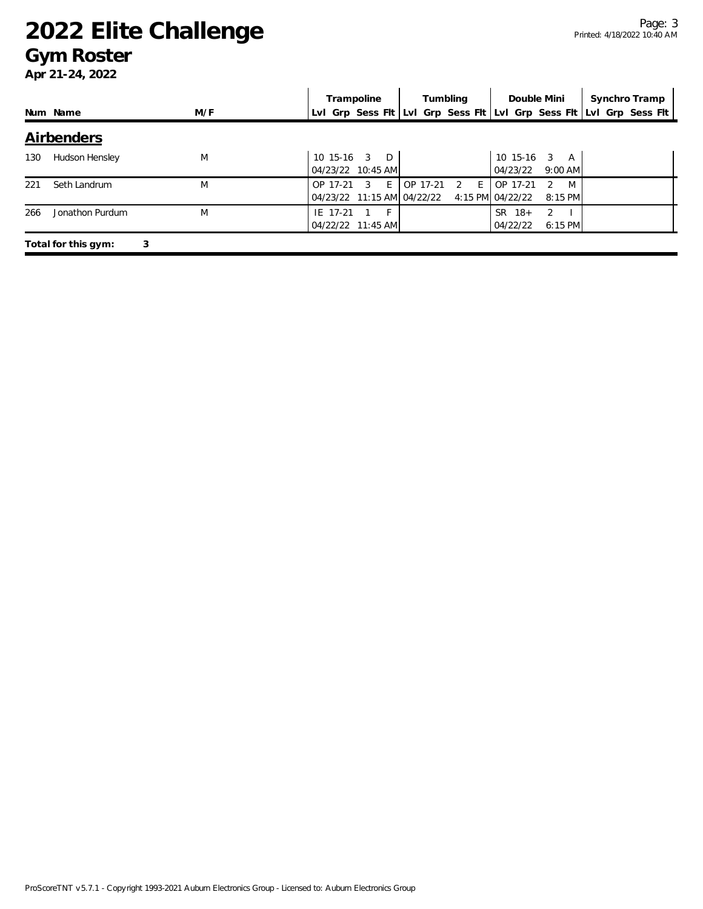# 2022 Elite Challenge

## Gym Roster

**Apr 21-24, 2022**

| Num | Name | M/F | Trampoline | | | | Tumbling | | | | Double Mini | | | | Synchro Tramp | | | |
|---|---|---|---|---|---|---|---|---|---|---|---|---|---|---|---|---|---|---|
| | | | Lvl | Grp | Sess | Flt | Lvl | Grp | Sess | Flt | Lvl | Grp | Sess | Flt | Lvl | Grp | Sess | Flt |

### Airbenders

| Num | Name | M/F | Trampoline | Tumbling | Double Mini | Synchro Tramp |
|---|---|---|---|---|---|---|
| 130 | Hudson Hensley | M | 10 15-16 3 D<br>04/23/22 10:45 AM | | 10 15-16 3 A<br>04/23/22 9:00 AM | |
| 221 | Seth Landrum | M | OP 17-21 3 E<br>04/23/22 11:15 AM | OP 17-21 2 E<br>04/22/22 4:15 PM | OP 17-21 2 M<br>04/22/22 8:15 PM | |
| 266 | Jonathon Purdum | M | IE 17-21 1 F<br>04/22/22 11:45 AM | | SR 18+ 2 I<br>04/22/22 6:15 PM | |

**Total for this gym: 3**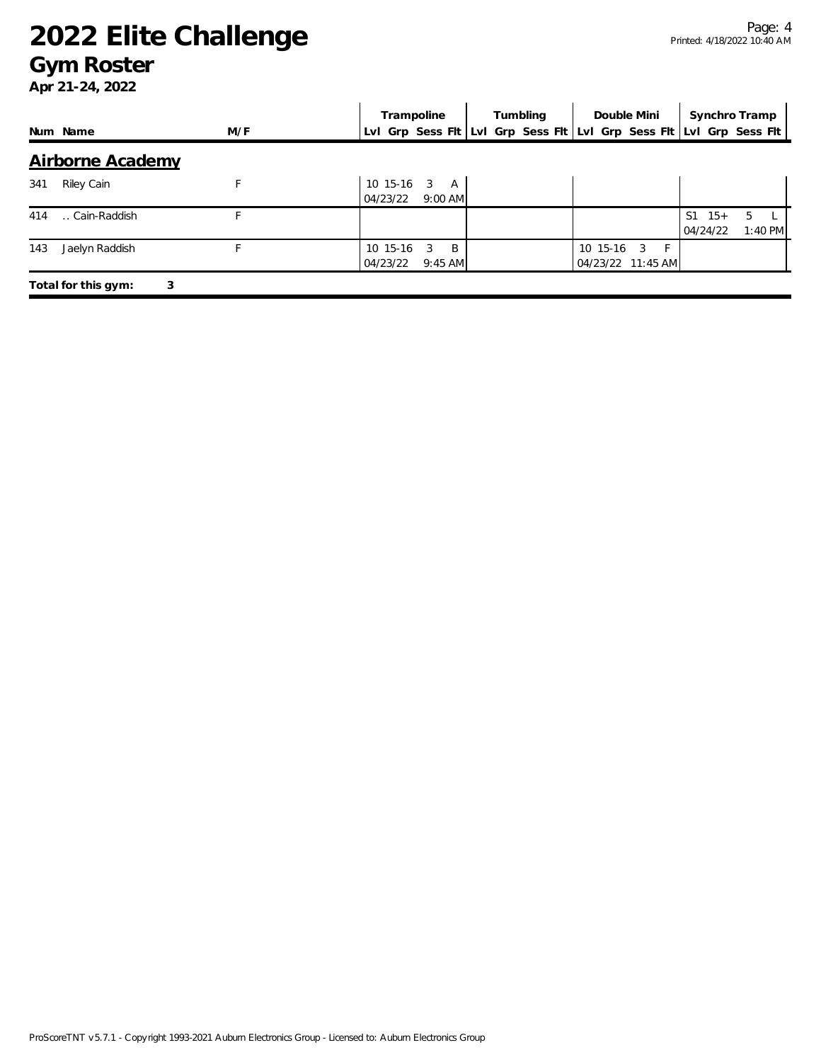# 2022 Elite Challenge

## Gym Roster

**Apr 21-24, 2022**

| Num | Name | M/F | Trampoline Lvl | Trampoline Grp | Trampoline Sess | Trampoline Flt | Tumbling Lvl | Tumbling Grp | Tumbling Sess | Tumbling Flt | Double Mini Lvl | Double Mini Grp | Double Mini Sess | Double Mini Flt | Synchro Tramp Lvl | Synchro Tramp Grp | Synchro Tramp Sess | Synchro Tramp Flt |
|---|---|---|---|---|---|---|---|---|---|---|---|---|---|---|---|---|---|---|
| **Airborne Academy** | | | | | | | | | | | | | | | | | | |
| 341 | Riley Cain | F | 10 | 15-16 | 3 | A | | | | | | | | | | | | |
| | | | 04/23/22 | | | 9:00 AM | | | | | | | | | | | | |
| 414 | .. Cain-Raddish | F | | | | | | | | | | | | | S1 | 15+ | 5 | L |
| | | | | | | | | | | | | | | | 04/24/22 | | | 1:40 PM |
| 143 | Jaelyn Raddish | F | 10 | 15-16 | 3 | B | | | | | 10 | 15-16 | 3 | F | | | | |
| | | | 04/23/22 | | | 9:45 AM | | | | | 04/23/22 | | | 11:45 AM | | | | |

**Total for this gym: 3**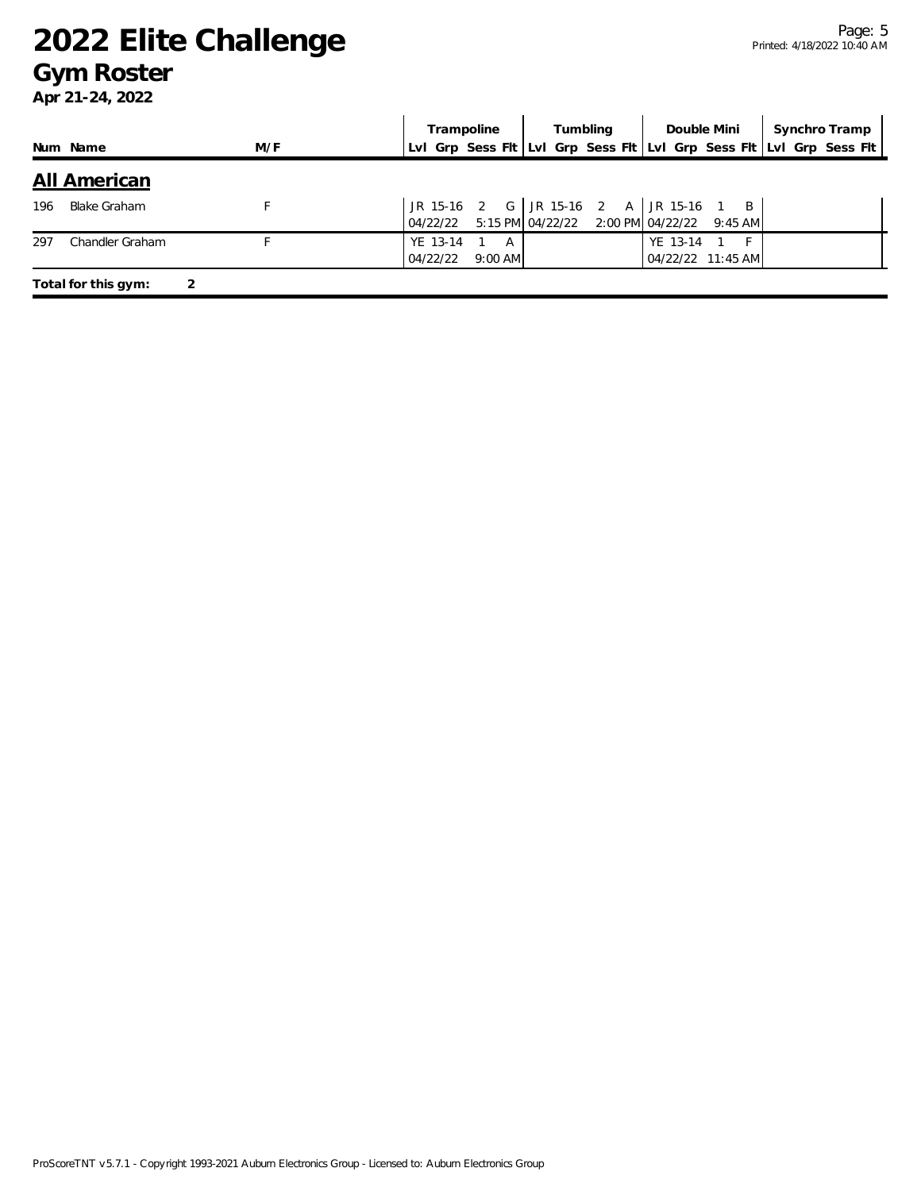# 2022 Elite Challenge

## Gym Roster

**Apr 21-24, 2022**

| Num | Name | M/F | Trampoline Lvl | Trampoline Grp | Trampoline Sess | Trampoline Flt | Tumbling Lvl | Tumbling Grp | Tumbling Sess | Tumbling Flt | Double Mini Lvl | Double Mini Grp | Double Mini Sess | Double Mini Flt | Synchro Tramp Lvl | Synchro Tramp Grp | Synchro Tramp Sess | Synchro Tramp Flt |
|---|---|---|---|---|---|---|---|---|---|---|---|---|---|---|---|---|---|---|
| **All American** | | | | | | | | | | | | | | | | | | |
| 196 | Blake Graham | F | JR | 15-16 | 2 | G | JR | 15-16 | 2 | A | JR | 15-16 | 1 | B | | | | |
| | | | 04/22/22 | | | 5:15 PM | 04/22/22 | | | 2:00 PM | 04/22/22 | | | 9:45 AM | | | | |
| 297 | Chandler Graham | F | YE | 13-14 | 1 | A | | | | | YE | 13-14 | 1 | F | | | | |
| | | | 04/22/22 | | | 9:00 AM | | | | | 04/22/22 | | | 11:45 AM | | | | |

**Total for this gym:** 2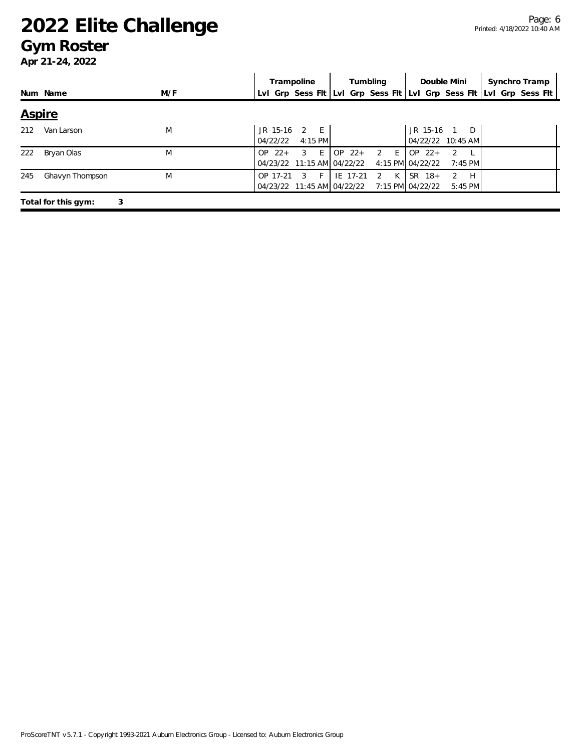# 2022 Elite Challenge

## Gym Roster

**Apr 21-24, 2022**

| Num | Name | M/F | Trampoline Lvl | Trampoline Grp | Trampoline Sess | Trampoline Flt | Tumbling Lvl | Tumbling Grp | Tumbling Sess | Tumbling Flt | Double Mini Lvl | Double Mini Grp | Double Mini Sess | Double Mini Flt | Synchro Tramp Lvl | Synchro Tramp Grp | Synchro Tramp Sess | Synchro Tramp Flt |
|---|---|---|---|---|---|---|---|---|---|---|---|---|---|---|---|---|---|---|
| **Aspire** | | | | | | | | | | | | | | | | | | |
| 212 | Van Larson | M | JR | 15-16 | 2 | E | | | | | JR | 15-16 | 1 | D | | | | |
| | | | 04/22/22 | | 4:15 PM | | | | | | 04/22/22 | | 10:45 AM | | | | | |
| 222 | Bryan Olas | M | OP | 22+ | 3 | E | OP | 22+ | 2 | E | OP | 22+ | 2 | L | | | | |
| | | | 04/23/22 | | 11:15 AM | | 04/22/22 | | 4:15 PM | | 04/22/22 | | 7:45 PM | | | | | |
| 245 | Ghavyn Thompson | M | OP | 17-21 | 3 | F | IE | 17-21 | 2 | K | SR | 18+ | 2 | H | | | | |
| | | | 04/23/22 | | 11:45 AM | | 04/22/22 | | 7:15 PM | | 04/22/22 | | 5:45 PM | | | | | |

**Total for this gym: 3**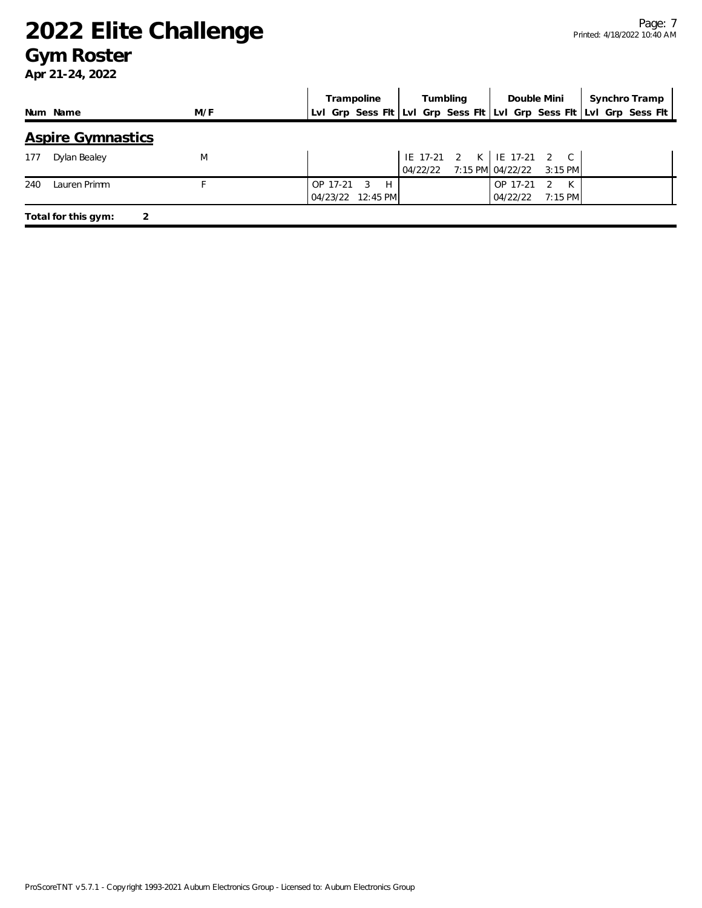# 2022 Elite Challenge

## Gym Roster

**Apr 21-24, 2022**

| Num | Name | M/F | Trampoline | | | | Tumbling | | | | Double Mini | | | | Synchro Tramp | | | |
|---|---|---|---|---|---|---|---|---|---|---|---|---|---|---|---|---|---|---|
| | | | Lvl | Grp | Sess | Flt | Lvl | Grp | Sess | Flt | Lvl | Grp | Sess | Flt | Lvl | Grp | Sess | Flt |

### Aspire Gymnastics

| Num | Name | M/F | Trampoline | | | | Tumbling | | | | Double Mini | | | | Synchro Tramp | | | |
|---|---|---|---|---|---|---|---|---|---|---|---|---|---|---|---|---|---|---|
| 177 | Dylan Bealey | M | | | | | IE | 17-21 | 2 | K | IE | 17-21 | 2 | C | | | | |
| | | | | | | | 04/22/22 | | 7:15 PM | | 04/22/22 | | 3:15 PM | | | | | |
| 240 | Lauren Primm | F | OP | 17-21 | 3 | H | | | | | OP | 17-21 | 2 | K | | | | |
| | | | 04/23/22 | | 12:45 PM | | | | | | 04/22/22 | | 7:15 PM | | | | | |

**Total for this gym: 2**

ProScoreTNT v5.7.1 - Copyright 1993-2021 Auburn Electronics Group - Licensed to: Auburn Electronics Group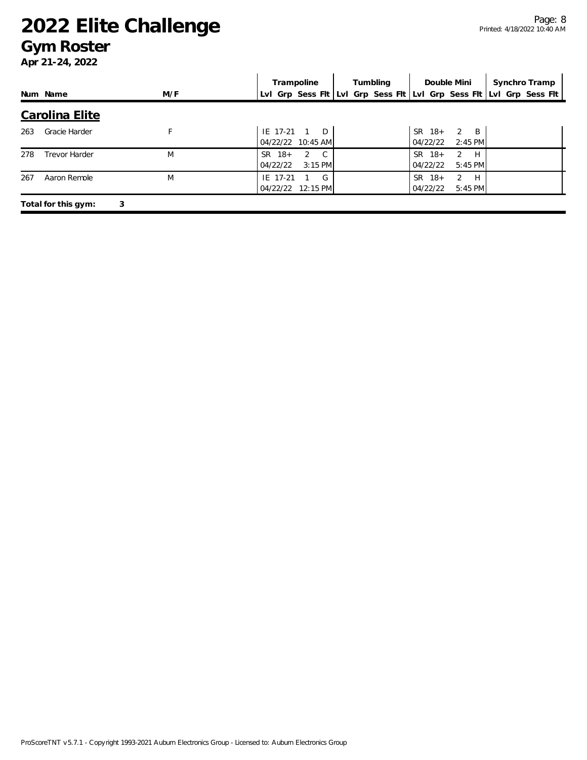# 2022 Elite Challenge

## Gym Roster

**Apr 21-24, 2022**

| Num | Name | M/F | Trampoline | | | | Tumbling | | | | Double Mini | | | | Synchro Tramp | | | |
|---|---|---|---|---|---|---|---|---|---|---|---|---|---|---|---|---|---|---|
| | | | Lvl | Grp | Sess | Flt | Lvl | Grp | Sess | Flt | Lvl | Grp | Sess | Flt | Lvl | Grp | Sess | Flt |

### Carolina Elite

| Num | Name | M/F | Trampoline | Tumbling | Double Mini | Synchro Tramp |
|---|---|---|---|---|---|---|
| 263 | Gracie Harder | F | IE 17-21 1 D<br>04/22/22 10:45 AM | | SR 18+ 2 B<br>04/22/22 2:45 PM | |
| 278 | Trevor Harder | M | SR 18+ 2 C<br>04/22/22 3:15 PM | | SR 18+ 2 H<br>04/22/22 5:45 PM | |
| 267 | Aaron Remole | M | IE 17-21 1 G<br>04/22/22 12:15 PM | | SR 18+ 2 H<br>04/22/22 5:45 PM | |

**Total for this gym: 3**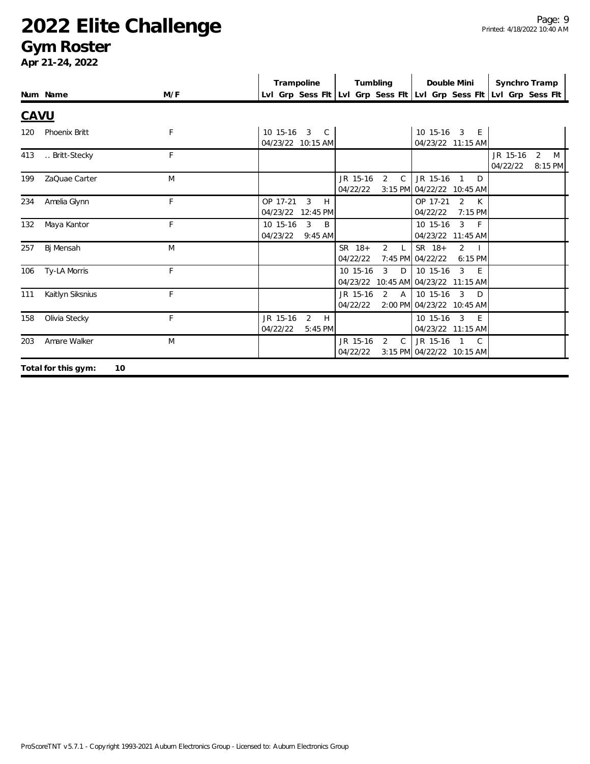# 2022 Elite Challenge
## Gym Roster
**Apr 21-24, 2022**

| Num | Name | M/F | Trampoline Lvl Grp Sess Flt | Tumbling Lvl Grp Sess Flt | Double Mini Lvl Grp Sess Flt | Synchro Tramp Lvl Grp Sess Flt |
|---|---|---|---|---|---|---|
| **CAVU** | | | | | | |
| 120 | Phoenix Britt | F | 10 15-16 3 C 04/23/22 10:15 AM | | 10 15-16 3 E 04/23/22 11:15 AM | |
| 413 | .. Britt-Stecky | F | | | | JR 15-16 2 M 04/22/22 8:15 PM |
| 199 | ZaQuae Carter | M | | JR 15-16 2 C 04/22/22 3:15 PM | JR 15-16 1 D 04/22/22 10:45 AM | |
| 234 | Amelia Glynn | F | OP 17-21 3 H 04/23/22 12:45 PM | | OP 17-21 2 K 04/22/22 7:15 PM | |
| 132 | Maya Kantor | F | 10 15-16 3 B 04/23/22 9:45 AM | | 10 15-16 3 F 04/23/22 11:45 AM | |
| 257 | Bj Mensah | M | | SR 18+ 2 L 04/22/22 7:45 PM | SR 18+ 2 I 04/22/22 6:15 PM | |
| 106 | Ty-LA Morris | F | | 10 15-16 3 D 04/23/22 10:45 AM | 10 15-16 3 E 04/23/22 11:15 AM | |
| 111 | Kaitlyn Siksnius | F | | JR 15-16 2 A 04/22/22 2:00 PM | 10 15-16 3 D 04/23/22 10:45 AM | |
| 158 | Olivia Stecky | F | JR 15-16 2 H 04/22/22 5:45 PM | | 10 15-16 3 E 04/23/22 11:15 AM | |
| 203 | Amare Walker | M | | JR 15-16 2 C 04/22/22 3:15 PM | JR 15-16 1 C 04/22/22 10:15 AM | |

**Total for this gym: 10**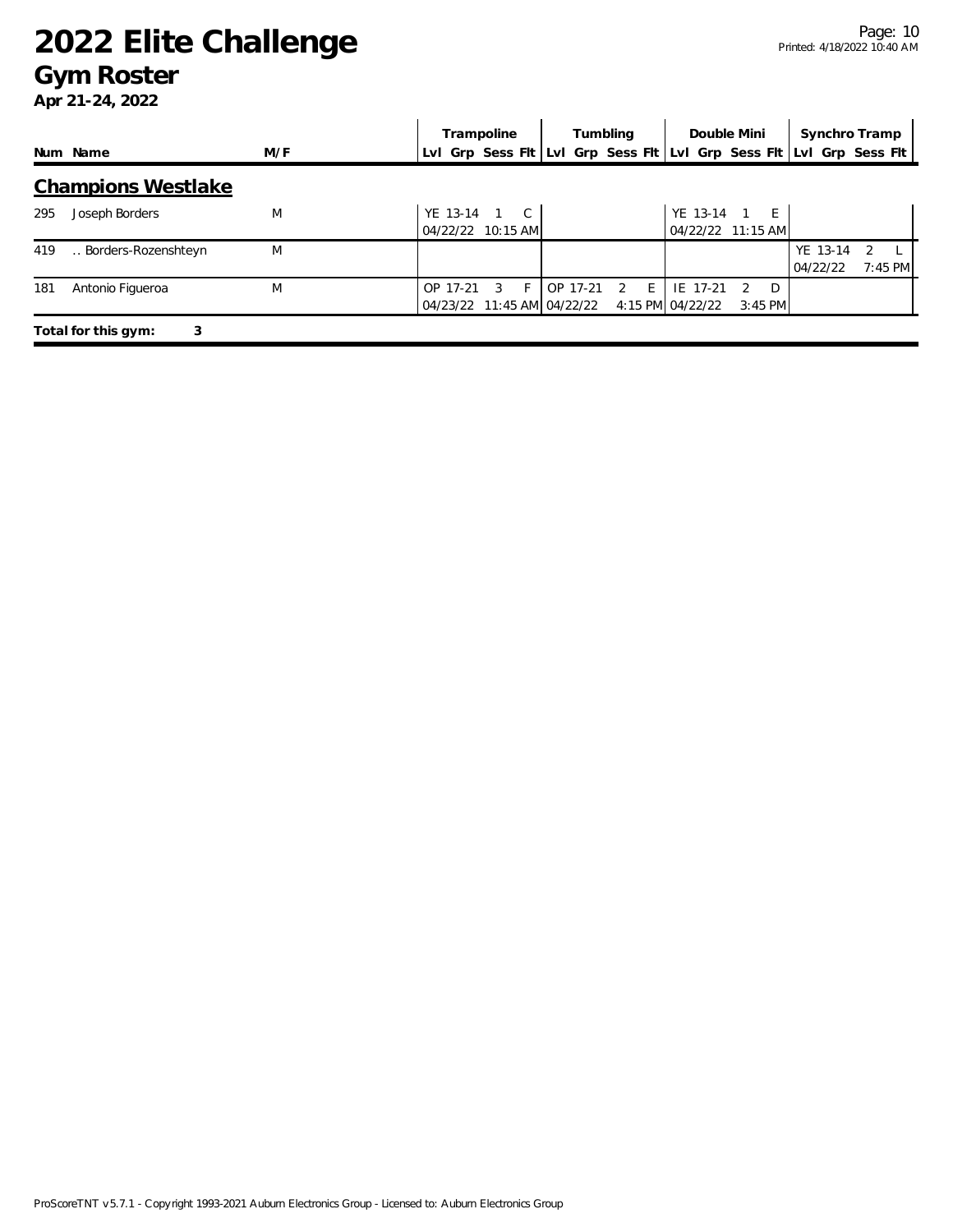# 2022 Elite Challenge

## Gym Roster

**Apr 21-24, 2022**

| Num | Name | M/F | Trampoline | | | | Tumbling | | | | Double Mini | | | | Synchro Tramp | | | |
|---|---|---|---|---|---|---|---|---|---|---|---|---|---|---|---|---|---|---|
| | | | Lvl | Grp | Sess | Flt | Lvl | Grp | Sess | Flt | Lvl | Grp | Sess | Flt | Lvl | Grp | Sess | Flt |

### Champions Westlake

| Num | Name | M/F | Trampoline | Tumbling | Double Mini | Synchro Tramp |
|---|---|---|---|---|---|---|
| 295 | Joseph Borders | M | YE 13-14 1 C<br>04/22/22 10:15 AM | | YE 13-14 1 E<br>04/22/22 11:15 AM | |
| 419 | .. Borders-Rozenshteyn | M | | | | YE 13-14 2 L<br>04/22/22 7:45 PM |
| 181 | Antonio Figueroa | M | OP 17-21 3 F<br>04/23/22 11:45 AM | OP 17-21 2 E<br>04/22/22 4:15 PM | IE 17-21 2 D<br>04/22/22 3:45 PM | |

**Total for this gym: 3**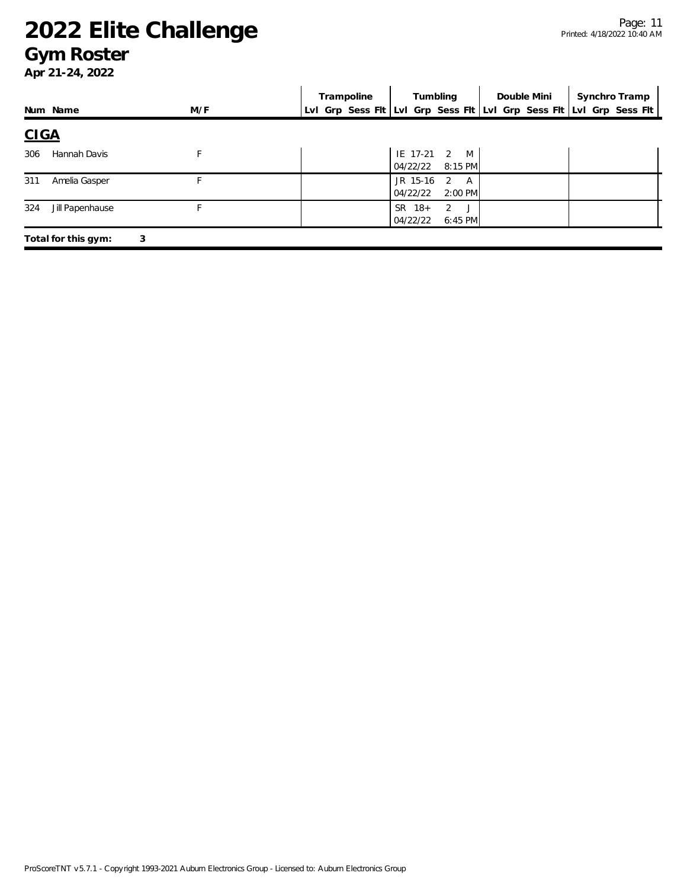# 2022 Elite Challenge

## Gym Roster

**Apr 21-24, 2022**

| Num | Name | M/F | Trampoline | | | | Tumbling | | | | Double Mini | | | | Synchro Tramp | | | |
|---|---|---|---|---|---|---|---|---|---|---|---|---|---|---|---|---|---|---|
| | | | Lvl | Grp | Sess | Flt | Lvl | Grp | Sess | Flt | Lvl | Grp | Sess | Flt | Lvl | Grp | Sess | Flt |

### CIGA

| Num | Name | M/F | Trampoline | Tumbling | Double Mini | Synchro Tramp |
|---|---|---|---|---|---|---|
| 306 | Hannah Davis | F | | IE 17-21 2 M 04/22/22 8:15 PM | | |
| 311 | Amelia Gasper | F | | JR 15-16 2 A 04/22/22 2:00 PM | | |
| 324 | Jill Papenhause | F | | SR 18+ 2 J 04/22/22 6:45 PM | | |

**Total for this gym: 3**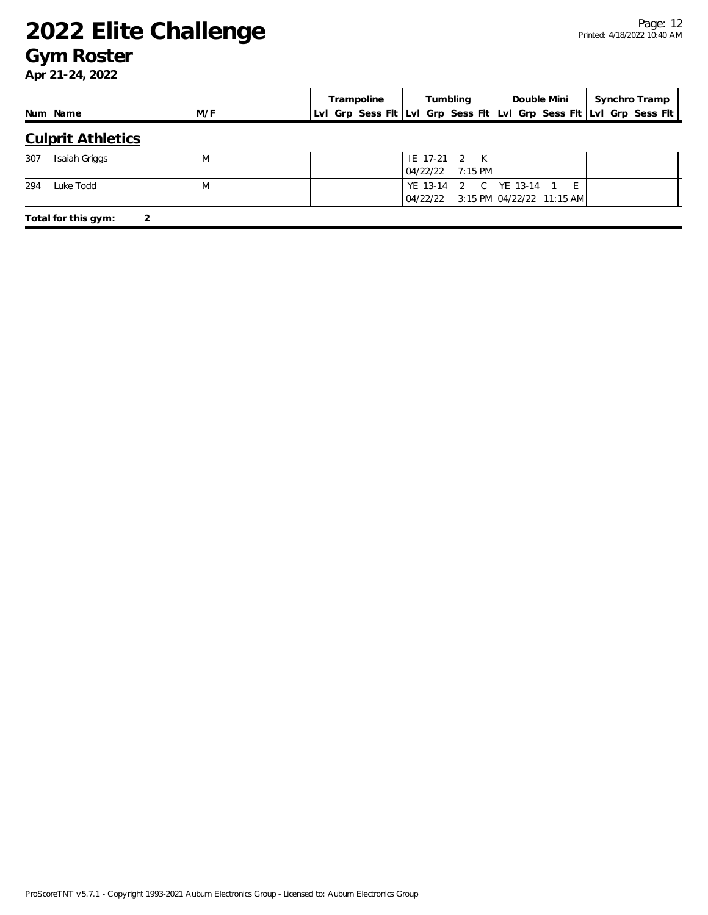# 2022 Elite Challenge

## Gym Roster

**Apr 21-24, 2022**

| Num | Name | M/F | Trampoline | | | | Tumbling | | | | Double Mini | | | | Synchro Tramp | | | |
|---|---|---|---|---|---|---|---|---|---|---|---|---|---|---|---|---|---|---|
| | | | Lvl | Grp | Sess | Flt | Lvl | Grp | Sess | Flt | Lvl | Grp | Sess | Flt | Lvl | Grp | Sess | Flt |

### Culprit Athletics

| Num | Name | M/F | Trampoline | Tumbling | Double Mini | Synchro Tramp |
|---|---|---|---|---|---|---|
| 307 | Isaiah Griggs | M | | IE 17-21 2 K<br>04/22/22 7:15 PM | | |
| 294 | Luke Todd | M | | YE 13-14 2 C<br>04/22/22 3:15 PM | YE 13-14 1 E<br>04/22/22 11:15 AM | |

**Total for this gym: 2**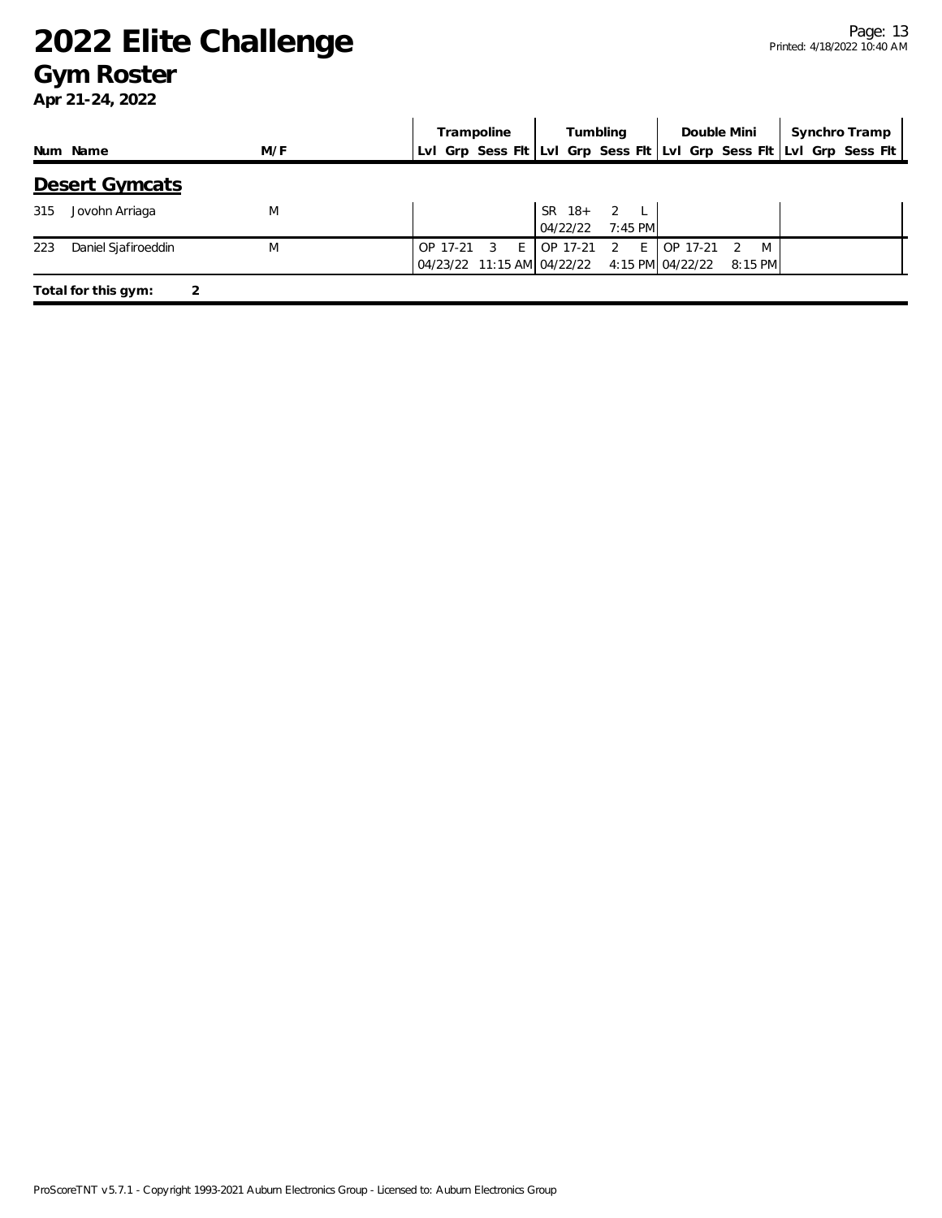# 2022 Elite Challenge
## Gym Roster
**Apr 21-24, 2022**

| Num | Name | M/F | Trampoline Lvl Grp | Trampoline Sess | Trampoline Flt | Tumbling Lvl Grp | Tumbling Sess | Tumbling Flt | Double Mini Lvl Grp | Double Mini Sess | Double Mini Flt | Synchro Tramp Lvl Grp | Synchro Tramp Sess | Synchro Tramp Flt |
|---|---|---|---|---|---|---|---|---|---|---|---|---|---|---|
| **Desert Gymcats** | | | | | | | | | | | | | | |
| 315 | Jovohn Arriaga | M | | | | SR 18+ 04/22/22 | 2 | L 7:45 PM | | | | | | |
| 223 | Daniel Sjafiroeddin | M | OP 17-21 04/23/22 | 3 | E 11:15 AM | OP 17-21 04/22/22 | 2 | E 4:15 PM | OP 17-21 04/22/22 | 2 | M 8:15 PM | | | |

**Total for this gym: 2**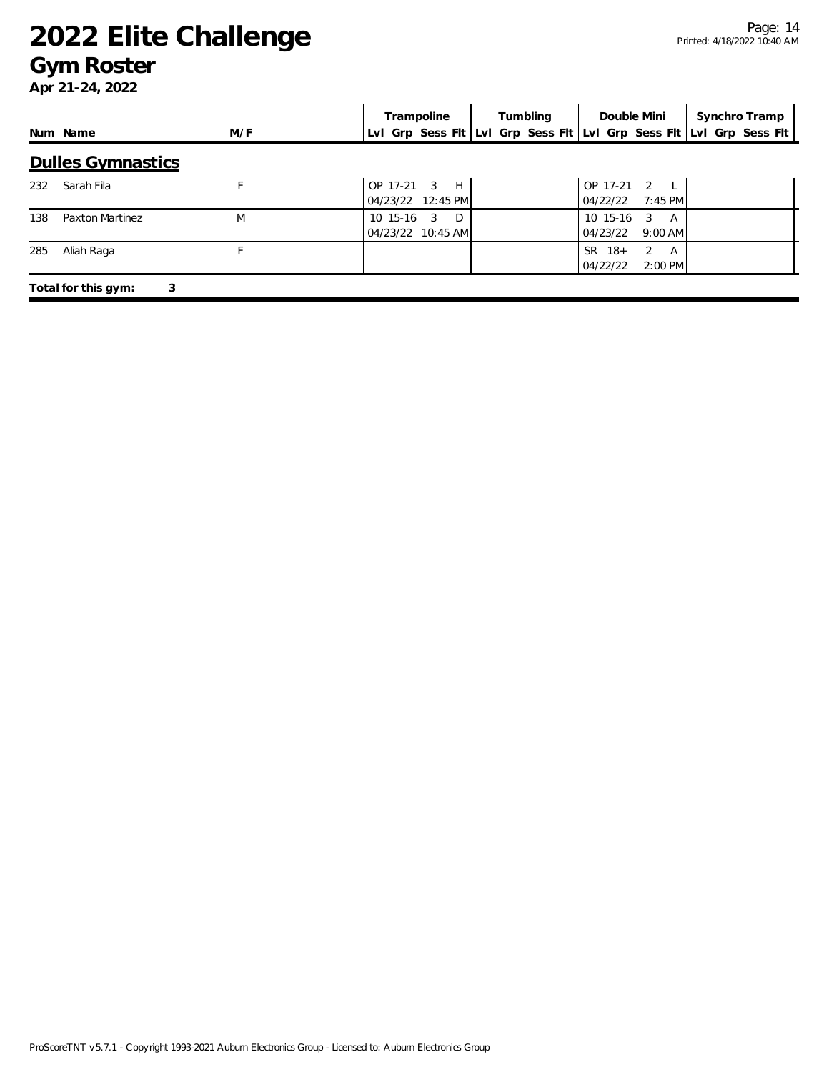# 2022 Elite Challenge

## Gym Roster

**Apr 21-24, 2022**

| Num | Name | M/F | Trampoline Lvl | Grp | Sess | Flt | Tumbling Lvl | Grp | Sess | Flt | Double Mini Lvl | Grp | Sess | Flt | Synchro Tramp Lvl | Grp | Sess | Flt |
|---|---|---|---|---|---|---|---|---|---|---|---|---|---|---|---|---|---|---|
| | **Dulles Gymnastics** | | | | | | | | | | | | | | | | | |
| 232 | Sarah Fila | F | OP | 17-21 | 3 | H | | | | | OP | 17-21 | 2 | L | | | | |
| | | | 04/23/22 12:45 PM | | | | | | | | 04/22/22 7:45 PM | | | | | | | |
| 138 | Paxton Martinez | M | 10 | 15-16 | 3 | D | | | | | 10 | 15-16 | 3 | A | | | | |
| | | | 04/23/22 10:45 AM | | | | | | | | 04/23/22 9:00 AM | | | | | | | |
| 285 | Aliah Raga | F | | | | | | | | | SR | 18+ | 2 | A | | | | |
| | | | | | | | | | | | 04/22/22 2:00 PM | | | | | | | |

**Total for this gym: 3**

ProScoreTNT v5.7.1 - Copyright 1993-2021 Auburn Electronics Group - Licensed to: Auburn Electronics Group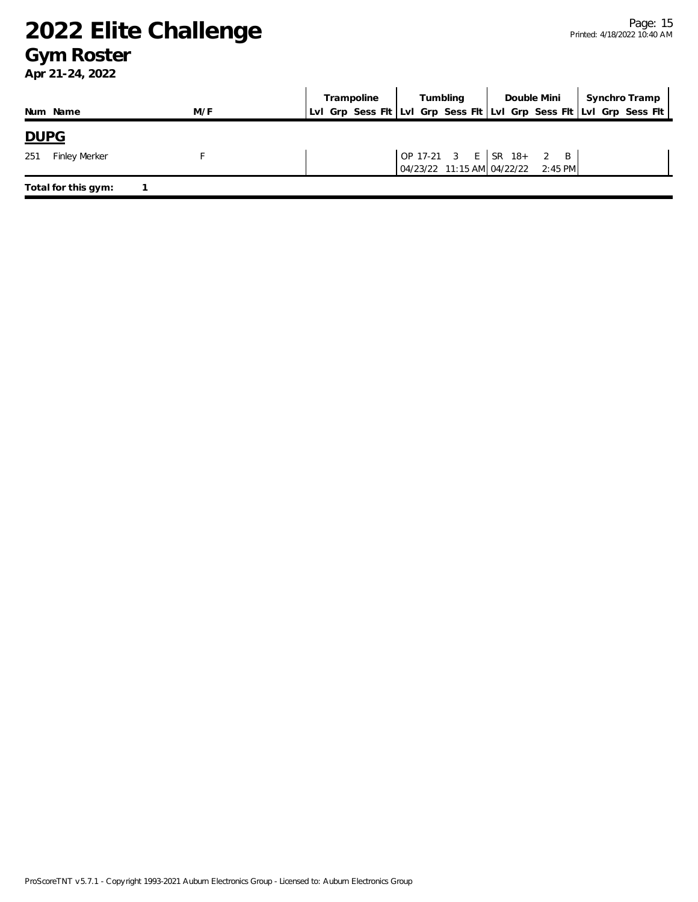# 2022 Elite Challenge

## Gym Roster

**Apr 21-24, 2022**

| Num | Name | M/F | Trampoline | | | | Tumbling | | | | Double Mini | | | | Synchro Tramp | | | |
|---|---|---|---|---|---|---|---|---|---|---|---|---|---|---|---|---|---|---|
| | | | Lvl | Grp | Sess | Flt | Lvl | Grp | Sess | Flt | Lvl | Grp | Sess | Flt | Lvl | Grp | Sess | Flt |
| **DUPG** | | | | | | | | | | | | | | | | | | |
| 251 | Finley Merker | F | | | | | OP | 17-21 | 3 | E | SR | 18+ | 2 | B | | | | |
| | | | | | | | 04/23/22 | | 11:15 AM | | 04/22/22 | | 2:45 PM | | | | | |

**Total for this gym:** 1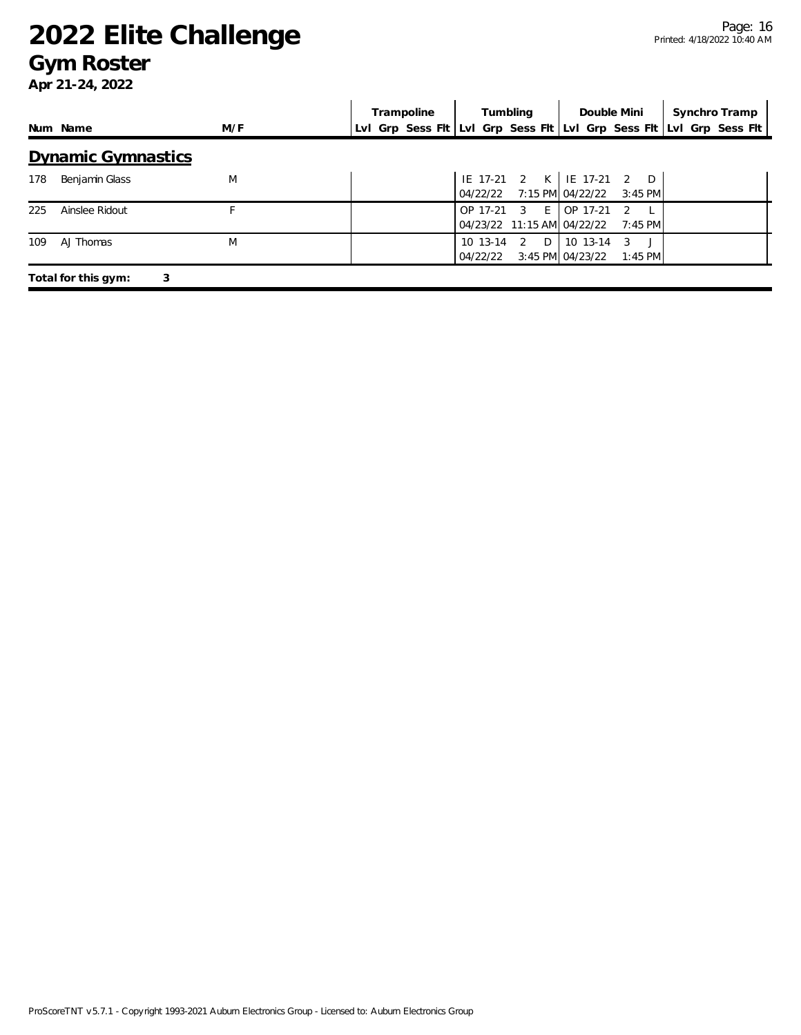# 2022 Elite Challenge

## Gym Roster

**Apr 21-24, 2022**

| Num | Name | M/F | Trampoline Lvl | Trampoline Grp | Trampoline Sess | Trampoline Flt | Tumbling Lvl | Tumbling Grp | Tumbling Sess | Tumbling Flt | Double Mini Lvl | Double Mini Grp | Double Mini Sess | Double Mini Flt | Synchro Tramp Lvl | Synchro Tramp Grp | Synchro Tramp Sess | Synchro Tramp Flt |
|---|---|---|---|---|---|---|---|---|---|---|---|---|---|---|---|---|---|---|
| **Dynamic Gymnastics** | | | | | | | | | | | | | | | | | | |
| 178 | Benjamin Glass | M | | | | | IE<br>04/22/22 | 17-21 | 2<br>7:15 PM | K | IE<br>04/22/22 | 17-21 | 2<br>3:45 PM | D | | | | |
| 225 | Ainslee Ridout | F | | | | | OP<br>04/23/22 | 17-21 | 3<br>11:15 AM | E | OP<br>04/22/22 | 17-21 | 2<br>7:45 PM | L | | | | |
| 109 | AJ Thomas | M | | | | | 10<br>04/22/22 | 13-14 | 2<br>3:45 PM | D | 10<br>04/23/22 | 13-14 | 3<br>1:45 PM | J | | | | |

**Total for this gym: 3**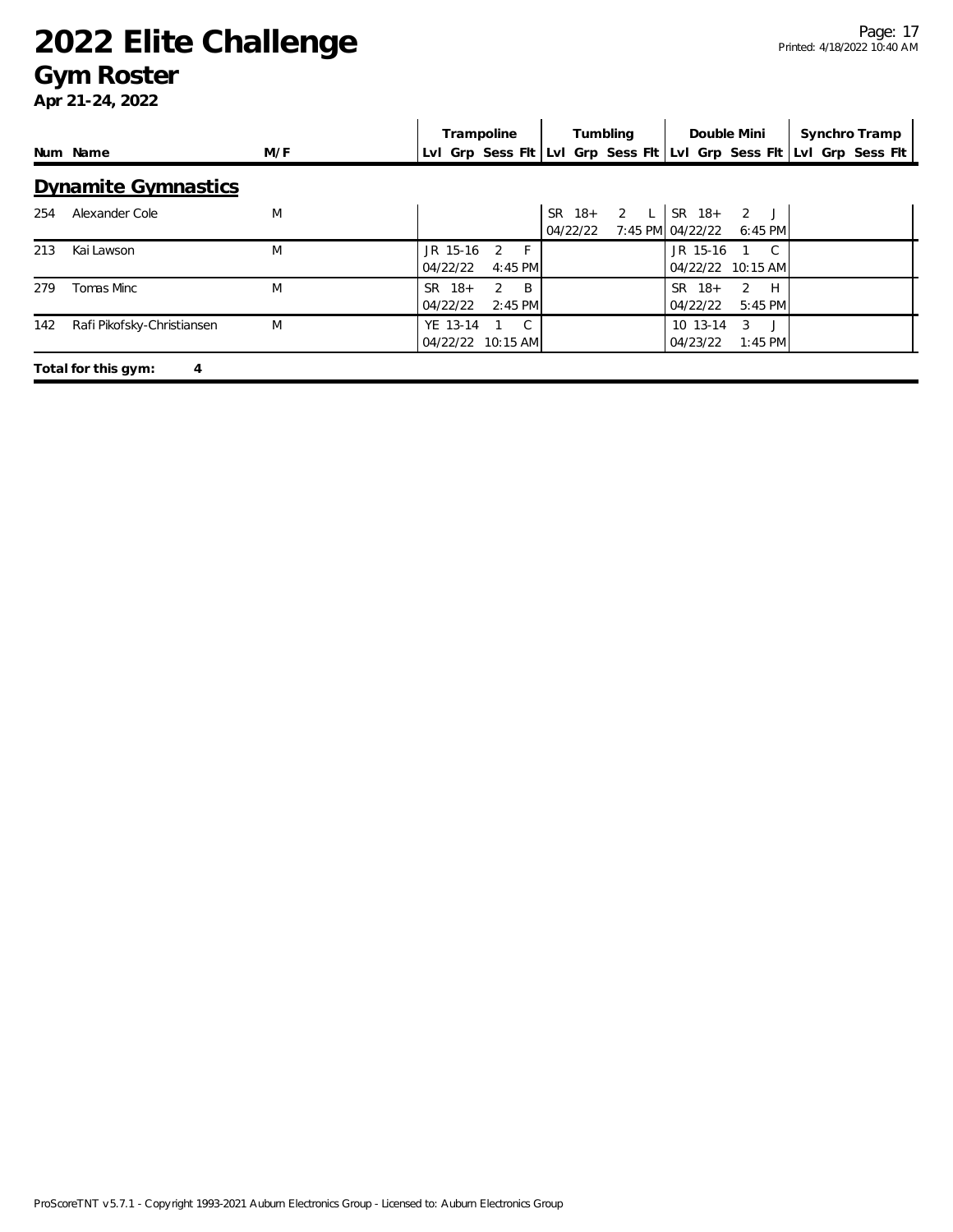# 2022 Elite Challenge

## Gym Roster

**Apr 21-24, 2022**

| Num | Name | M/F | Trampoline Lvl | Trampoline Grp | Trampoline Sess | Trampoline Flt | Tumbling Lvl | Tumbling Grp | Tumbling Sess | Tumbling Flt | Double Mini Lvl | Double Mini Grp | Double Mini Sess | Double Mini Flt | Synchro Tramp Lvl | Synchro Tramp Grp | Synchro Tramp Sess | Synchro Tramp Flt |
|---|---|---|---|---|---|---|---|---|---|---|---|---|---|---|---|---|---|---|
| **Dynamite Gymnastics** | | | | | | | | | | | | | | | | | | |
| 254 | Alexander Cole | M | | | | | SR | 18+ | 2 | L | SR | 18+ | 2 | J | | | | |
| | | | | | | | 04/22/22 | | 7:45 PM | | 04/22/22 | | 6:45 PM | | | | | |
| 213 | Kai Lawson | M | JR | 15-16 | 2 | F | | | | | JR | 15-16 | 1 | C | | | | |
| | | | 04/22/22 | | 4:45 PM | | | | | | 04/22/22 | | 10:15 AM | | | | | |
| 279 | Tomas Minc | M | SR | 18+ | 2 | B | | | | | SR | 18+ | 2 | H | | | | |
| | | | 04/22/22 | | 2:45 PM | | | | | | 04/22/22 | | 5:45 PM | | | | | |
| 142 | Rafi Pikofsky-Christiansen | M | YE | 13-14 | 1 | C | | | | | 10 | 13-14 | 3 | J | | | | |
| | | | 04/22/22 | | 10:15 AM | | | | | | 04/23/22 | | 1:45 PM | | | | | |

**Total for this gym: 4**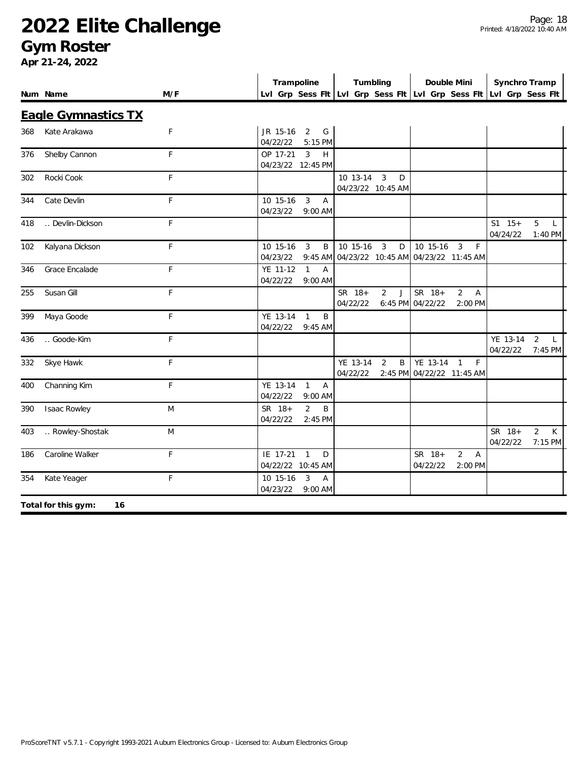# 2022 Elite Challenge

## Gym Roster

**Apr 21-24, 2022**

| Num | Name | M/F | Trampoline Lvl | Trampoline Grp | Trampoline Sess Flt | Tumbling Lvl | Tumbling Grp | Tumbling Sess Flt | Double Mini Lvl | Double Mini Grp | Double Mini Sess Flt | Synchro Tramp Lvl | Synchro Tramp Grp | Synchro Tramp Sess Flt |
|---|---|---|---|---|---|---|---|---|---|---|---|---|---|---|
| **Eagle Gymnastics TX** | | | | | | | | | | | | | | |
| 368 | Kate Arakawa | F | JR 15-16 04/22/22 | 2 | G 5:15 PM | | | | | | | | | |
| 376 | Shelby Cannon | F | OP 17-21 04/23/22 | 3 | H 12:45 PM | | | | | | | | | |
| 302 | Rocki Cook | F | | | | 10 13-14 04/23/22 | 3 | D 10:45 AM | | | | | | |
| 344 | Cate Devlin | F | 10 15-16 04/23/22 | 3 | A 9:00 AM | | | | | | | | | |
| 418 | .. Devlin-Dickson | F | | | | | | | | | | S1 15+ 04/24/22 | 5 | L 1:40 PM |
| 102 | Kalyana Dickson | F | 10 15-16 04/23/22 | 3 | B 9:45 AM | 10 15-16 04/23/22 | 3 | D 10:45 AM | 10 15-16 04/23/22 | 3 | F 11:45 AM | | | |
| 346 | Grace Encalade | F | YE 11-12 04/22/22 | 1 | A 9:00 AM | | | | | | | | | |
| 255 | Susan Gill | F | | | | SR 18+ 04/22/22 | 2 | J 6:45 PM | SR 18+ 04/22/22 | 2 | A 2:00 PM | | | |
| 399 | Maya Goode | F | YE 13-14 04/22/22 | 1 | B 9:45 AM | | | | | | | | | |
| 436 | .. Goode-Kim | F | | | | | | | | | | YE 13-14 04/22/22 | 2 | L 7:45 PM |
| 332 | Skye Hawk | F | | | | YE 13-14 04/22/22 | 2 | B 2:45 PM | YE 13-14 04/22/22 | 1 | F 11:45 AM | | | |
| 400 | Channing Kim | F | YE 13-14 04/22/22 | 1 | A 9:00 AM | | | | | | | | | |
| 390 | Isaac Rowley | M | SR 18+ 04/22/22 | 2 | B 2:45 PM | | | | | | | | | |
| 403 | .. Rowley-Shostak | M | | | | | | | | | | SR 18+ 04/22/22 | 2 | K 7:15 PM |
| 186 | Caroline Walker | F | IE 17-21 04/22/22 | 1 | D 10:45 AM | | | | SR 18+ 04/22/22 | 2 | A 2:00 PM | | | |
| 354 | Kate Yeager | F | 10 15-16 04/23/22 | 3 | A 9:00 AM | | | | | | | | | |

**Total for this gym: 16**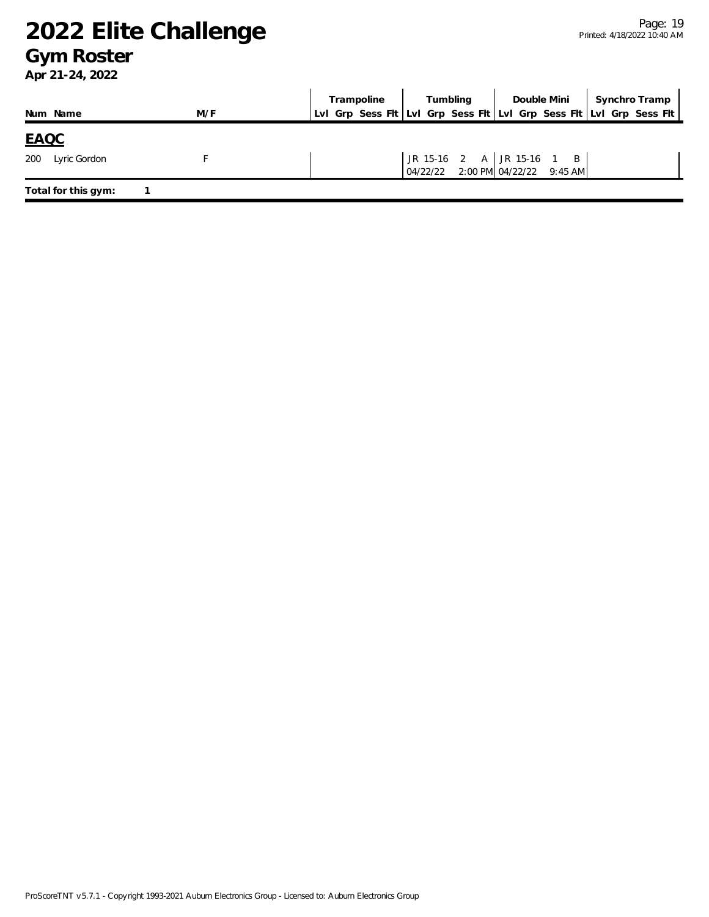# 2022 Elite Challenge
## Gym Roster
**Apr 21-24, 2022**

| Num | Name | M/F | Trampoline | | | | Tumbling | | | | Double Mini | | | | Synchro Tramp | | | |
|---|---|---|---|---|---|---|---|---|---|---|---|---|---|---|---|---|---|---|
| | | | Lvl | Grp | Sess | Flt | Lvl | Grp | Sess | Flt | Lvl | Grp | Sess | Flt | Lvl | Grp | Sess | Flt |

**EAQC**

| Num | Name | M/F | Trampoline | | | | Tumbling | | | | Double Mini | | | | Synchro Tramp | | | |
|---|---|---|---|---|---|---|---|---|---|---|---|---|---|---|---|---|---|---|
| 200 | Lyric Gordon | F | | | | | JR | 15-16 | 2 | A | JR | 15-16 | 1 | B | | | | |
| | | | | | | | 04/22/22 | | 2:00 PM | | 04/22/22 | | 9:45 AM | | | | | |

**Total for this gym: 1**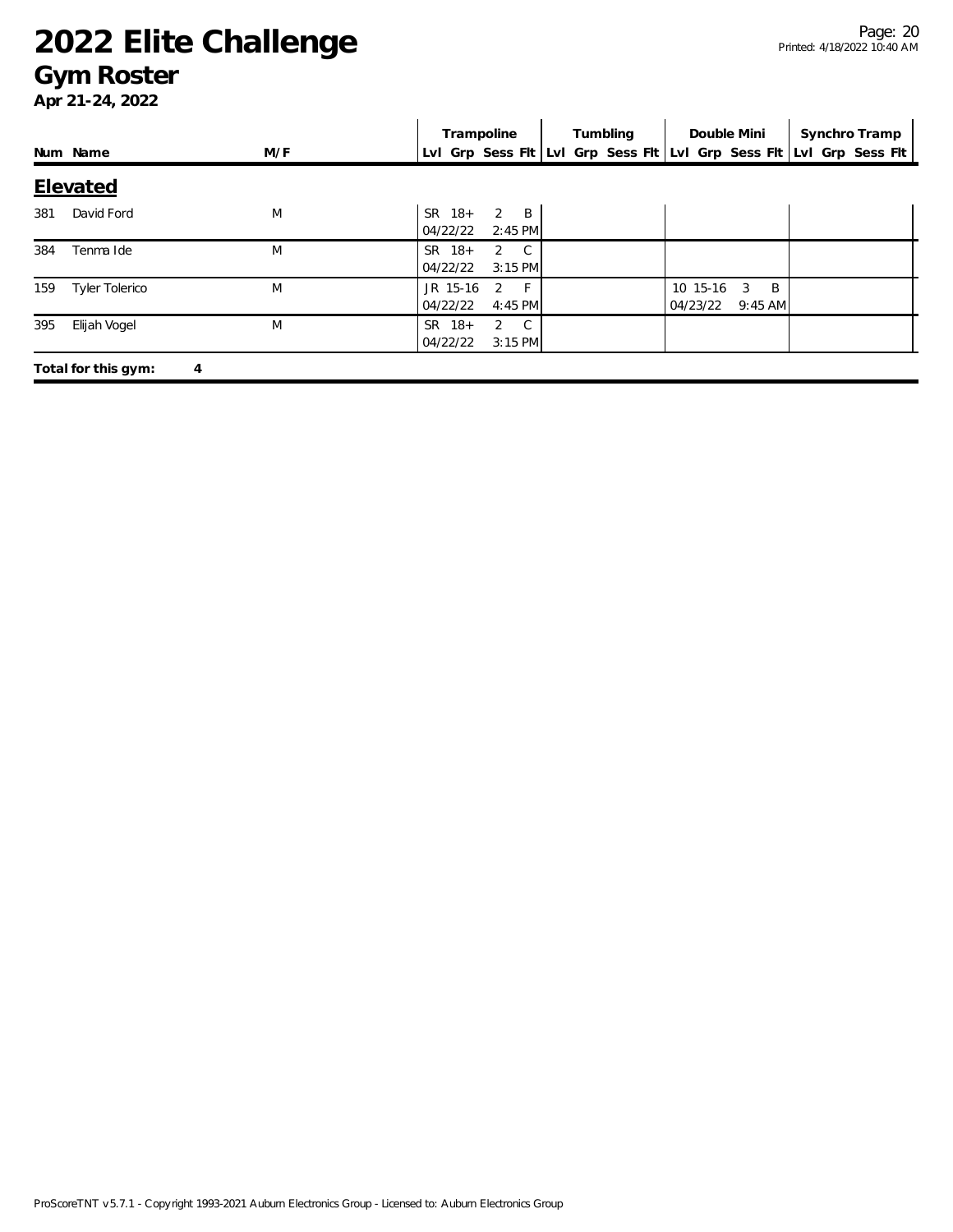# 2022 Elite Challenge

## Gym Roster

**Apr 21-24, 2022**

| Num | Name | M/F | Trampoline | | | | Tumbling | | | | Double Mini | | | | Synchro Tramp | | | |
|---|---|---|---|---|---|---|---|---|---|---|---|---|---|---|---|---|---|---|
| | | | Lvl | Grp | Sess | Flt | Lvl | Grp | Sess | Flt | Lvl | Grp | Sess | Flt | Lvl | Grp | Sess | Flt |

### Elevated

| Num | Name | M/F | Trampoline | Tumbling | Double Mini | Synchro Tramp |
|---|---|---|---|---|---|---|
| 381 | David Ford | M | SR 18+ 2 B<br>04/22/22 2:45 PM | | | |
| 384 | Tenma Ide | M | SR 18+ 2 C<br>04/22/22 3:15 PM | | | |
| 159 | Tyler Tolerico | M | JR 15-16 2 F<br>04/22/22 4:45 PM | | 10 15-16 3 B<br>04/23/22 9:45 AM | |
| 395 | Elijah Vogel | M | SR 18+ 2 C<br>04/22/22 3:15 PM | | | |

**Total for this gym: 4**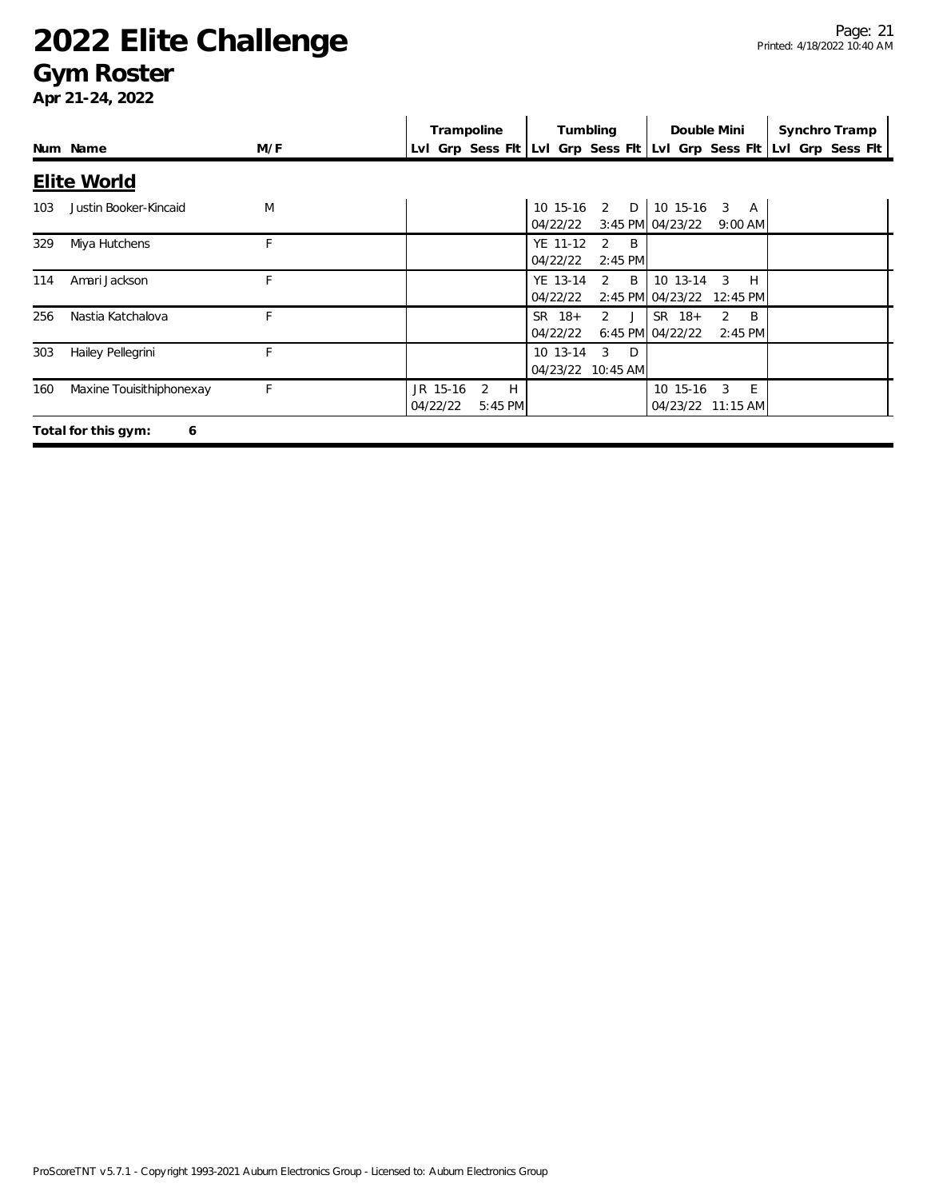# 2022 Elite Challenge

## Gym Roster

**Apr 21-24, 2022**

| Num | Name | M/F | Trampoline (Lvl Grp Sess Flt) | Tumbling (Lvl Grp Sess Flt) | Double Mini (Lvl Grp Sess Flt) | Synchro Tramp (Lvl Grp Sess Flt) |
|---|---|---|---|---|---|---|

### Elite World

| Num | Name | M/F | Trampoline (Lvl Grp Sess Flt) | Tumbling (Lvl Grp Sess Flt) | Double Mini (Lvl Grp Sess Flt) | Synchro Tramp (Lvl Grp Sess Flt) |
|---|---|---|---|---|---|---|
| 103 | Justin Booker-Kincaid | M | | 10 15-16 2 D 04/22/22 3:45 PM | 10 15-16 3 A 04/23/22 9:00 AM | |
| 329 | Miya Hutchens | F | | YE 11-12 2 B 04/22/22 2:45 PM | | |
| 114 | Amari Jackson | F | | YE 13-14 2 B 04/22/22 2:45 PM | 10 13-14 3 H 04/23/22 12:45 PM | |
| 256 | Nastia Katchalova | F | | SR 18+ 2 J 04/22/22 6:45 PM | SR 18+ 2 B 04/22/22 2:45 PM | |
| 303 | Hailey Pellegrini | F | | 10 13-14 3 D 04/23/22 10:45 AM | | |
| 160 | Maxine Touisithiphonexay | F | JR 15-16 2 H 04/22/22 5:45 PM | | 10 15-16 3 E 04/23/22 11:15 AM | |

**Total for this gym: 6**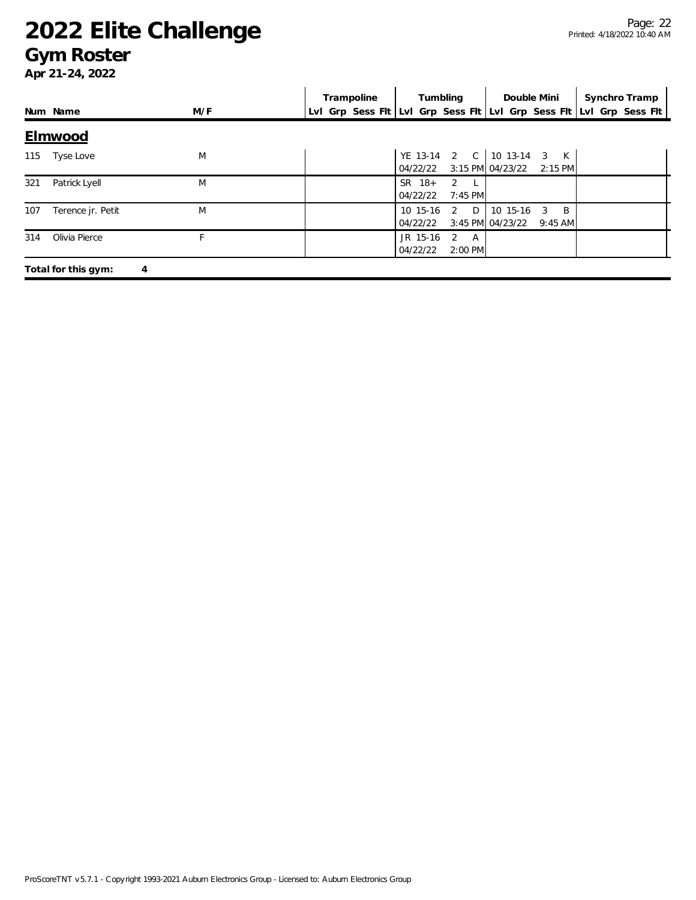# 2022 Elite Challenge

## Gym Roster

**Apr 21-24, 2022**

### Elmwood

| Num | Name | M/F | Trampoline Lvl | Trampoline Grp | Trampoline Sess | Trampoline Flt | Tumbling Lvl | Tumbling Grp | Tumbling Sess | Tumbling Flt | Double Mini Lvl | Double Mini Grp | Double Mini Sess | Double Mini Flt | Synchro Tramp Lvl | Synchro Tramp Grp | Synchro Tramp Sess | Synchro Tramp Flt |
|---|---|---|---|---|---|---|---|---|---|---|---|---|---|---|---|---|---|---|
| 115 | Tyse Love | M | | | | | YE | 13-14 04/22/22 | 2 | C 3:15 PM | 10 | 13-14 04/23/22 | 3 | K 2:15 PM | | | | |
| 321 | Patrick Lyell | M | | | | | SR | 18+ 04/22/22 | 2 | L 7:45 PM | | | | | | | | |
| 107 | Terence jr. Petit | M | | | | | 10 | 15-16 04/22/22 | 2 | D 3:45 PM | 10 | 15-16 04/23/22 | 3 | B 9:45 AM | | | | |
| 314 | Olivia Pierce | F | | | | | JR | 15-16 04/22/22 | 2 | A 2:00 PM | | | | | | | | |

**Total for this gym: 4**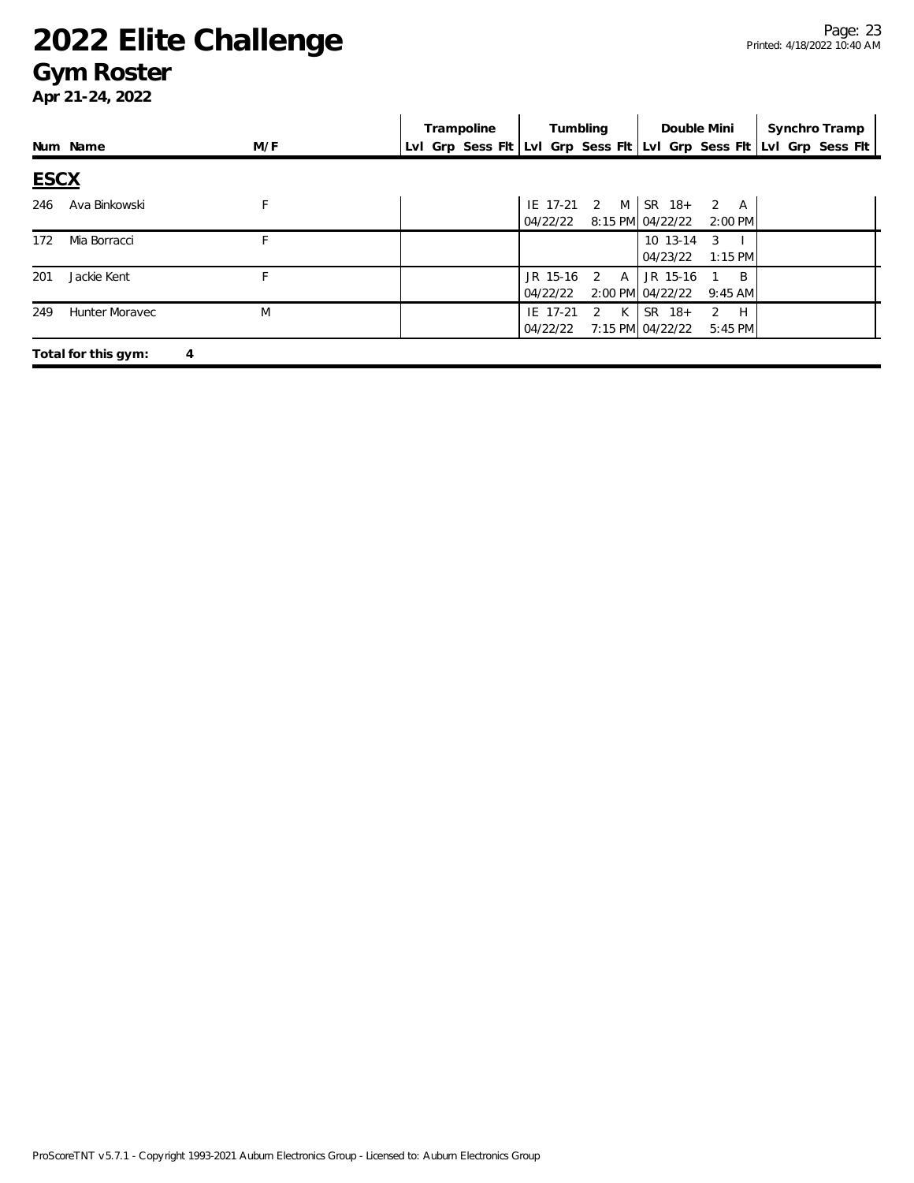# 2022 Elite Challenge
## Gym Roster
**Apr 21-24, 2022**

| Num | Name | M/F | Trampoline Lvl | Trampoline Grp | Trampoline Sess | Trampoline Flt | Tumbling Lvl | Tumbling Grp | Tumbling Sess | Tumbling Flt | Double Mini Lvl | Double Mini Grp | Double Mini Sess | Double Mini Flt | Synchro Tramp Lvl | Synchro Tramp Grp | Synchro Tramp Sess | Synchro Tramp Flt |
|---|---|---|---|---|---|---|---|---|---|---|---|---|---|---|---|---|---|---|
| **ESCX** | | | | | | | | | | | | | | | | | | |
| 246 | Ava Binkowski | F | | | | | IE | 17-21 04/22/22 | 2 | M 8:15 PM | SR | 18+ 04/22/22 | 2 | A 2:00 PM | | | | |
| 172 | Mia Borracci | F | | | | | | | | | 10 | 13-14 04/23/22 | 3 | I 1:15 PM | | | | |
| 201 | Jackie Kent | F | | | | | JR | 15-16 04/22/22 | 2 | A 2:00 PM | JR | 15-16 04/22/22 | 1 | B 9:45 AM | | | | |
| 249 | Hunter Moravec | M | | | | | IE | 17-21 04/22/22 | 2 | K 7:15 PM | SR | 18+ 04/22/22 | 2 | H 5:45 PM | | | | |

**Total for this gym: 4**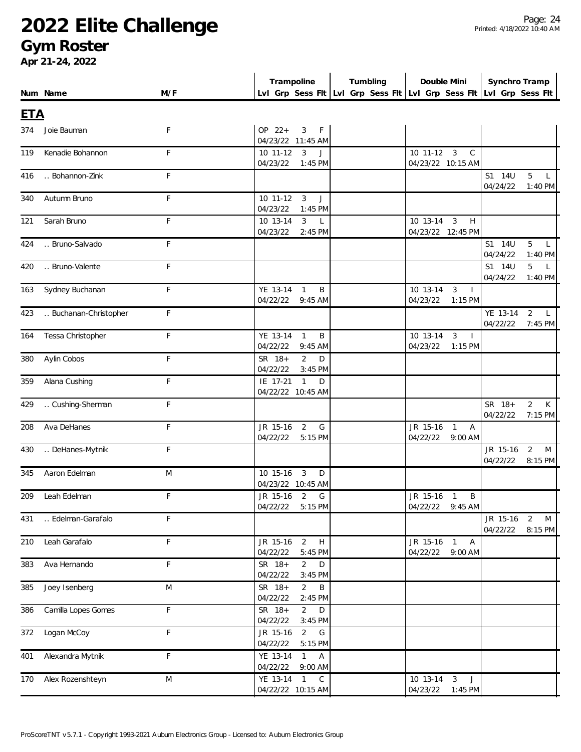# 2022 Elite Challenge

## Gym Roster

**Apr 21-24, 2022**

| Num | Name | M/F | Trampoline Lvl | Grp | Sess | Flt | Tumbling Lvl | Grp | Sess | Flt | Double Mini Lvl | Grp | Sess | Flt | Synchro Tramp Lvl | Grp | Sess | Flt |
|---|---|---|---|---|---|---|---|---|---|---|---|---|---|---|---|---|---|---|
| **ETA** | | | | | | | | | | | | | | | | | | |
| 374 | Joie Bauman | F | OP | 22+ | 3 | F | | | | | | | | | | | | |
| | | | 04/23/22 | | 11:45 AM | | | | | | | | | | | | | |
| 119 | Kenadie Bohannon | F | 10 | 11-12 | 3 | J | | | | | 10 | 11-12 | 3 | C | | | | |
| | | | 04/23/22 | | 1:45 PM | | | | | | 04/23/22 | | 10:15 AM | | | | | |
| 416 | .. Bohannon-Zink | F | | | | | | | | | | | | | S1 | 14U | 5 | L |
| | | | | | | | | | | | | | | | 04/24/22 | | 1:40 PM | |
| 340 | Autumn Bruno | F | 10 | 11-12 | 3 | J | | | | | | | | | | | | |
| | | | 04/23/22 | | 1:45 PM | | | | | | | | | | | | | |
| 121 | Sarah Bruno | F | 10 | 13-14 | 3 | L | | | | | 10 | 13-14 | 3 | H | | | | |
| | | | 04/23/22 | | 2:45 PM | | | | | | 04/23/22 | | 12:45 PM | | | | | |
| 424 | .. Bruno-Salvado | F | | | | | | | | | | | | | S1 | 14U | 5 | L |
| | | | | | | | | | | | | | | | 04/24/22 | | 1:40 PM | |
| 420 | .. Bruno-Valente | F | | | | | | | | | | | | | S1 | 14U | 5 | L |
| | | | | | | | | | | | | | | | 04/24/22 | | 1:40 PM | |
| 163 | Sydney Buchanan | F | YE | 13-14 | 1 | B | | | | | 10 | 13-14 | 3 | I | | | | |
| | | | 04/22/22 | | 9:45 AM | | | | | | 04/23/22 | | 1:15 PM | | | | | |
| 423 | .. Buchanan-Christopher | F | | | | | | | | | | | | | YE | 13-14 | 2 | L |
| | | | | | | | | | | | | | | | 04/22/22 | | 7:45 PM | |
| 164 | Tessa Christopher | F | YE | 13-14 | 1 | B | | | | | 10 | 13-14 | 3 | I | | | | |
| | | | 04/22/22 | | 9:45 AM | | | | | | 04/23/22 | | 1:15 PM | | | | | |
| 380 | Aylin Cobos | F | SR | 18+ | 2 | D | | | | | | | | | | | | |
| | | | 04/22/22 | | 3:45 PM | | | | | | | | | | | | | |
| 359 | Alana Cushing | F | IE | 17-21 | 1 | D | | | | | | | | | | | | |
| | | | 04/22/22 | | 10:45 AM | | | | | | | | | | | | | |
| 429 | .. Cushing-Sherman | F | | | | | | | | | | | | | SR | 18+ | 2 | K |
| | | | | | | | | | | | | | | | 04/22/22 | | 7:15 PM | |
| 208 | Ava DeHanes | F | JR | 15-16 | 2 | G | | | | | JR | 15-16 | 1 | A | | | | |
| | | | 04/22/22 | | 5:15 PM | | | | | | 04/22/22 | | 9:00 AM | | | | | |
| 430 | .. DeHanes-Mytnik | F | | | | | | | | | | | | | JR | 15-16 | 2 | M |
| | | | | | | | | | | | | | | | 04/22/22 | | 8:15 PM | |
| 345 | Aaron Edelman | M | 10 | 15-16 | 3 | D | | | | | | | | | | | | |
| | | | 04/23/22 | | 10:45 AM | | | | | | | | | | | | | |
| 209 | Leah Edelman | F | JR | 15-16 | 2 | G | | | | | JR | 15-16 | 1 | B | | | | |
| | | | 04/22/22 | | 5:15 PM | | | | | | 04/22/22 | | 9:45 AM | | | | | |
| 431 | .. Edelman-Garafalo | F | | | | | | | | | | | | | JR | 15-16 | 2 | M |
| | | | | | | | | | | | | | | | 04/22/22 | | 8:15 PM | |
| 210 | Leah Garafalo | F | JR | 15-16 | 2 | H | | | | | JR | 15-16 | 1 | A | | | | |
| | | | 04/22/22 | | 5:45 PM | | | | | | 04/22/22 | | 9:00 AM | | | | | |
| 383 | Ava Hernando | F | SR | 18+ | 2 | D | | | | | | | | | | | | |
| | | | 04/22/22 | | 3:45 PM | | | | | | | | | | | | | |
| 385 | Joey Isenberg | M | SR | 18+ | 2 | B | | | | | | | | | | | | |
| | | | 04/22/22 | | 2:45 PM | | | | | | | | | | | | | |
| 386 | Camilla Lopes Gomes | F | SR | 18+ | 2 | D | | | | | | | | | | | | |
| | | | 04/22/22 | | 3:45 PM | | | | | | | | | | | | | |
| 372 | Logan McCoy | F | JR | 15-16 | 2 | G | | | | | | | | | | | | |
| | | | 04/22/22 | | 5:15 PM | | | | | | | | | | | | | |
| 401 | Alexandra Mytnik | F | YE | 13-14 | 1 | A | | | | | | | | | | | | |
| | | | 04/22/22 | | 9:00 AM | | | | | | | | | | | | | |
| 170 | Alex Rozenshteyn | M | YE | 13-14 | 1 | C | | | | | 10 | 13-14 | 3 | J | | | | |
| | | | 04/22/22 | | 10:15 AM | | | | | | 04/23/22 | | 1:45 PM | | | | | |

ProScoreTNT v5.7.1 - Copyright 1993-2021 Auburn Electronics Group - Licensed to: Auburn Electronics Group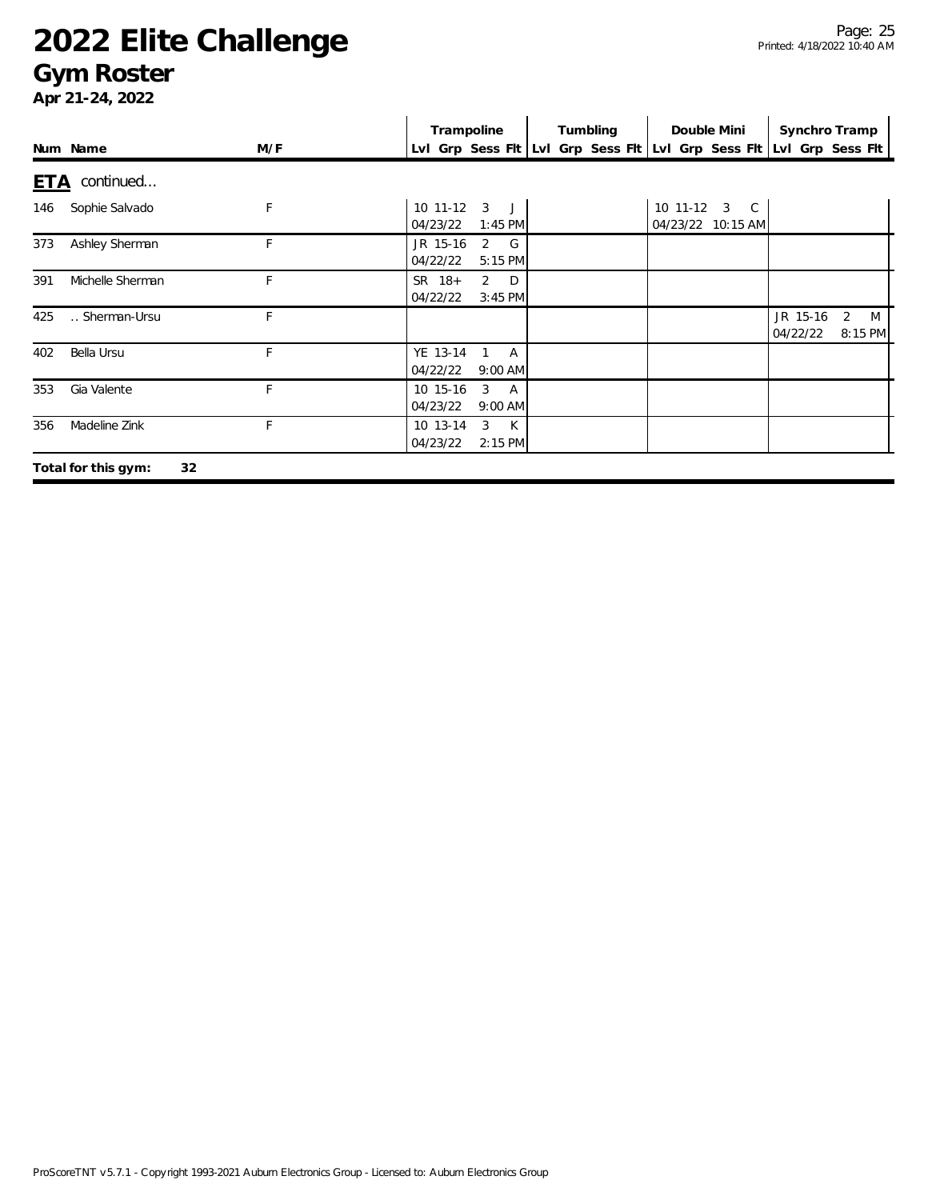# 2022 Elite Challenge

## Gym Roster

**Apr 21-24, 2022**

| Num | Name | M/F | Trampoline Lvl Grp Sess Flt | Tumbling Lvl Grp Sess Flt | Double Mini Lvl Grp Sess Flt | Synchro Tramp Lvl Grp Sess Flt |
|---|---|---|---|---|---|---|
| **ETA** continued... | | | | | | |
| 146 | Sophie Salvado | F | 10 11-12 3 J 04/23/22 1:45 PM | | 10 11-12 3 C 04/23/22 10:15 AM | |
| 373 | Ashley Sherman | F | JR 15-16 2 G 04/22/22 5:15 PM | | | |
| 391 | Michelle Sherman | F | SR 18+ 2 D 04/22/22 3:45 PM | | | |
| 425 | .. Sherman-Ursu | F | | | | JR 15-16 2 M 04/22/22 8:15 PM |
| 402 | Bella Ursu | F | YE 13-14 1 A 04/22/22 9:00 AM | | | |
| 353 | Gia Valente | F | 10 15-16 3 A 04/23/22 9:00 AM | | | |
| 356 | Madeline Zink | F | 10 13-14 3 K 04/23/22 2:15 PM | | | |

**Total for this gym: 32**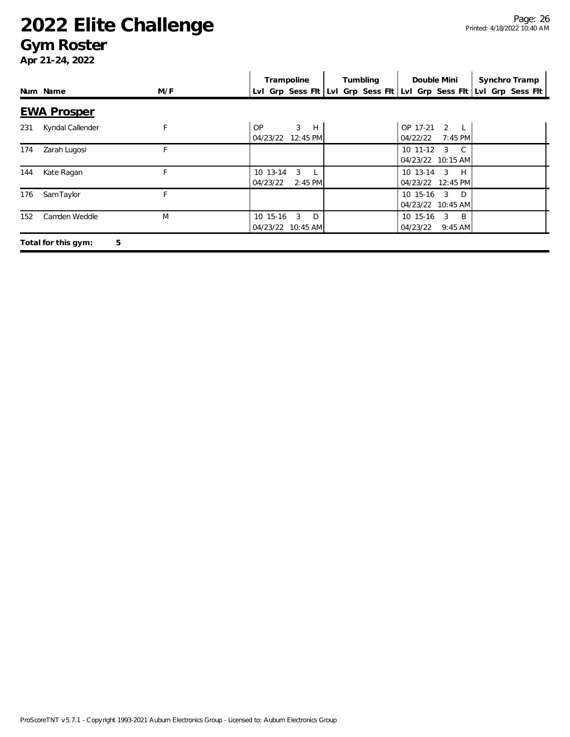# 2022 Elite Challenge

## Gym Roster

**Apr 21-24, 2022**

| Num | Name | M/F | Trampoline | | | | Tumbling | | | | Double Mini | | | | Synchro Tramp | | | |
|---|---|---|---|---|---|---|---|---|---|---|---|---|---|---|---|---|---|---|
| | | | Lvl | Grp | Sess | Flt | Lvl | Grp | Sess | Flt | Lvl | Grp | Sess | Flt | Lvl | Grp | Sess | Flt |

### EWA Prosper

| Num | Name | M/F | Trampoline | | | | Tumbling | | | | Double Mini | | | | Synchro Tramp | | | |
|---|---|---|---|---|---|---|---|---|---|---|---|---|---|---|---|---|---|---|
| 231 | Kyndal Callender | F | OP | | 3 | H | | | | | OP | 17-21 | 2 | L | | | | |
| | | | 04/23/22 12:45 PM | | | | | | | | 04/22/22 7:45 PM | | | | | | | |
| 174 | Zarah Lugosi | F | | | | | | | | | 10 | 11-12 | 3 | C | | | | |
| | | | | | | | | | | | 04/23/22 10:15 AM | | | | | | | |
| 144 | Kate Ragan | F | 10 | 13-14 | 3 | L | | | | | 10 | 13-14 | 3 | H | | | | |
| | | | 04/23/22 2:45 PM | | | | | | | | 04/23/22 12:45 PM | | | | | | | |
| 176 | Sam Taylor | F | | | | | | | | | 10 | 15-16 | 3 | D | | | | |
| | | | | | | | | | | | 04/23/22 10:45 AM | | | | | | | |
| 152 | Camden Weddle | M | 10 | 15-16 | 3 | D | | | | | 10 | 15-16 | 3 | B | | | | |
| | | | 04/23/22 10:45 AM | | | | | | | | 04/23/22 9:45 AM | | | | | | | |

**Total for this gym: 5**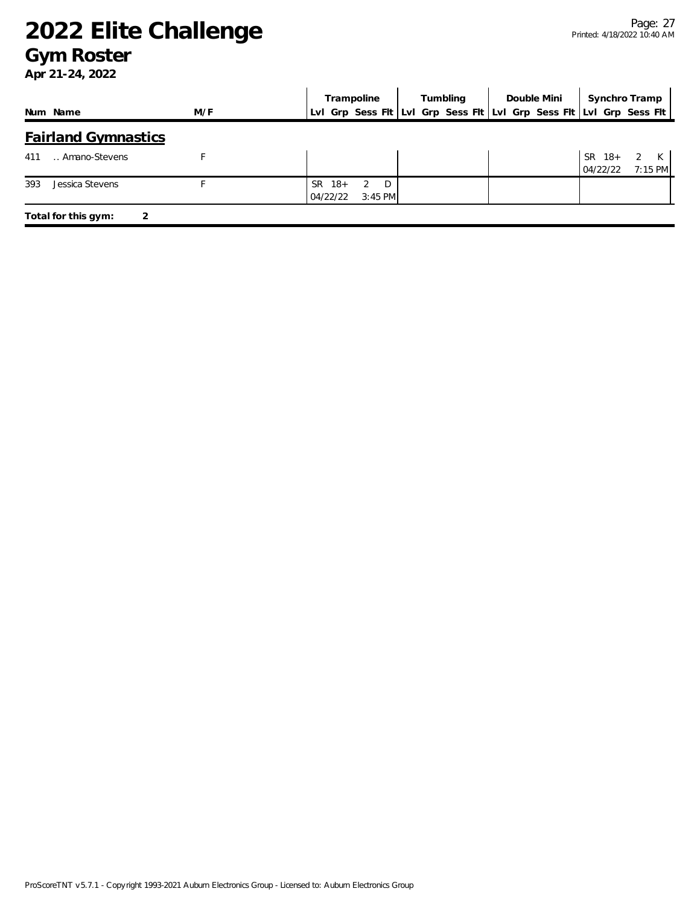# 2022 Elite Challenge

## Gym Roster

**Apr 21-24, 2022**

| Num | Name | M/F | Trampoline | | | | Tumbling | | | | Double Mini | | | | Synchro Tramp | | | |
|---|---|---|---|---|---|---|---|---|---|---|---|---|---|---|---|---|---|---|
| | | | Lvl | Grp | Sess | Flt | Lvl | Grp | Sess | Flt | Lvl | Grp | Sess | Flt | Lvl | Grp | Sess | Flt |

### Fairland Gymnastics

| Num | Name | M/F | Trampoline | | | | Tumbling | | | | Double Mini | | | | Synchro Tramp | | | |
|---|---|---|---|---|---|---|---|---|---|---|---|---|---|---|---|---|---|---|
| 411 | .. Amano-Stevens | F | | | | | | | | | | | | | SR 04/22/22 | 18+ | 2 | K 7:15 PM |
| 393 | Jessica Stevens | F | SR 04/22/22 | 18+ | 2 | D 3:45 PM | | | | | | | | | | | | |

**Total for this gym: 2**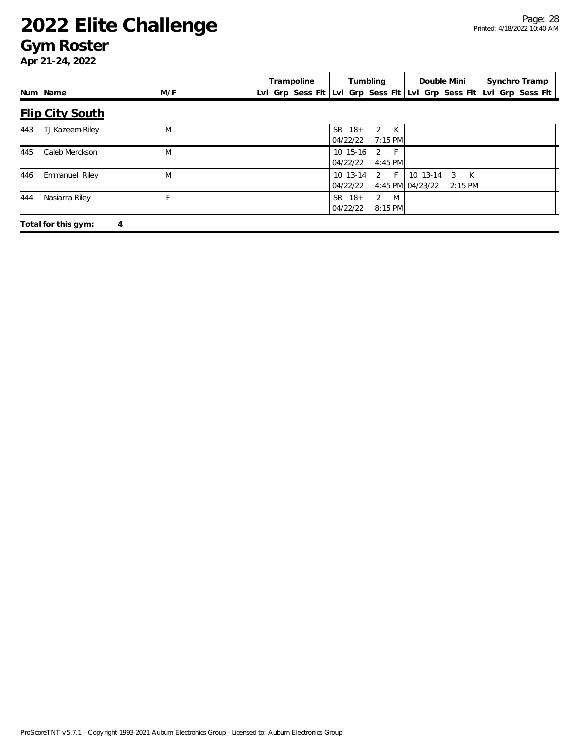# 2022 Elite Challenge

## Gym Roster

**Apr 21-24, 2022**

| | | | Trampoline | Tumbling | Double Mini | Synchro Tramp |
|---|---|---|---|---|---|---|
| Num | Name | M/F | Lvl Grp Sess Flt | Lvl Grp Sess Flt | Lvl Grp Sess Flt | Lvl Grp Sess Flt |

### Flip City South

| Num | Name | M/F | Trampoline | Tumbling | Double Mini | Synchro Tramp |
|---|---|---|---|---|---|---|
| 443 | TJ Kazeem-Riley | M | | SR 18+ 2 K 04/22/22 7:15 PM | | |
| 445 | Caleb Merckson | M | | 10 15-16 2 F 04/22/22 4:45 PM | | |
| 446 | Emmanuel Riley | M | | 10 13-14 2 F 04/22/22 4:45 PM | 10 13-14 3 K 04/23/22 2:15 PM | |
| 444 | Nasiarra Riley | F | | SR 18+ 2 M 04/22/22 8:15 PM | | |

**Total for this gym: 4**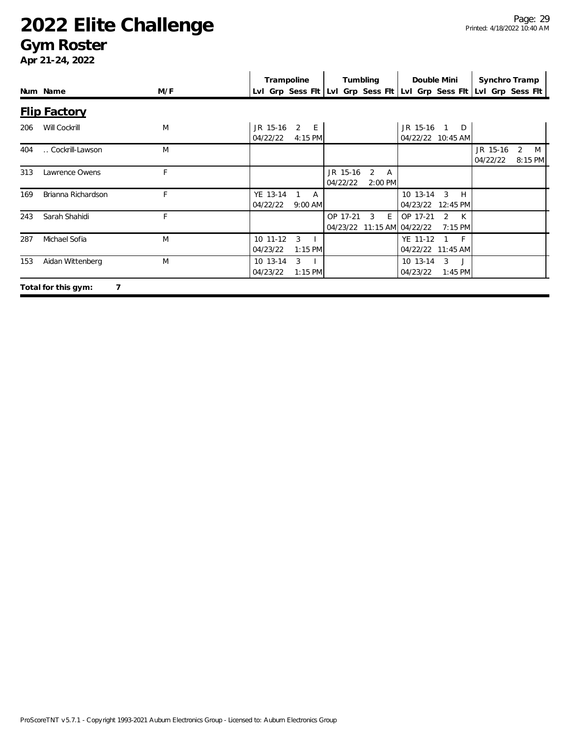# 2022 Elite Challenge

## Gym Roster

**Apr 21-24, 2022**

### Flip Factory

| Num | Name | M/F | Trampoline Lvl Grp Sess Flt | Tumbling Lvl Grp Sess Flt | Double Mini Lvl Grp Sess Flt | Synchro Tramp Lvl Grp Sess Flt |
|---|---|---|---|---|---|---|
| 206 | Will Cockrill | M | JR 15-16 2 E 04/22/22 4:15 PM | | JR 15-16 1 D 04/22/22 10:45 AM | |
| 404 | .. Cockrill-Lawson | M | | | | JR 15-16 2 M 04/22/22 8:15 PM |
| 313 | Lawrence Owens | F | | JR 15-16 2 A 04/22/22 2:00 PM | | |
| 169 | Brianna Richardson | F | YE 13-14 1 A 04/22/22 9:00 AM | | 10 13-14 3 H 04/23/22 12:45 PM | |
| 243 | Sarah Shahidi | F | | OP 17-21 3 E 04/23/22 11:15 AM | OP 17-21 2 K 04/22/22 7:15 PM | |
| 287 | Michael Sofia | M | 10 11-12 3 I 04/23/22 1:15 PM | | YE 11-12 1 F 04/22/22 11:45 AM | |
| 153 | Aidan Wittenberg | M | 10 13-14 3 I 04/23/22 1:15 PM | | 10 13-14 3 J 04/23/22 1:45 PM | |

**Total for this gym: 7**

ProScoreTNT v5.7.1 - Copyright 1993-2021 Auburn Electronics Group - Licensed to: Auburn Electronics Group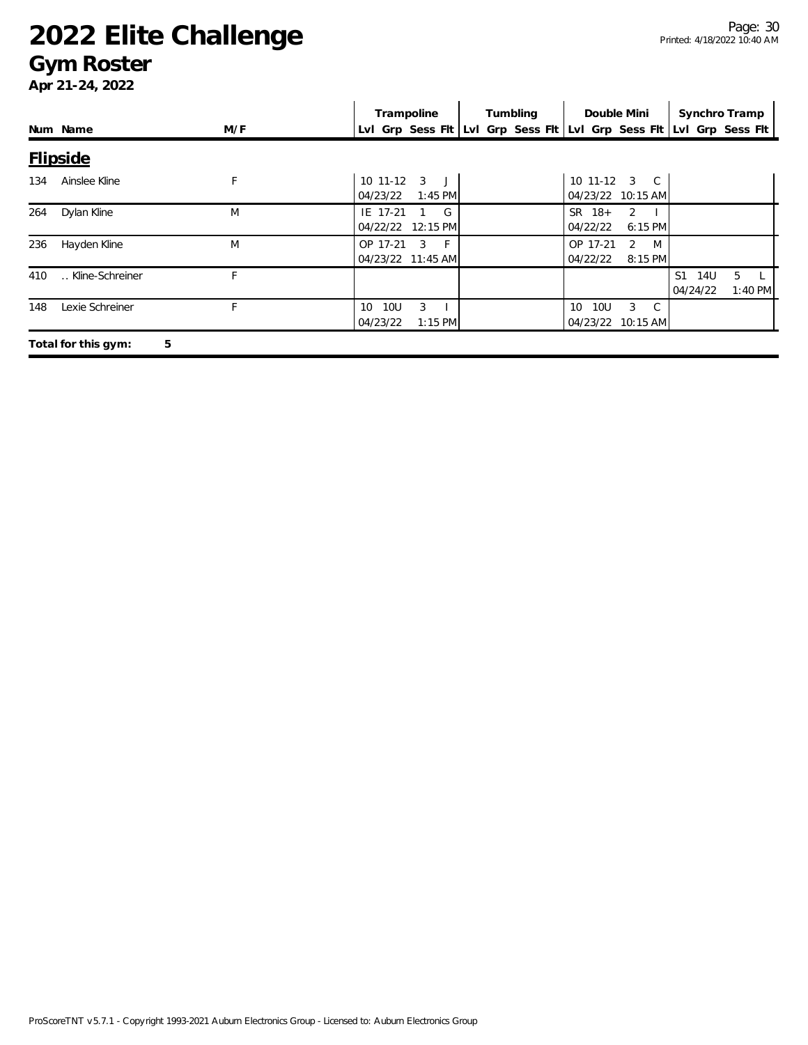# 2022 Elite Challenge

## Gym Roster

**Apr 21-24, 2022**

| Num | Name | M/F | Trampoline | | | | Tumbling | | | | Double Mini | | | | Synchro Tramp | | | |
|---|---|---|---|---|---|---|---|---|---|---|---|---|---|---|---|---|---|---|
| | | | Lvl | Grp | Sess | Flt | Lvl | Grp | Sess | Flt | Lvl | Grp | Sess | Flt | Lvl | Grp | Sess | Flt |

### Flipside

| Num | Name | M/F | Trampoline | | | | Tumbling | | | | Double Mini | | | | Synchro Tramp | | | |
|---|---|---|---|---|---|---|---|---|---|---|---|---|---|---|---|---|---|---|
| | | | Lvl | Grp | Sess | Flt | Lvl | Grp | Sess | Flt | Lvl | Grp | Sess | Flt | Lvl | Grp | Sess | Flt |
| 134 | Ainslee Kline | F | 10 | 11-12 | 3 | J | | | | | 10 | 11-12 | 3 | C | | | | |
| | | | 04/23/22 | | 1:45 PM | | | | | | 04/23/22 | | 10:15 AM | | | | | |
| 264 | Dylan Kline | M | IE | 17-21 | 1 | G | | | | | SR | 18+ | 2 | I | | | | |
| | | | 04/22/22 | | 12:15 PM | | | | | | 04/22/22 | | 6:15 PM | | | | | |
| 236 | Hayden Kline | M | OP | 17-21 | 3 | F | | | | | OP | 17-21 | 2 | M | | | | |
| | | | 04/23/22 | | 11:45 AM | | | | | | 04/22/22 | | 8:15 PM | | | | | |
| 410 | .. Kline-Schreiner | F | | | | | | | | | | | | | S1 | 14U | 5 | L |
| | | | | | | | | | | | | | | | 04/24/22 | | 1:40 PM | |
| 148 | Lexie Schreiner | F | 10 | 10U | 3 | I | | | | | 10 | 10U | 3 | C | | | | |
| | | | 04/23/22 | | 1:15 PM | | | | | | 04/23/22 | | 10:15 AM | | | | | |

**Total for this gym: 5**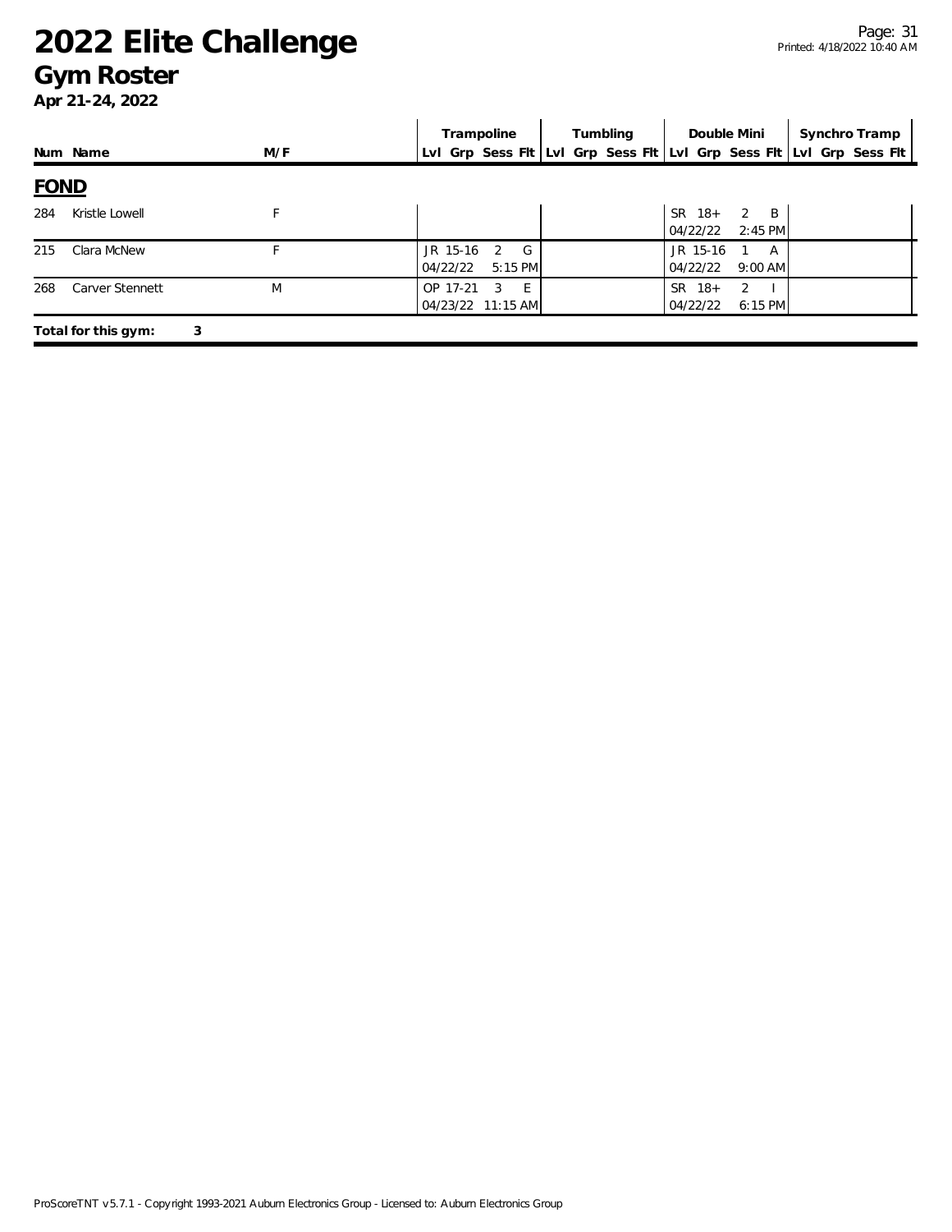# 2022 Elite Challenge

## Gym Roster

**Apr 21-24, 2022**

| Num | Name | M/F | Trampoline Lvl | Trampoline Grp | Trampoline Sess | Trampoline Flt | Tumbling Lvl | Tumbling Grp | Tumbling Sess | Tumbling Flt | Double Mini Lvl | Double Mini Grp | Double Mini Sess | Double Mini Flt | Synchro Tramp Lvl | Synchro Tramp Grp | Synchro Tramp Sess | Synchro Tramp Flt |
|---|---|---|---|---|---|---|---|---|---|---|---|---|---|---|---|---|---|---|
| **FOND** | | | | | | | | | | | | | | | | | | |
| 284 | Kristle Lowell | F | | | | | | | | | SR | 18+ | 2 | B | | | | |
| | | | | | | | | | | | 04/22/22 | | 2:45 PM | | | | | |
| 215 | Clara McNew | F | JR | 15-16 | 2 | G | | | | | JR | 15-16 | 1 | A | | | | |
| | | | 04/22/22 | | 5:15 PM | | | | | | 04/22/22 | | 9:00 AM | | | | | |
| 268 | Carver Stennett | M | OP | 17-21 | 3 | E | | | | | SR | 18+ | 2 | I | | | | |
| | | | 04/23/22 | | 11:15 AM | | | | | | 04/22/22 | | 6:15 PM | | | | | |

**Total for this gym: 3**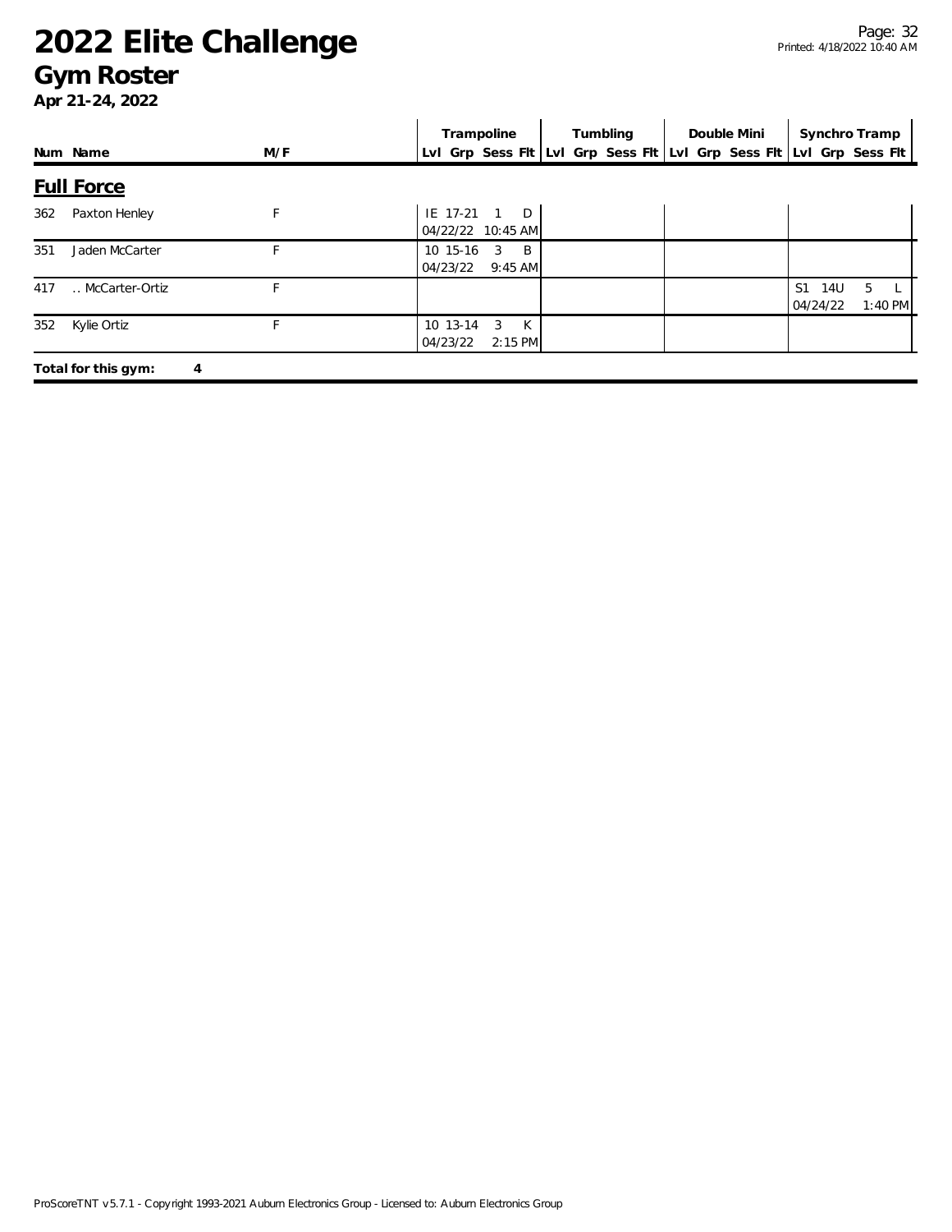# 2022 Elite Challenge
## Gym Roster
**Apr 21-24, 2022**

### Full Force

| Num | Name | M/F | Trampoline Lvl | Trampoline Grp | Trampoline Sess | Trampoline Flt | Tumbling Lvl | Tumbling Grp | Tumbling Sess | Tumbling Flt | Double Mini Lvl | Double Mini Grp | Double Mini Sess | Double Mini Flt | Synchro Tramp Lvl | Synchro Tramp Grp | Synchro Tramp Sess | Synchro Tramp Flt |
|---|---|---|---|---|---|---|---|---|---|---|---|---|---|---|---|---|---|---|
| 362 | Paxton Henley | F | IE | 17-21 | 1 | D | | | | | | | | | | | | |
| | | | 04/22/22 | | | 10:45 AM | | | | | | | | | | | | |
| 351 | Jaden McCarter | F | 10 | 15-16 | 3 | B | | | | | | | | | | | | |
| | | | 04/23/22 | | | 9:45 AM | | | | | | | | | | | | |
| 417 | .. McCarter-Ortiz | F | | | | | | | | | | | | | S1 | 14U | 5 | L |
| | | | | | | | | | | | | | | | 04/24/22 | | | 1:40 PM |
| 352 | Kylie Ortiz | F | 10 | 13-14 | 3 | K | | | | | | | | | | | | |
| | | | 04/23/22 | | | 2:15 PM | | | | | | | | | | | | |

**Total for this gym: 4**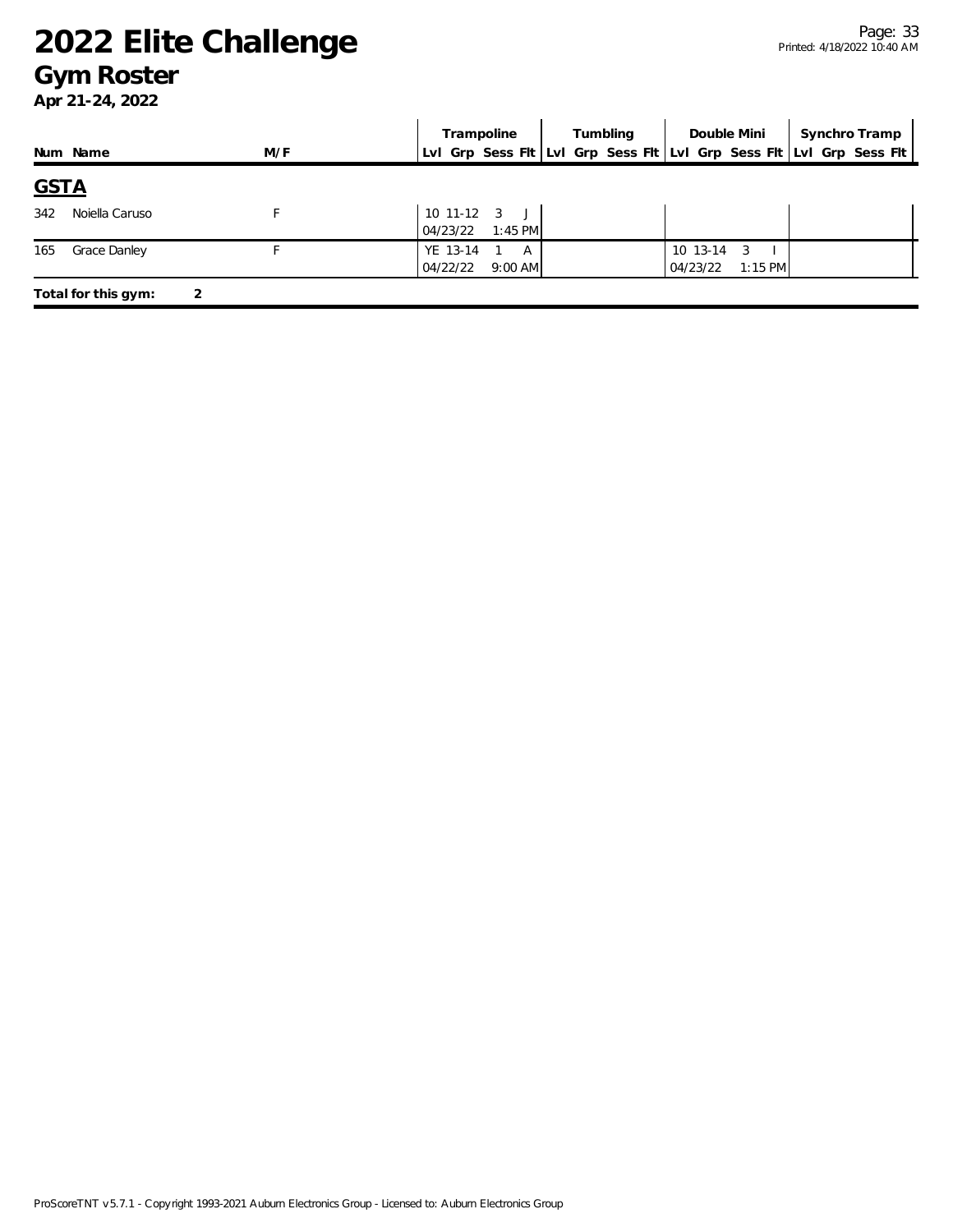# 2022 Elite Challenge

## Gym Roster

**Apr 21-24, 2022**

| Num | Name | M/F | Trampoline Lvl | Grp | Sess | Flt | Tumbling Lvl | Grp | Sess | Flt | Double Mini Lvl | Grp | Sess | Flt | Synchro Tramp Lvl | Grp | Sess | Flt |
|---|---|---|---|---|---|---|---|---|---|---|---|---|---|---|---|---|---|---|
| **GSTA** | | | | | | | | | | | | | | | | | | |
| 342 | Noiella Caruso | F | 10 | 11-12 | 3 | J | | | | | | | | | | | | |
| | | | 04/23/22 | | | 1:45 PM | | | | | | | | | | | | |
| 165 | Grace Danley | F | YE | 13-14 | 1 | A | | | | | 10 | 13-14 | 3 | I | | | | |
| | | | 04/22/22 | | | 9:00 AM | | | | | 04/23/22 | | | 1:15 PM | | | | |

**Total for this gym: 2**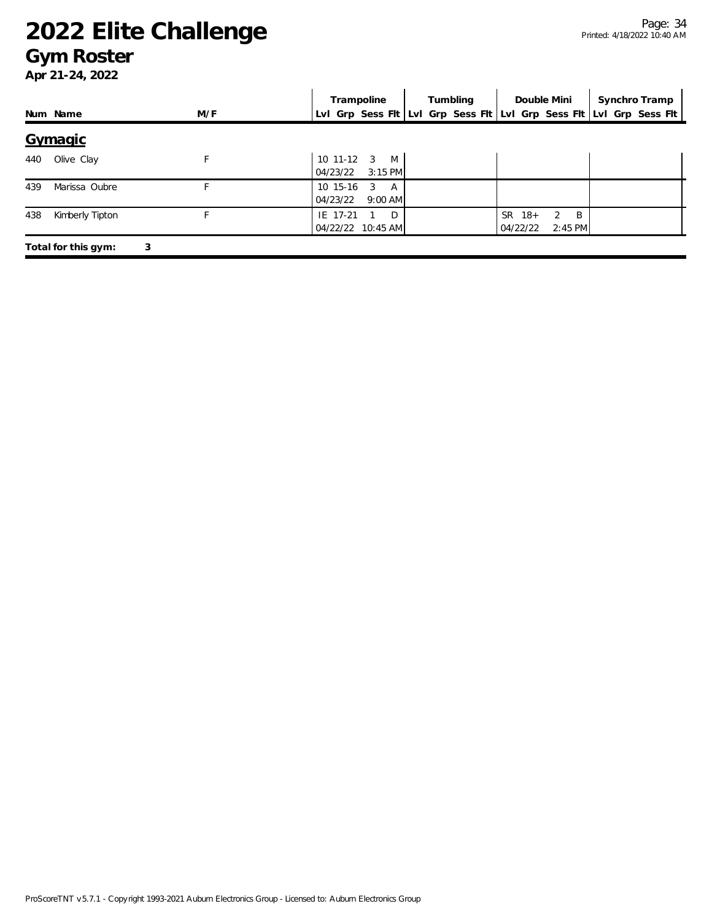# 2022 Elite Challenge

## Gym Roster

**Apr 21-24, 2022**

| Num | Name | M/F | Trampoline Lvl | Trampoline Grp | Trampoline Sess | Trampoline Flt | Tumbling Lvl | Tumbling Grp | Tumbling Sess | Tumbling Flt | Double Mini Lvl | Double Mini Grp | Double Mini Sess | Double Mini Flt | Synchro Tramp Lvl | Synchro Tramp Grp | Synchro Tramp Sess | Synchro Tramp Flt |
|---|---|---|---|---|---|---|---|---|---|---|---|---|---|---|---|---|---|---|
| **Gymagic** | | | | | | | | | | | | | | | | | | |
| 440 | Olive Clay | F | 10 | 11-12 | 3 | M | | | | | | | | | | | | |
| | | | 04/23/22 | | | 3:15 PM | | | | | | | | | | | | |
| 439 | Marissa Oubre | F | 10 | 15-16 | 3 | A | | | | | | | | | | | | |
| | | | 04/23/22 | | | 9:00 AM | | | | | | | | | | | | |
| 438 | Kimberly Tipton | F | IE | 17-21 | 1 | D | | | | | SR | 18+ | 2 | B | | | | |
| | | | 04/22/22 | | | 10:45 AM | | | | | 04/22/22 | | | 2:45 PM | | | | |

**Total for this gym: 3**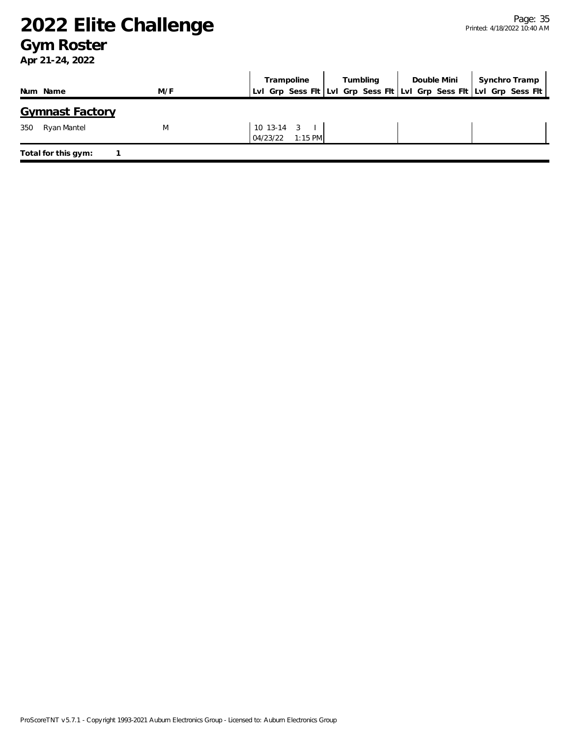# 2022 Elite Challenge

## Gym Roster

**Apr 21-24, 2022**

| Num | Name | M/F | Trampoline | | | | Tumbling | | | | Double Mini | | | | Synchro Tramp | | | |
|---|---|---|---|---|---|---|---|---|---|---|---|---|---|---|---|---|---|---|
| | | | Lvl | Grp | Sess | Flt | Lvl | Grp | Sess | Flt | Lvl | Grp | Sess | Flt | Lvl | Grp | Sess | Flt |

### Gymnast Factory

| Num | Name | M/F | Trampoline | | | | Tumbling | | | | Double Mini | | | | Synchro Tramp | | | |
|---|---|---|---|---|---|---|---|---|---|---|---|---|---|---|---|---|---|---|
| 350 | Ryan Mantel | M | 10 | 13-14 | 3 | I | | | | | | | | | | | | |
| | | | 04/23/22 | | | 1:15 PM | | | | | | | | | | | | |

**Total for this gym:** 1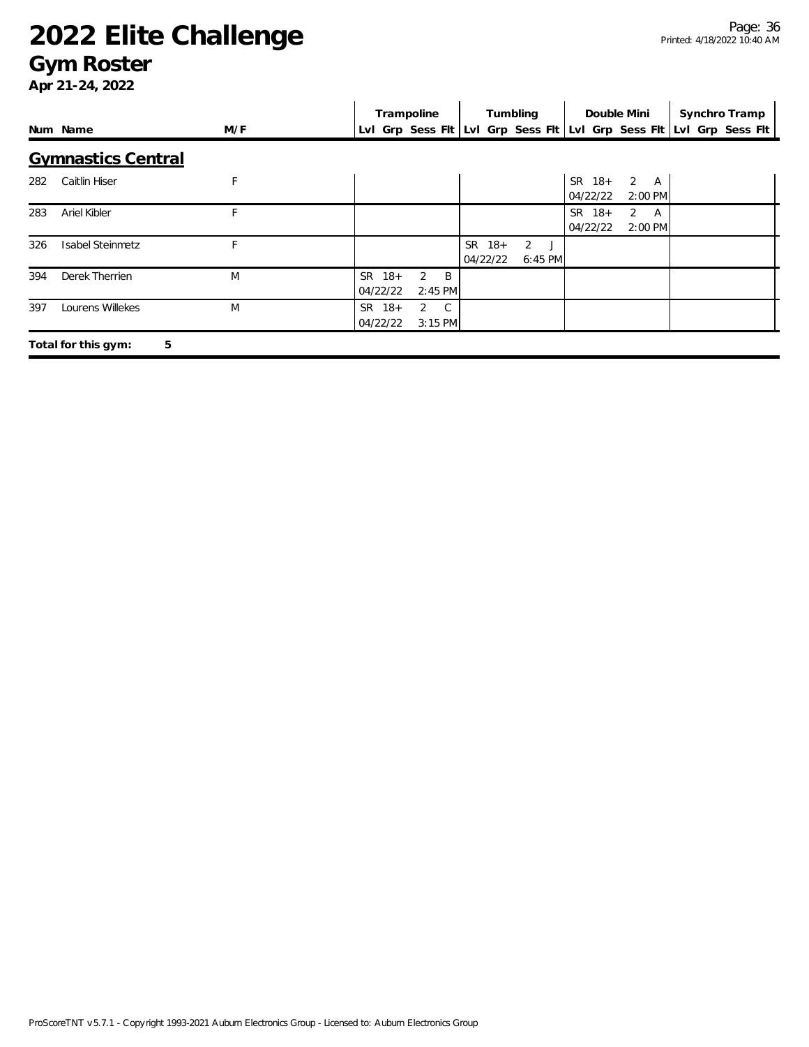# 2022 Elite Challenge

## Gym Roster

**Apr 21-24, 2022**

### Gymnastics Central

| Num | Name | M/F | Trampoline Lvl | Trampoline Grp | Trampoline Sess | Trampoline Flt | Tumbling Lvl | Tumbling Grp | Tumbling Sess | Tumbling Flt | Double Mini Lvl | Double Mini Grp | Double Mini Sess | Double Mini Flt | Synchro Tramp Lvl | Synchro Tramp Grp | Synchro Tramp Sess | Synchro Tramp Flt |
|---|---|---|---|---|---|---|---|---|---|---|---|---|---|---|---|---|---|---|
| 282 | Caitlin Hiser | F | | | | | | | | | SR 04/22/22 | 18+ | 2 2:00 PM | A | | | | |
| 283 | Ariel Kibler | F | | | | | | | | | SR 04/22/22 | 18+ | 2 2:00 PM | A | | | | |
| 326 | Isabel Steinmetz | F | | | | | SR 04/22/22 | 18+ | 2 6:45 PM | J | | | | | | | | |
| 394 | Derek Therrien | M | SR 04/22/22 | 18+ | 2 2:45 PM | B | | | | | | | | | | | | |
| 397 | Lourens Willekes | M | SR 04/22/22 | 18+ | 2 3:15 PM | C | | | | | | | | | | | | |

**Total for this gym: 5**

ProScoreTNT v5.7.1 - Copyright 1993-2021 Auburn Electronics Group - Licensed to: Auburn Electronics Group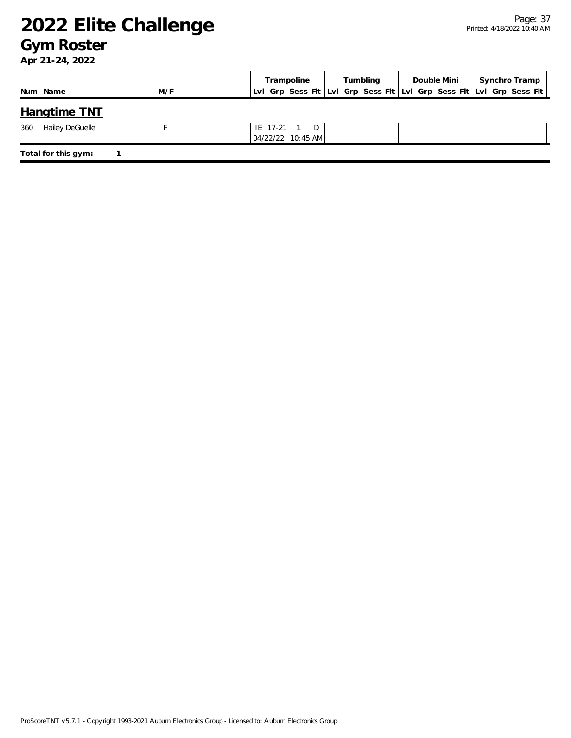# 2022 Elite Challenge

## Gym Roster

**Apr 21-24, 2022**

| Num | Name | M/F | Trampoline Lvl | Trampoline Grp | Trampoline Sess | Trampoline Flt | Tumbling Lvl | Tumbling Grp | Tumbling Sess | Tumbling Flt | Double Mini Lvl | Double Mini Grp | Double Mini Sess | Double Mini Flt | Synchro Tramp Lvl | Synchro Tramp Grp | Synchro Tramp Sess | Synchro Tramp Flt |
|---|---|---|---|---|---|---|---|---|---|---|---|---|---|---|---|---|---|---|
| **Hangtime TNT** | | | | | | | | | | | | | | | | | | |
| 360 | Hailey DeGuelle | F | IE | 17-21 | 1 | D | | | | | | | | | | | | |
| | | | 04/22/22 10:45 AM | | | | | | | | | | | | | | | |

**Total for this gym:** 1

ProScoreTNT v5.7.1 - Copyright 1993-2021 Auburn Electronics Group - Licensed to: Auburn Electronics Group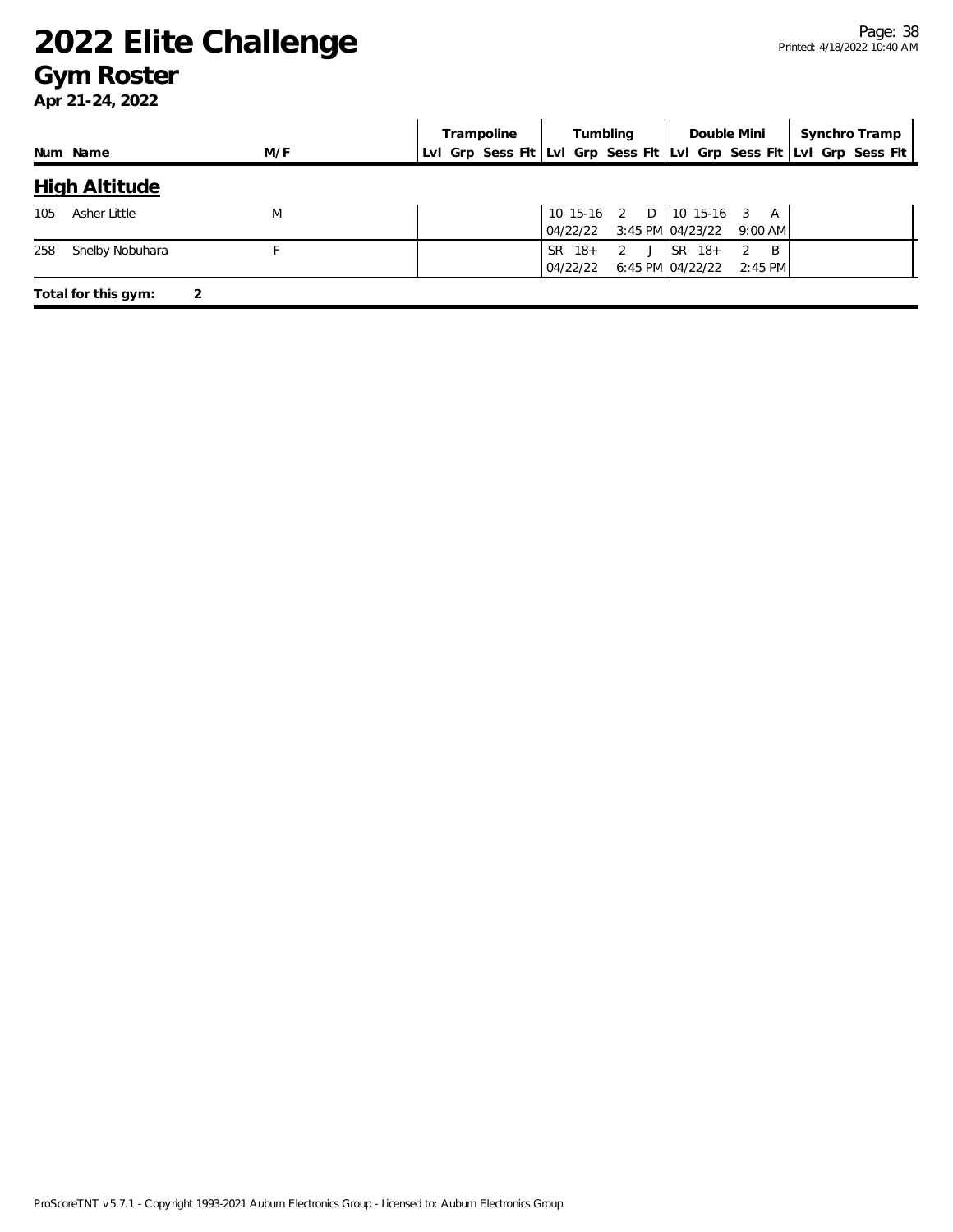# 2022 Elite Challenge
## Gym Roster
**Apr 21-24, 2022**

| Num | Name | M/F | Trampoline Lvl | Trampoline Grp | Trampoline Sess | Trampoline Flt | Tumbling Lvl | Tumbling Grp | Tumbling Sess | Tumbling Flt | Double Mini Lvl | Double Mini Grp | Double Mini Sess | Double Mini Flt | Synchro Tramp Lvl | Synchro Tramp Grp | Synchro Tramp Sess | Synchro Tramp Flt |
|---|---|---|---|---|---|---|---|---|---|---|---|---|---|---|---|---|---|---|
| **High Altitude** | | | | | | | | | | | | | | | | | | |
| 105 | Asher Little | M | | | | | 10 | 15-16 | 2 | D | 10 | 15-16 | 3 | A | | | | |
| | | | | | | | 04/22/22 | | | 3:45 PM | 04/23/22 | | | 9:00 AM | | | | |
| 258 | Shelby Nobuhara | F | | | | | SR | 18+ | 2 | J | SR | 18+ | 2 | B | | | | |
| | | | | | | | 04/22/22 | | | 6:45 PM | 04/22/22 | | | 2:45 PM | | | | |

**Total for this gym: 2**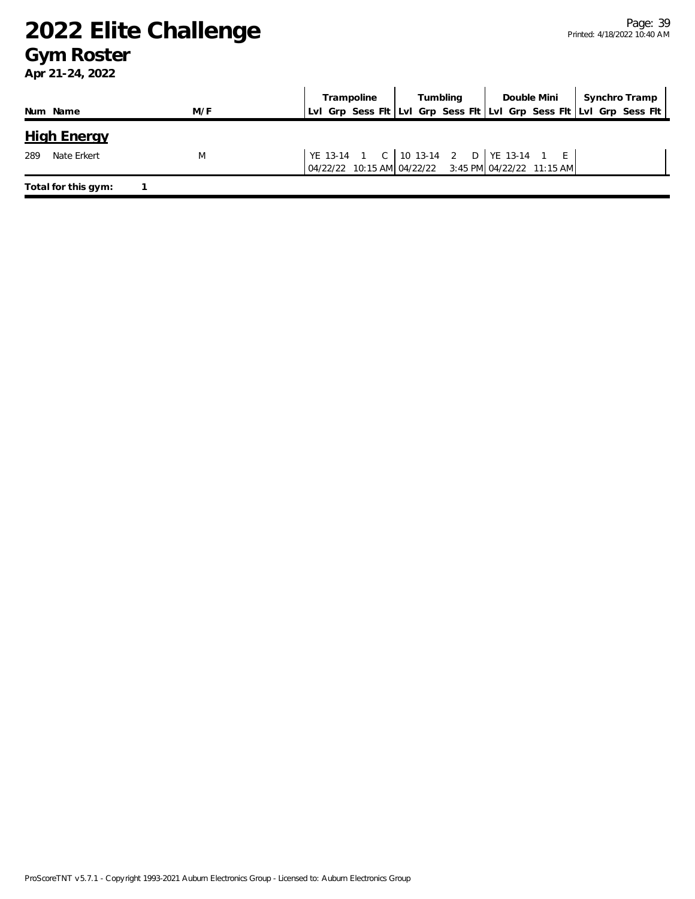# 2022 Elite Challenge

## Gym Roster

**Apr 21-24, 2022**

| Num | Name | M/F | Trampoline | | | | Tumbling | | | | Double Mini | | | | Synchro Tramp | | | |
|---|---|---|---|---|---|---|---|---|---|---|---|---|---|---|---|---|---|---|
| | | | Lvl | Grp | Sess | Flt | Lvl | Grp | Sess | Flt | Lvl | Grp | Sess | Flt | Lvl | Grp | Sess | Flt |
| **High Energy** | | | | | | | | | | | | | | | | | | |
| 289 | Nate Erkert | M | YE | 13-14 | 1 | C | 10 | 13-14 | 2 | D | YE | 13-14 | 1 | E | | | | |
| | | | 04/22/22 | | 10:15 AM | | 04/22/22 | | 3:45 PM | | 04/22/22 | | 11:15 AM | | | | | |

**Total for this gym:** 1

ProScoreTNT v5.7.1 - Copyright 1993-2021 Auburn Electronics Group - Licensed to: Auburn Electronics Group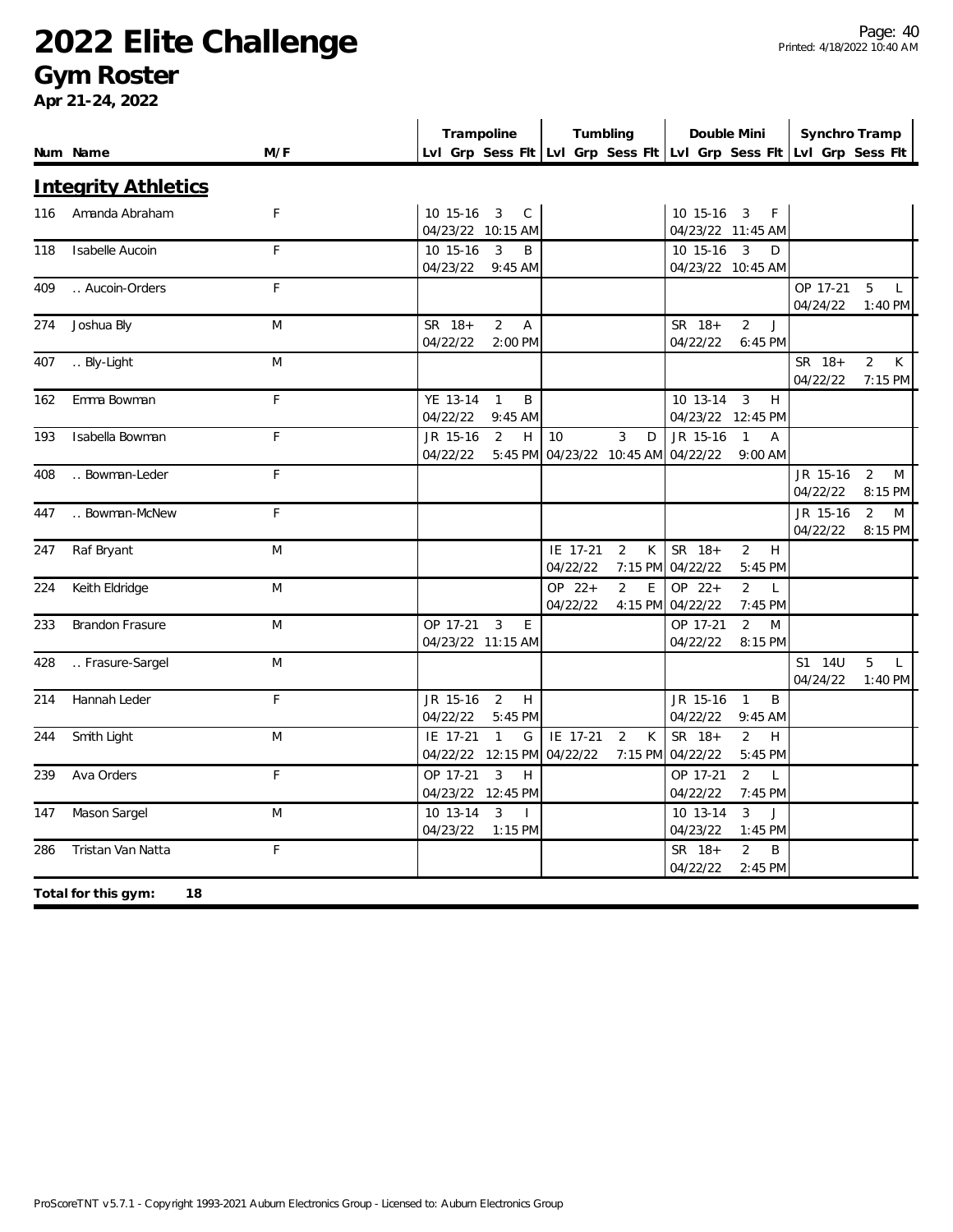# 2022 Elite Challenge

## Gym Roster

**Apr 21-24, 2022**

| Num | Name | M/F | Trampoline | | | | Tumbling | | | | Double Mini | | | | Synchro Tramp | | | |
|---|---|---|---|---|---|---|---|---|---|---|---|---|---|---|---|---|---|---|
| | | | Lvl | Grp | Sess | Flt | Lvl | Grp | Sess | Flt | Lvl | Grp | Sess | Flt | Lvl | Grp | Sess | Flt |

### Integrity Athletics

| Num | Name | M/F | Trampoline | Tumbling | Double Mini | Synchro Tramp |
|---|---|---|---|---|---|---|
| 116 | Amanda Abraham | F | 10 15-16 3 C 04/23/22 10:15 AM | | 10 15-16 3 F 04/23/22 11:45 AM | |
| 118 | Isabelle Aucoin | F | 10 15-16 3 B 04/23/22 9:45 AM | | 10 15-16 3 D 04/23/22 10:45 AM | |
| 409 | .. Aucoin-Orders | F | | | | OP 17-21 5 L 04/24/22 1:40 PM |
| 274 | Joshua Bly | M | SR 18+ 2 A 04/22/22 2:00 PM | | SR 18+ 2 J 04/22/22 6:45 PM | |
| 407 | .. Bly-Light | M | | | | SR 18+ 2 K 04/22/22 7:15 PM |
| 162 | Emma Bowman | F | YE 13-14 1 B 04/22/22 9:45 AM | | 10 13-14 3 H 04/23/22 12:45 PM | |
| 193 | Isabella Bowman | F | JR 15-16 2 H 04/22/22 5:45 PM | 10 3 D 04/23/22 10:45 AM | JR 15-16 1 A 04/22/22 9:00 AM | |
| 408 | .. Bowman-Leder | F | | | | JR 15-16 2 M 04/22/22 8:15 PM |
| 447 | .. Bowman-McNew | F | | | | JR 15-16 2 M 04/22/22 8:15 PM |
| 247 | Raf Bryant | M | | IE 17-21 2 K 04/22/22 7:15 PM | SR 18+ 2 H 04/22/22 5:45 PM | |
| 224 | Keith Eldridge | M | | OP 22+ 2 E 04/22/22 4:15 PM | OP 22+ 2 L 04/22/22 7:45 PM | |
| 233 | Brandon Frasure | M | OP 17-21 3 E 04/23/22 11:15 AM | | OP 17-21 2 M 04/22/22 8:15 PM | |
| 428 | .. Frasure-Sargel | M | | | | S1 14U 5 L 04/24/22 1:40 PM |
| 214 | Hannah Leder | F | JR 15-16 2 H 04/22/22 5:45 PM | | JR 15-16 1 B 04/22/22 9:45 AM | |
| 244 | Smith Light | M | IE 17-21 1 G 04/22/22 12:15 PM | IE 17-21 2 K 04/22/22 7:15 PM | SR 18+ 2 H 04/22/22 5:45 PM | |
| 239 | Ava Orders | F | OP 17-21 3 H 04/23/22 12:45 PM | | OP 17-21 2 L 04/22/22 7:45 PM | |
| 147 | Mason Sargel | M | 10 13-14 3 I 04/23/22 1:15 PM | | 10 13-14 3 J 04/23/22 1:45 PM | |
| 286 | Tristan Van Natta | F | | | SR 18+ 2 B 04/22/22 2:45 PM | |

**Total for this gym: 18**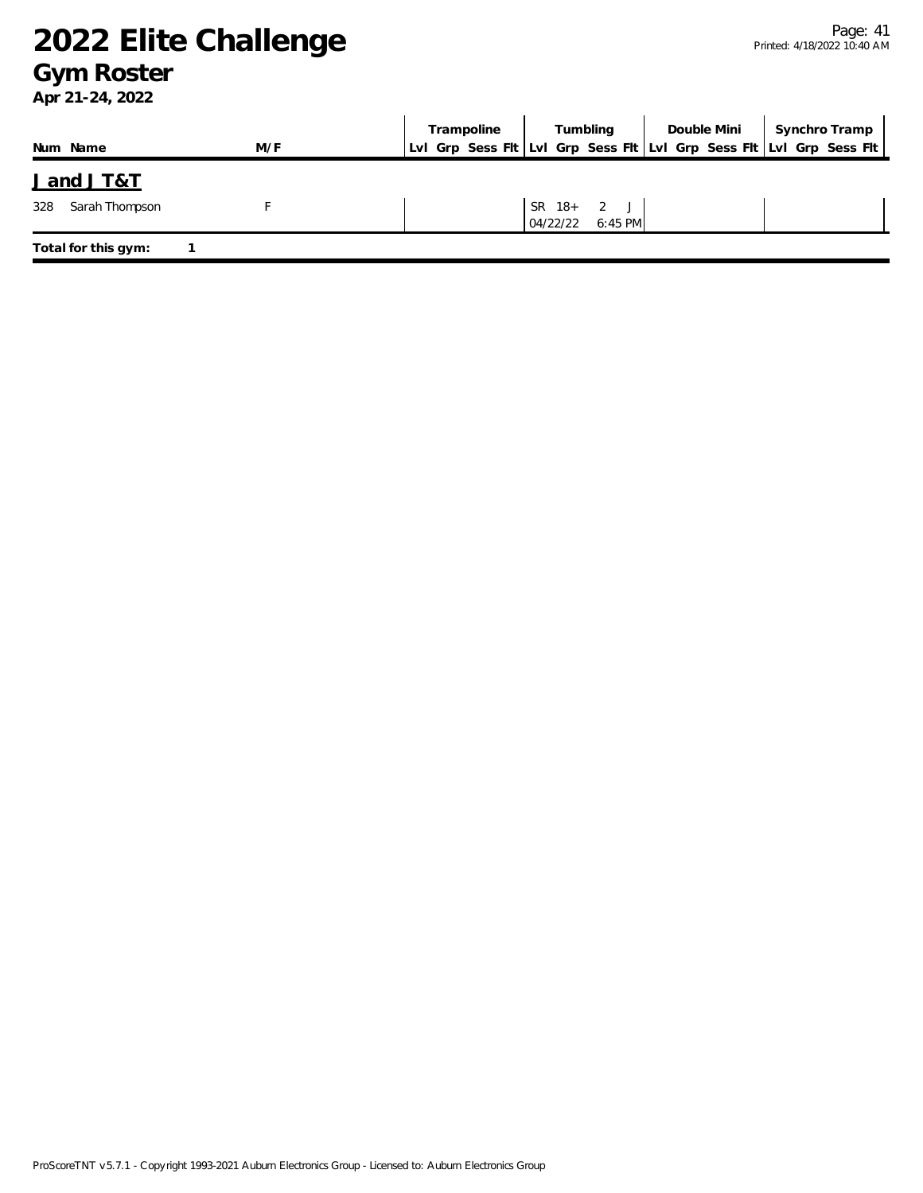# 2022 Elite Challenge

## Gym Roster

**Apr 21-24, 2022**

| Num | Name | M/F | Trampoline | | | | Tumbling | | | | Double Mini | | | | Synchro Tramp | | | |
|---|---|---|---|---|---|---|---|---|---|---|---|---|---|---|---|---|---|---|
| | | | Lvl | Grp | Sess | Flt | Lvl | Grp | Sess | Flt | Lvl | Grp | Sess | Flt | Lvl | Grp | Sess | Flt |

### J and J T&T

| Num | Name | M/F | Trampoline | | | | Tumbling | | | | Double Mini | | | | Synchro Tramp | | | |
|---|---|---|---|---|---|---|---|---|---|---|---|---|---|---|---|---|---|---|
| 328 | Sarah Thompson | F | | | | | SR | 18+ | 2 | J | | | | | | | | |
| | | | | | | | 04/22/22 | | 6:45 PM | | | | | | | | | |

**Total for this gym: 1**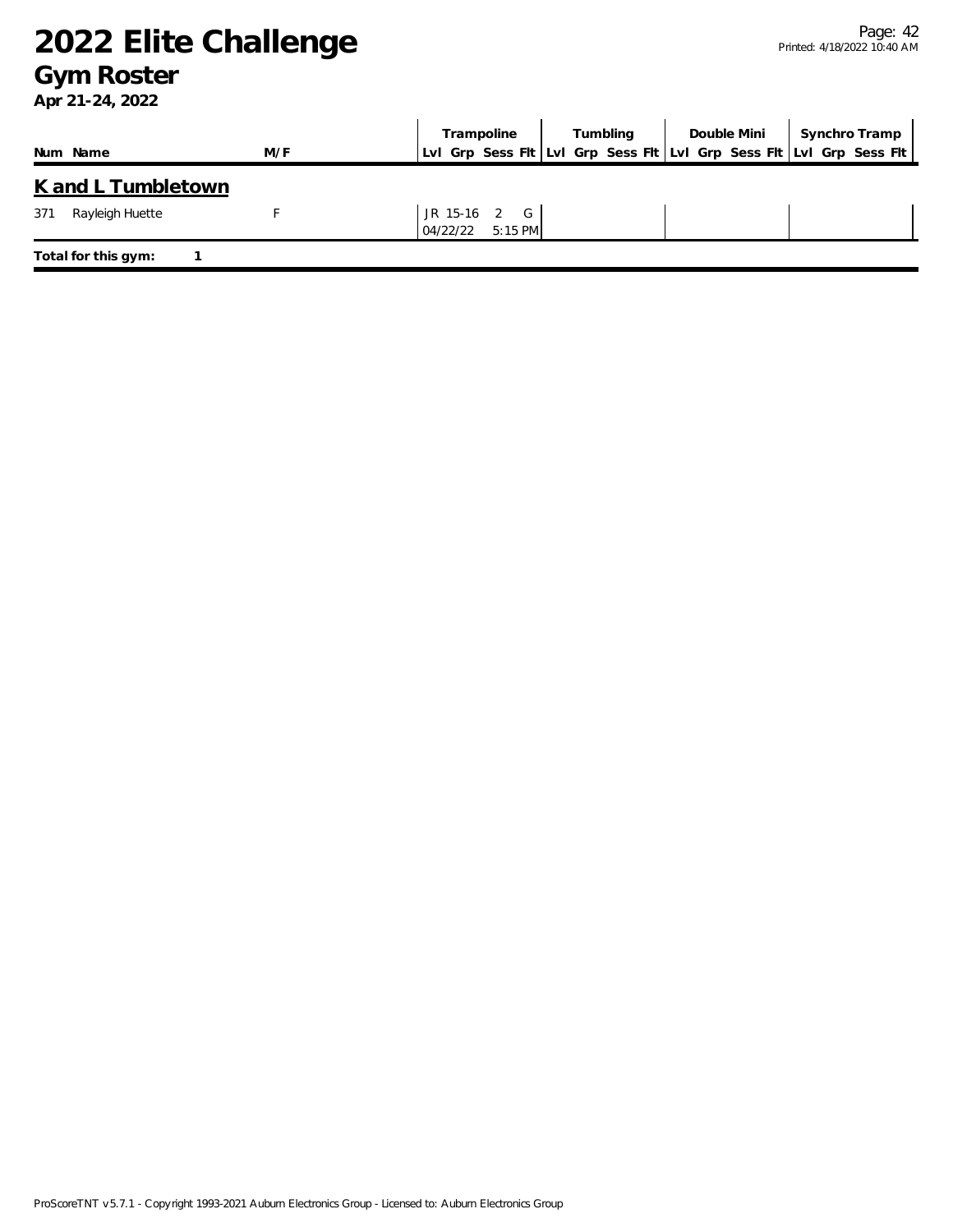# 2022 Elite Challenge

## Gym Roster

**Apr 21-24, 2022**

| Num | Name | M/F | Trampoline | | | | Tumbling | | | | Double Mini | | | | Synchro Tramp | | | |
|---|---|---|---|---|---|---|---|---|---|---|---|---|---|---|---|---|---|---|
| | | | Lvl | Grp | Sess | Flt | Lvl | Grp | Sess | Flt | Lvl | Grp | Sess | Flt | Lvl | Grp | Sess | Flt |

### K and L Tumbletown

| Num | Name | M/F | Trampoline | | | | Tumbling | | | | Double Mini | | | | Synchro Tramp | | | |
|---|---|---|---|---|---|---|---|---|---|---|---|---|---|---|---|---|---|---|
| 371 | Rayleigh Huette | F | JR | 15-16 | 2 | G | | | | | | | | | | | | |
| | | | 04/22/22 | | 5:15 PM | | | | | | | | | | | | | |

**Total for this gym: 1**

ProScoreTNT v5.7.1 - Copyright 1993-2021 Auburn Electronics Group - Licensed to: Auburn Electronics Group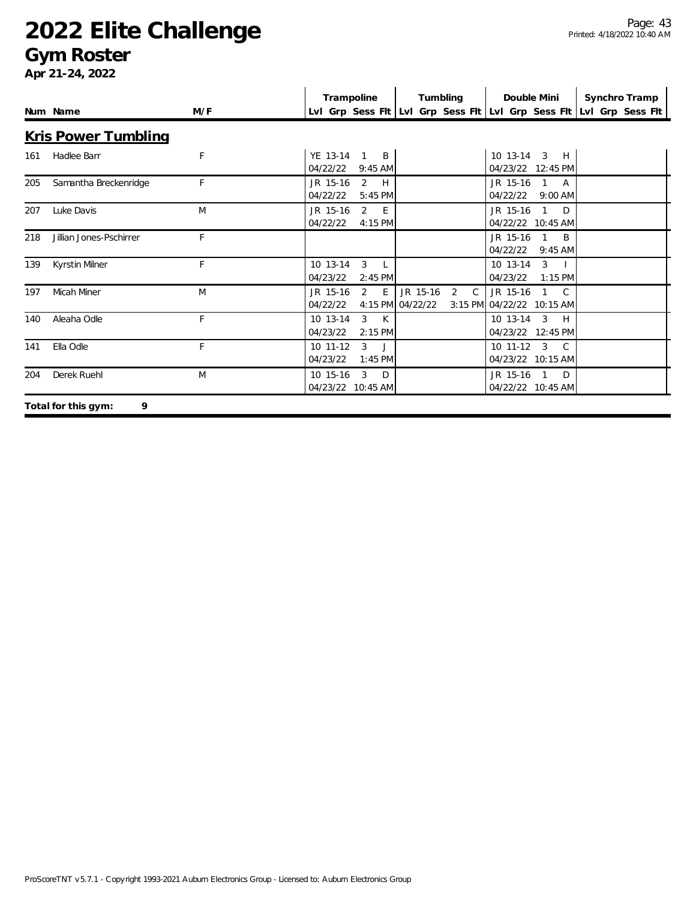# 2022 Elite Challenge

## Gym Roster

**Apr 21-24, 2022**

## Kris Power Tumbling

| Num | Name | M/F | Trampoline Lvl | Grp | Sess | Flt | Tumbling Lvl | Grp | Sess | Flt | Double Mini Lvl | Grp | Sess | Flt | Synchro Tramp Lvl | Grp | Sess | Flt |
|---|---|---|---|---|---|---|---|---|---|---|---|---|---|---|---|---|---|---|
| 161 | Hadlee Barr | F | YE | 13-14 | 1 | B | | | | | 10 | 13-14 | 3 | H | | | | |
| | | | 04/22/22 | | | 9:45 AM | | | | | 04/23/22 | | | 12:45 PM | | | | |
| 205 | Samantha Breckenridge | F | JR | 15-16 | 2 | H | | | | | JR | 15-16 | 1 | A | | | | |
| | | | 04/22/22 | | | 5:45 PM | | | | | 04/22/22 | | | 9:00 AM | | | | |
| 207 | Luke Davis | M | JR | 15-16 | 2 | E | | | | | JR | 15-16 | 1 | D | | | | |
| | | | 04/22/22 | | | 4:15 PM | | | | | 04/22/22 | | | 10:45 AM | | | | |
| 218 | Jillian Jones-Pschirrer | F | | | | | | | | | JR | 15-16 | 1 | B | | | | |
| | | | | | | | | | | | 04/22/22 | | | 9:45 AM | | | | |
| 139 | Kyrstin Milner | F | 10 | 13-14 | 3 | L | | | | | 10 | 13-14 | 3 | I | | | | |
| | | | 04/23/22 | | | 2:45 PM | | | | | 04/23/22 | | | 1:15 PM | | | | |
| 197 | Micah Miner | M | JR | 15-16 | 2 | E | JR | 15-16 | 2 | C | JR | 15-16 | 1 | C | | | | |
| | | | 04/22/22 | | | 4:15 PM | 04/22/22 | | | 3:15 PM | 04/22/22 | | | 10:15 AM | | | | |
| 140 | Aleaha Odle | F | 10 | 13-14 | 3 | K | | | | | 10 | 13-14 | 3 | H | | | | |
| | | | 04/23/22 | | | 2:15 PM | | | | | 04/23/22 | | | 12:45 PM | | | | |
| 141 | Ella Odle | F | 10 | 11-12 | 3 | J | | | | | 10 | 11-12 | 3 | C | | | | |
| | | | 04/23/22 | | | 1:45 PM | | | | | 04/23/22 | | | 10:15 AM | | | | |
| 204 | Derek Ruehl | M | 10 | 15-16 | 3 | D | | | | | JR | 15-16 | 1 | D | | | | |
| | | | 04/23/22 | | | 10:45 AM | | | | | 04/22/22 | | | 10:45 AM | | | | |

**Total for this gym: 9**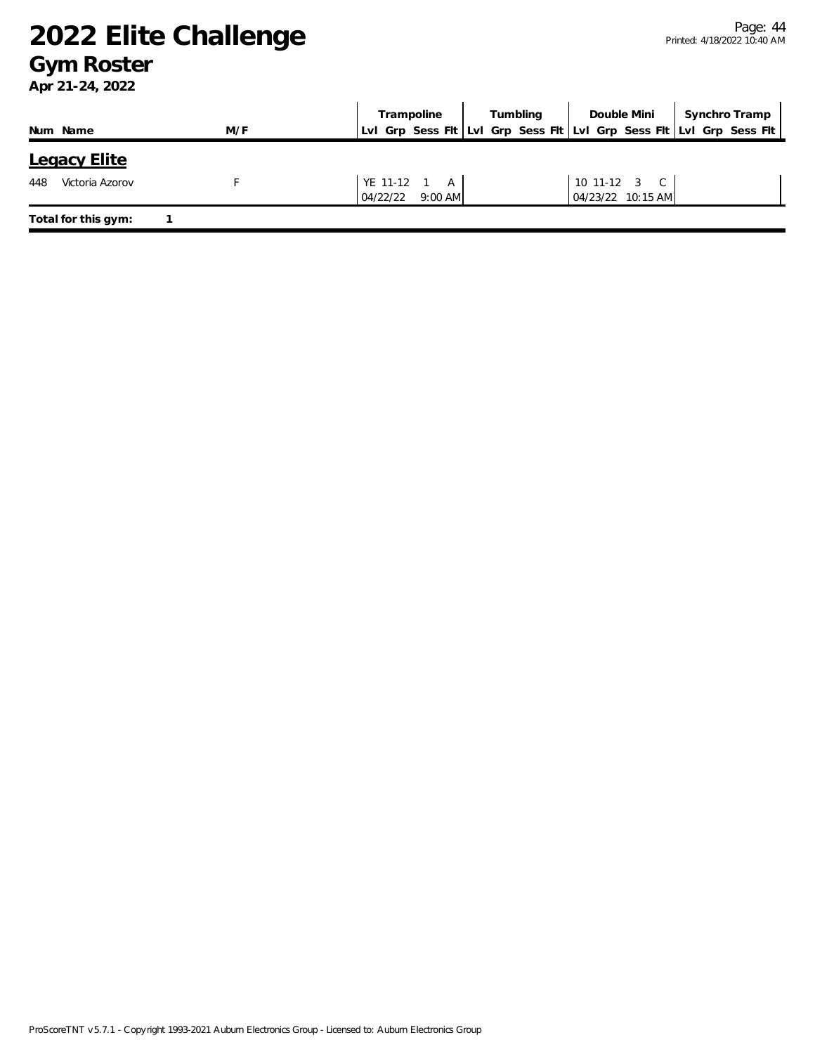# 2022 Elite Challenge

## Gym Roster

**Apr 21-24, 2022**

| Num | Name | M/F | Trampoline Lvl | Trampoline Grp | Trampoline Sess | Trampoline Flt | Tumbling Lvl | Tumbling Grp | Tumbling Sess | Tumbling Flt | Double Mini Lvl | Double Mini Grp | Double Mini Sess | Double Mini Flt | Synchro Tramp Lvl | Synchro Tramp Grp | Synchro Tramp Sess | Synchro Tramp Flt |
|---|---|---|---|---|---|---|---|---|---|---|---|---|---|---|---|---|---|---|
| **Legacy Elite** | | | | | | | | | | | | | | | | | | |
| 448 | Victoria Azorov | F | YE | 11-12 | 1 | A | | | | | 10 | 11-12 | 3 | C | | | | |
| | | | 04/22/22 | | 9:00 AM | | | | | | 04/23/22 | | 10:15 AM | | | | | |

**Total for this gym: 1**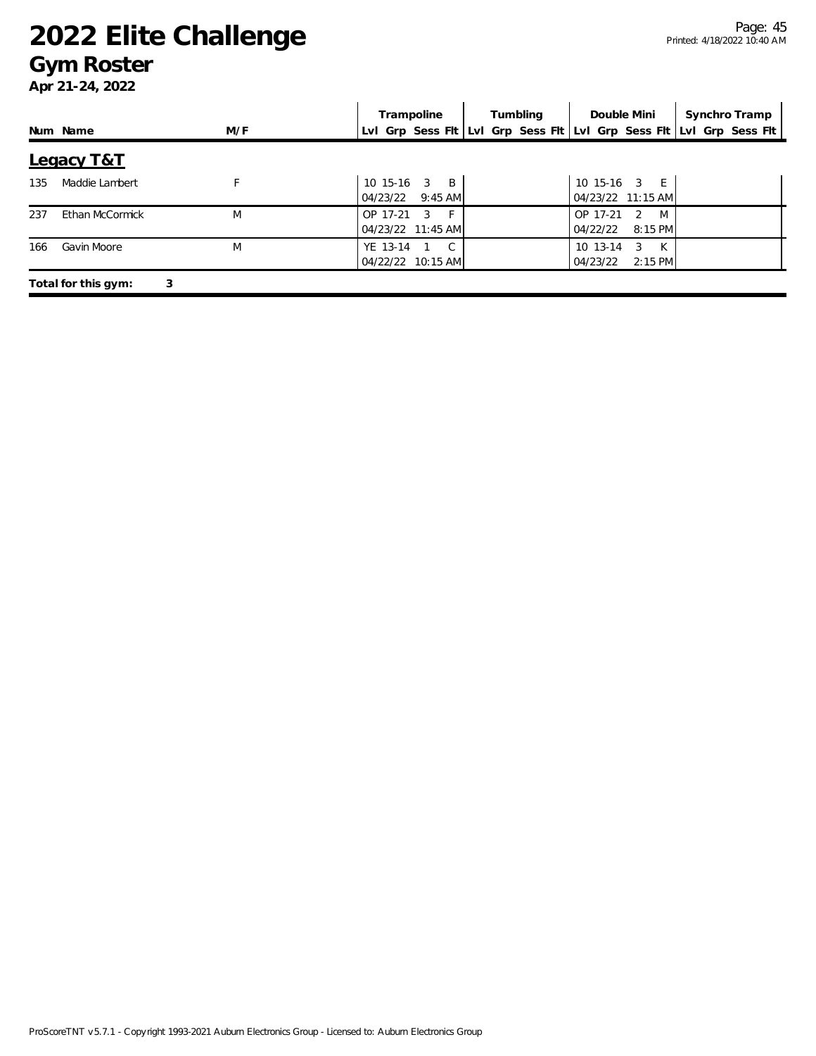# 2022 Elite Challenge

## Gym Roster

**Apr 21-24, 2022**

### Legacy T&T

| Num | Name | M/F | Trampoline Lvl | Trampoline Grp | Trampoline Sess | Trampoline Flt | Tumbling Lvl | Tumbling Grp | Tumbling Sess | Tumbling Flt | Double Mini Lvl | Double Mini Grp | Double Mini Sess | Double Mini Flt | Synchro Tramp Lvl | Synchro Tramp Grp | Synchro Tramp Sess | Synchro Tramp Flt |
|---|---|---|---|---|---|---|---|---|---|---|---|---|---|---|---|---|---|---|
| 135 | Maddie Lambert | F | 10 | 15-16 | 3 | B | | | | | 10 | 15-16 | 3 | E | | | | |
| | | | 04/23/22 9:45 AM | | | | | | | | 04/23/22 11:15 AM | | | | | | | |
| 237 | Ethan McCormick | M | OP | 17-21 | 3 | F | | | | | OP | 17-21 | 2 | M | | | | |
| | | | 04/23/22 11:45 AM | | | | | | | | 04/22/22 8:15 PM | | | | | | | |
| 166 | Gavin Moore | M | YE | 13-14 | 1 | C | | | | | 10 | 13-14 | 3 | K | | | | |
| | | | 04/22/22 10:15 AM | | | | | | | | 04/23/22 2:15 PM | | | | | | | |

**Total for this gym: 3**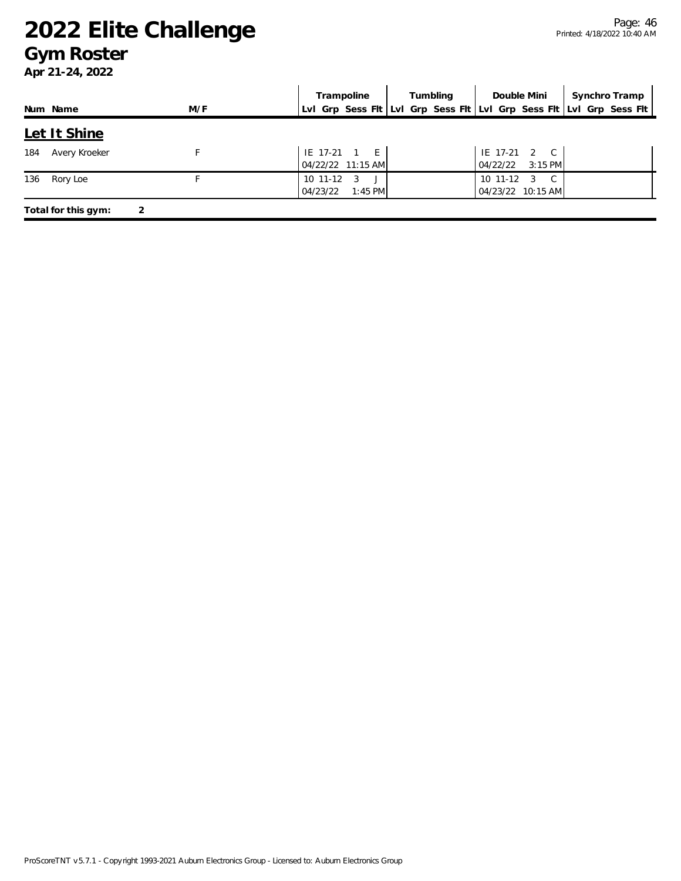# 2022 Elite Challenge

## Gym Roster

**Apr 21-24, 2022**

| Num | Name | M/F | Trampoline Lvl | Trampoline Grp | Trampoline Sess | Trampoline Flt | Tumbling Lvl | Tumbling Grp | Tumbling Sess | Tumbling Flt | Double Mini Lvl | Double Mini Grp | Double Mini Sess | Double Mini Flt | Synchro Tramp Lvl | Synchro Tramp Grp | Synchro Tramp Sess | Synchro Tramp Flt |
|---|---|---|---|---|---|---|---|---|---|---|---|---|---|---|---|---|---|---|
| **Let It Shine** | | | | | | | | | | | | | | | | | | |
| 184 | Avery Kroeker | F | IE | 17-21 | 1 | E | | | | | IE | 17-21 | 2 | C | | | | |
| | | | 04/22/22 | 11:15 AM | | | | | | | 04/22/22 | 3:15 PM | | | | | | |
| 136 | Rory Loe | F | 10 | 11-12 | 3 | J | | | | | 10 | 11-12 | 3 | C | | | | |
| | | | 04/23/22 | 1:45 PM | | | | | | | 04/23/22 | 10:15 AM | | | | | | |

**Total for this gym: 2**

ProScoreTNT v5.7.1 - Copyright 1993-2021 Auburn Electronics Group - Licensed to: Auburn Electronics Group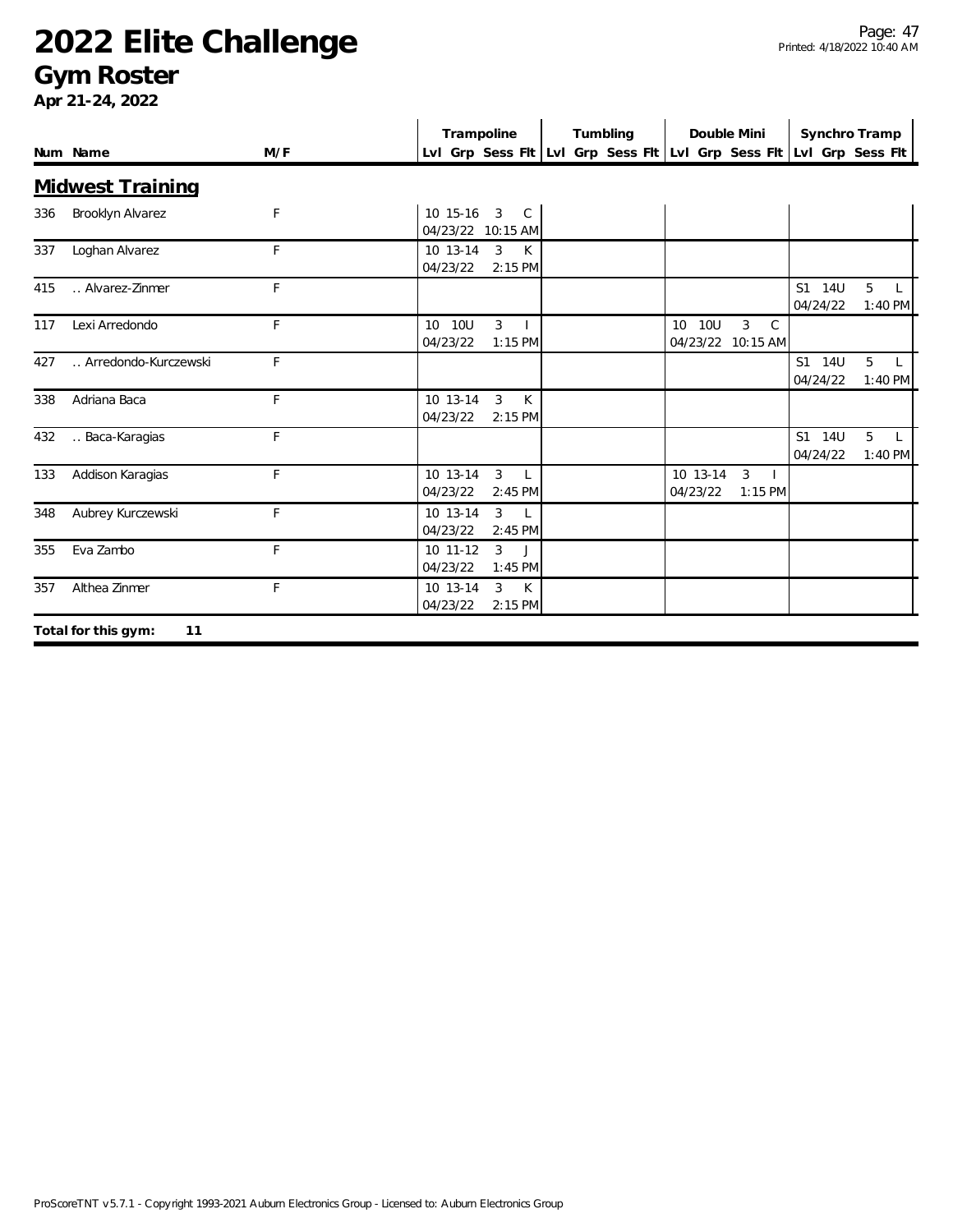# 2022 Elite Challenge

## Gym Roster

**Apr 21-24, 2022**

## Midwest Training

| Num | Name | M/F | Trampoline Lvl | Trampoline Grp | Trampoline Sess | Trampoline Flt | Tumbling Lvl | Tumbling Grp | Tumbling Sess | Tumbling Flt | Double Mini Lvl | Double Mini Grp | Double Mini Sess | Double Mini Flt | Synchro Tramp Lvl | Synchro Tramp Grp | Synchro Tramp Sess | Synchro Tramp Flt |
|---|---|---|---|---|---|---|---|---|---|---|---|---|---|---|---|---|---|---|
| 336 | Brooklyn Alvarez | F | 10 | 15-16 | 3 | C | | | | | | | | | | | | |
| | | | 04/23/22 | | | 10:15 AM | | | | | | | | | | | | |
| 337 | Loghan Alvarez | F | 10 | 13-14 | 3 | K | | | | | | | | | | | | |
| | | | 04/23/22 | | | 2:15 PM | | | | | | | | | | | | |
| 415 | .. Alvarez-Zinmer | F | | | | | | | | | | | | | S1 | 14U | 5 | L |
| | | | | | | | | | | | | | | | 04/24/22 | | | 1:40 PM |
| 117 | Lexi Arredondo | F | 10 | 10U | 3 | I | | | | | 10 | 10U | 3 | C | | | | |
| | | | 04/23/22 | | | 1:15 PM | | | | | 04/23/22 | | | 10:15 AM | | | | |
| 427 | .. Arredondo-Kurczewski | F | | | | | | | | | | | | | S1 | 14U | 5 | L |
| | | | | | | | | | | | | | | | 04/24/22 | | | 1:40 PM |
| 338 | Adriana Baca | F | 10 | 13-14 | 3 | K | | | | | | | | | | | | |
| | | | 04/23/22 | | | 2:15 PM | | | | | | | | | | | | |
| 432 | .. Baca-Karagias | F | | | | | | | | | | | | | S1 | 14U | 5 | L |
| | | | | | | | | | | | | | | | 04/24/22 | | | 1:40 PM |
| 133 | Addison Karagias | F | 10 | 13-14 | 3 | L | | | | | 10 | 13-14 | 3 | I | | | | |
| | | | 04/23/22 | | | 2:45 PM | | | | | 04/23/22 | | | 1:15 PM | | | | |
| 348 | Aubrey Kurczewski | F | 10 | 13-14 | 3 | L | | | | | | | | | | | | |
| | | | 04/23/22 | | | 2:45 PM | | | | | | | | | | | | |
| 355 | Eva Zambo | F | 10 | 11-12 | 3 | J | | | | | | | | | | | | |
| | | | 04/23/22 | | | 1:45 PM | | | | | | | | | | | | |
| 357 | Althea Zinmer | F | 10 | 13-14 | 3 | K | | | | | | | | | | | | |
| | | | 04/23/22 | | | 2:15 PM | | | | | | | | | | | | |

**Total for this gym: 11**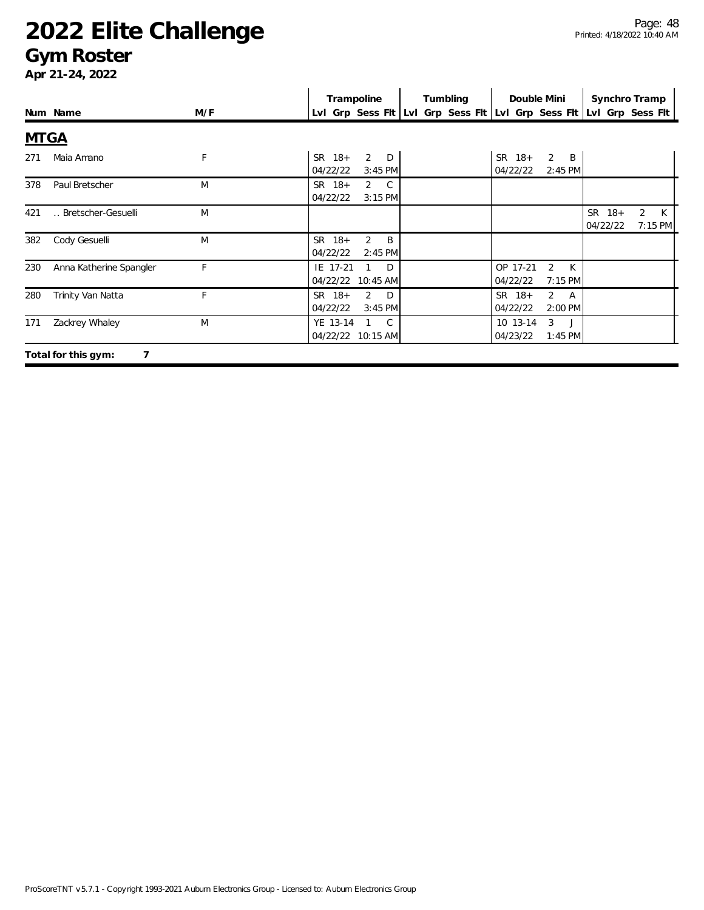# 2022 Elite Challenge

## Gym Roster

**Apr 21-24, 2022**

| Num | Name | M/F | Trampoline | | | | Tumbling | | | | Double Mini | | | | Synchro Tramp | | | |
|---|---|---|---|---|---|---|---|---|---|---|---|---|---|---|---|---|---|---|
| | | | Lvl | Grp | Sess | Flt | Lvl | Grp | Sess | Flt | Lvl | Grp | Sess | Flt | Lvl | Grp | Sess | Flt |

### MTGA

| Num | Name | M/F | Trampoline | Tumbling | Double Mini | Synchro Tramp |
|---|---|---|---|---|---|---|
| 271 | Maia Amano | F | SR 18+ 2 D 04/22/22 3:45 PM | | SR 18+ 2 B 04/22/22 2:45 PM | |
| 378 | Paul Bretscher | M | SR 18+ 2 C 04/22/22 3:15 PM | | | |
| 421 | .. Bretscher-Gesuelli | M | | | | SR 18+ 2 K 04/22/22 7:15 PM |
| 382 | Cody Gesuelli | M | SR 18+ 2 B 04/22/22 2:45 PM | | | |
| 230 | Anna Katherine Spangler | F | IE 17-21 1 D 04/22/22 10:45 AM | | OP 17-21 2 K 04/22/22 7:15 PM | |
| 280 | Trinity Van Natta | F | SR 18+ 2 D 04/22/22 3:45 PM | | SR 18+ 2 A 04/22/22 2:00 PM | |
| 171 | Zackrey Whaley | M | YE 13-14 1 C 04/22/22 10:15 AM | | 10 13-14 3 J 04/23/22 1:45 PM | |

**Total for this gym: 7**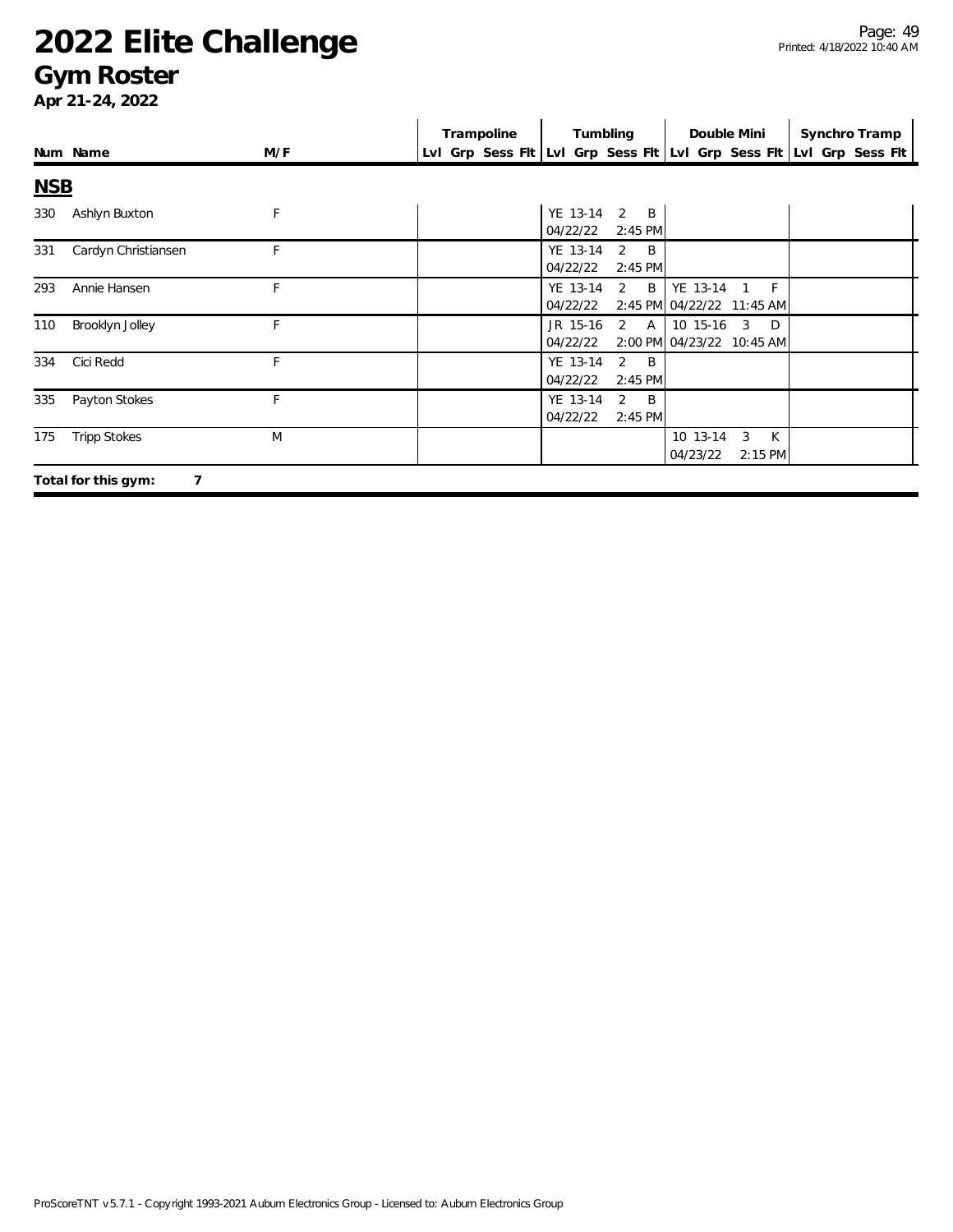# 2022 Elite Challenge

## Gym Roster

**Apr 21-24, 2022**

| Num | Name | M/F | Trampoline Lvl | Trampoline Grp | Trampoline Sess | Trampoline Flt | Tumbling Lvl | Tumbling Grp | Tumbling Sess | Tumbling Flt | Double Mini Lvl | Double Mini Grp | Double Mini Sess | Double Mini Flt | Synchro Tramp Lvl | Synchro Tramp Grp | Synchro Tramp Sess | Synchro Tramp Flt |
|---|---|---|---|---|---|---|---|---|---|---|---|---|---|---|---|---|---|---|
| **NSB** | | | | | | | | | | | | | | | | | | |
| 330 | Ashlyn Buxton | F | | | | | YE | 13-14 | 2 | B | | | | | | | | |
| | | | | | | | 04/22/22 | | | 2:45 PM | | | | | | | | |
| 331 | Cardyn Christiansen | F | | | | | YE | 13-14 | 2 | B | | | | | | | | |
| | | | | | | | 04/22/22 | | | 2:45 PM | | | | | | | | |
| 293 | Annie Hansen | F | | | | | YE | 13-14 | 2 | B | YE | 13-14 | 1 | F | | | | |
| | | | | | | | 04/22/22 | | | 2:45 PM | 04/22/22 | | | 11:45 AM | | | | |
| 110 | Brooklyn Jolley | F | | | | | JR | 15-16 | 2 | A | 10 | 15-16 | 3 | D | | | | |
| | | | | | | | 04/22/22 | | | 2:00 PM | 04/23/22 | | | 10:45 AM | | | | |
| 334 | Cici Redd | F | | | | | YE | 13-14 | 2 | B | | | | | | | | |
| | | | | | | | 04/22/22 | | | 2:45 PM | | | | | | | | |
| 335 | Payton Stokes | F | | | | | YE | 13-14 | 2 | B | | | | | | | | |
| | | | | | | | 04/22/22 | | | 2:45 PM | | | | | | | | |
| 175 | Tripp Stokes | M | | | | | | | | | 10 | 13-14 | 3 | K | | | | |
| | | | | | | | | | | | 04/23/22 | | | 2:15 PM | | | | |

**Total for this gym: 7**

ProScoreTNT v5.7.1 - Copyright 1993-2021 Auburn Electronics Group - Licensed to: Auburn Electronics Group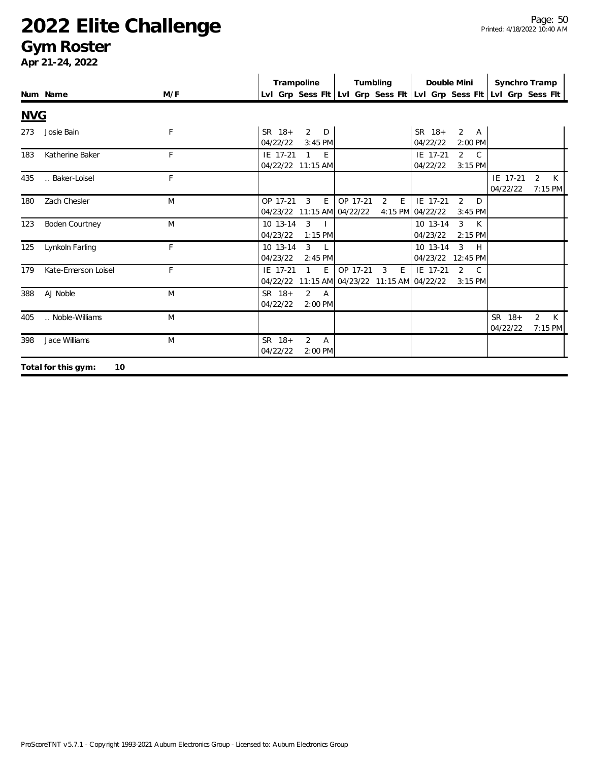# 2022 Elite Challenge

## Gym Roster

**Apr 21-24, 2022**

| Num | Name | M/F | Trampoline | | | | Tumbling | | | | Double Mini | | | | Synchro Tramp | | | |
|---|---|---|---|---|---|---|---|---|---|---|---|---|---|---|---|---|---|---|
| | | | Lvl | Grp | Sess | Flt | Lvl | Grp | Sess | Flt | Lvl | Grp | Sess | Flt | Lvl | Grp | Sess | Flt |

### NVG

| Num | Name | M/F | Trampoline | Tumbling | Double Mini | Synchro Tramp |
|---|---|---|---|---|---|---|
| 273 | Josie Bain | F | SR 18+ 2 D 04/22/22 3:45 PM | | SR 18+ 2 A 04/22/22 2:00 PM | |
| 183 | Katherine Baker | F | IE 17-21 1 E 04/22/22 11:15 AM | | IE 17-21 2 C 04/22/22 3:15 PM | |
| 435 | .. Baker-Loisel | F | | | | IE 17-21 2 K 04/22/22 7:15 PM |
| 180 | Zach Chesler | M | OP 17-21 3 E 04/23/22 11:15 AM | OP 17-21 2 E 04/22/22 4:15 PM | IE 17-21 2 D 04/22/22 3:45 PM | |
| 123 | Boden Courtney | M | 10 13-14 3 I 04/23/22 1:15 PM | | 10 13-14 3 K 04/23/22 2:15 PM | |
| 125 | Lynkoln Farling | F | 10 13-14 3 L 04/23/22 2:45 PM | | 10 13-14 3 H 04/23/22 12:45 PM | |
| 179 | Kate-Emerson Loisel | F | IE 17-21 1 E 04/22/22 11:15 AM | OP 17-21 3 E 04/23/22 11:15 AM | IE 17-21 2 C 04/22/22 3:15 PM | |
| 388 | AJ Noble | M | SR 18+ 2 A 04/22/22 2:00 PM | | | |
| 405 | .. Noble-Williams | M | | | | SR 18+ 2 K 04/22/22 7:15 PM |
| 398 | Jace Williams | M | SR 18+ 2 A 04/22/22 2:00 PM | | | |

**Total for this gym: 10**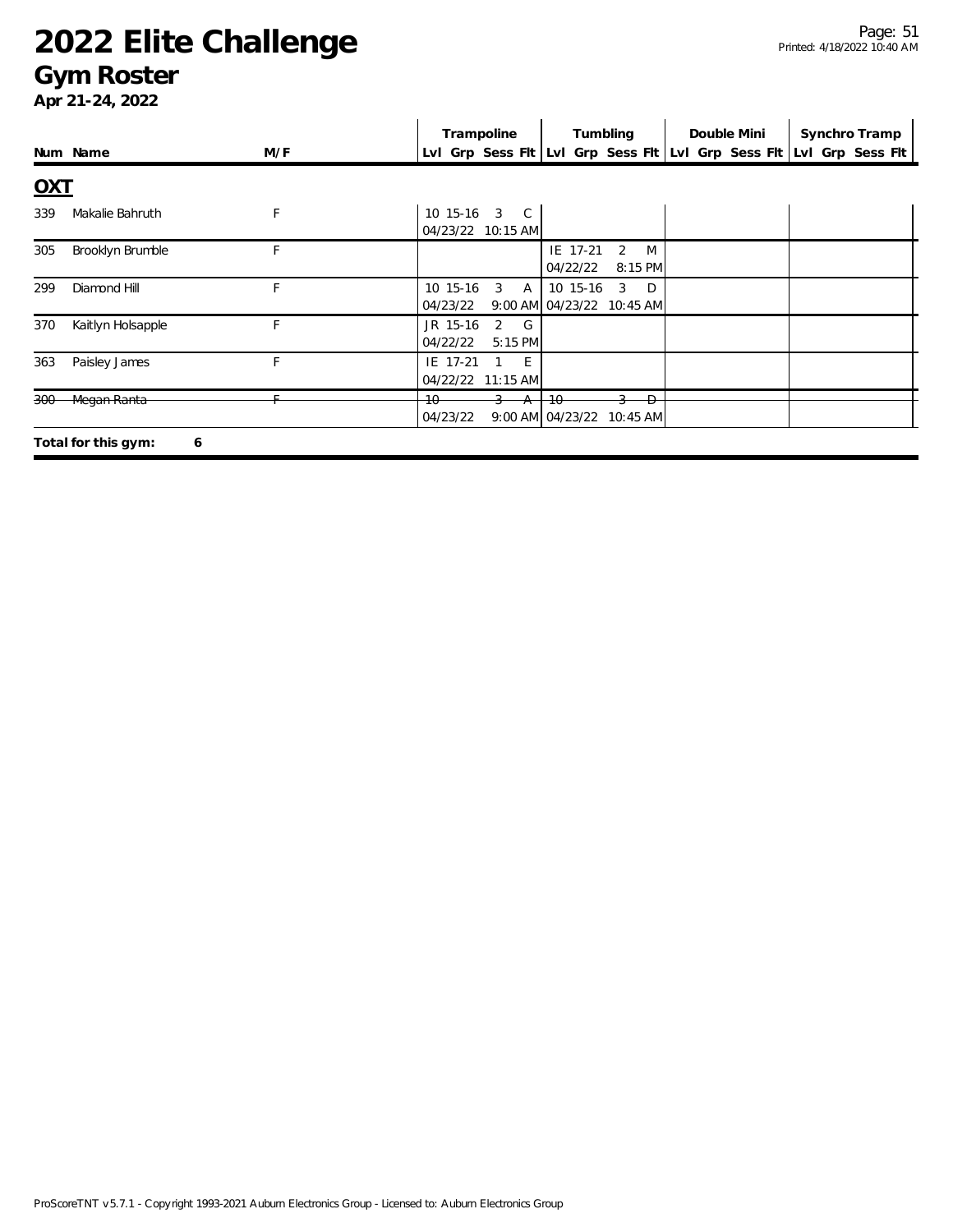# 2022 Elite Challenge

## Gym Roster

**Apr 21-24, 2022**

| Num | Name | M/F | Trampoline Lvl | Trampoline Grp | Trampoline Sess | Trampoline Flt | Tumbling Lvl | Tumbling Grp | Tumbling Sess | Tumbling Flt | Double Mini Lvl | Double Mini Grp | Double Mini Sess | Double Mini Flt | Synchro Tramp Lvl | Synchro Tramp Grp | Synchro Tramp Sess | Synchro Tramp Flt |
|---|---|---|---|---|---|---|---|---|---|---|---|---|---|---|---|---|---|---|
| **OXT** | | | | | | | | | | | | | | | | | | |
| 339 | Makalie Bahruth | F | 10 | 15-16 | 3 | C | | | | | | | | | | | | |
| | | | 04/23/22 | | 10:15 AM | | | | | | | | | | | | | |
| 305 | Brooklyn Brumble | F | | | | | IE | 17-21 | 2 | M | | | | | | | | |
| | | | | | | | 04/22/22 | | 8:15 PM | | | | | | | | | |
| 299 | Diamond Hill | F | 10 | 15-16 | 3 | A | 10 | 15-16 | 3 | D | | | | | | | | |
| | | | 04/23/22 | | 9:00 AM | | 04/23/22 | | 10:45 AM | | | | | | | | | |
| 370 | Kaitlyn Holsapple | F | JR | 15-16 | 2 | G | | | | | | | | | | | | |
| | | | 04/22/22 | | 5:15 PM | | | | | | | | | | | | | |
| 363 | Paisley James | F | IE | 17-21 | 1 | E | | | | | | | | | | | | |
| | | | 04/22/22 | | 11:15 AM | | | | | | | | | | | | | |
| ~~300~~ | ~~Megan Ranta~~ | ~~F~~ | ~~10~~ | | ~~3~~ | ~~A~~ | ~~10~~ | | ~~3~~ | ~~D~~ | | | | | | | | |
| | | | 04/23/22 | | 9:00 AM | | 04/23/22 | | 10:45 AM | | | | | | | | | |

**Total for this gym: 6**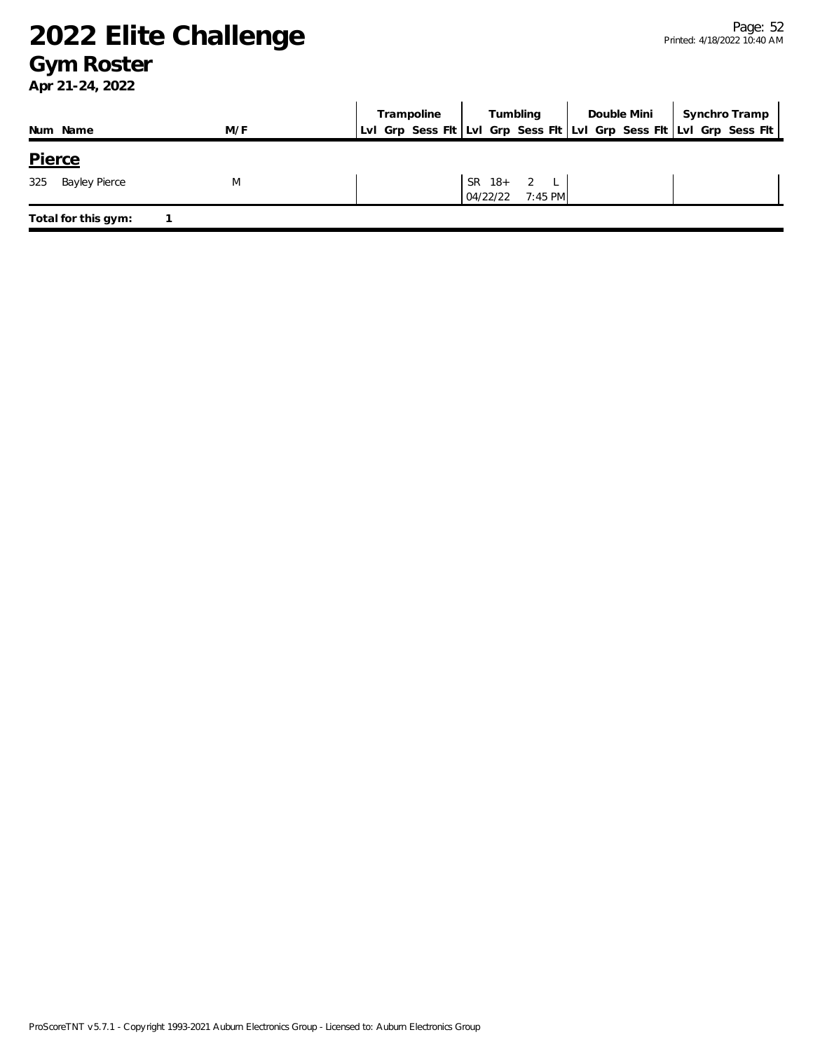# 2022 Elite Challenge

## Gym Roster

**Apr 21-24, 2022**

| Num | Name | M/F | Trampoline | | | | Tumbling | | | | Double Mini | | | | Synchro Tramp | | | |
|---|---|---|---|---|---|---|---|---|---|---|---|---|---|---|---|---|---|---|
| | | | Lvl | Grp | Sess | Flt | Lvl | Grp | Sess | Flt | Lvl | Grp | Sess | Flt | Lvl | Grp | Sess | Flt |

### Pierce

| Num | Name | M/F | Trampoline | | | | Tumbling | | | | Double Mini | | | | Synchro Tramp | | | |
|---|---|---|---|---|---|---|---|---|---|---|---|---|---|---|---|---|---|---|
| | | | Lvl | Grp | Sess | Flt | Lvl | Grp | Sess | Flt | Lvl | Grp | Sess | Flt | Lvl | Grp | Sess | Flt |
| 325 | Bayley Pierce | M | | | | | SR | 18+ | 2 | L | | | | | | | | |
| | | | | | | | 04/22/22 | | 7:45 PM | | | | | | | | | |

**Total for this gym:** 1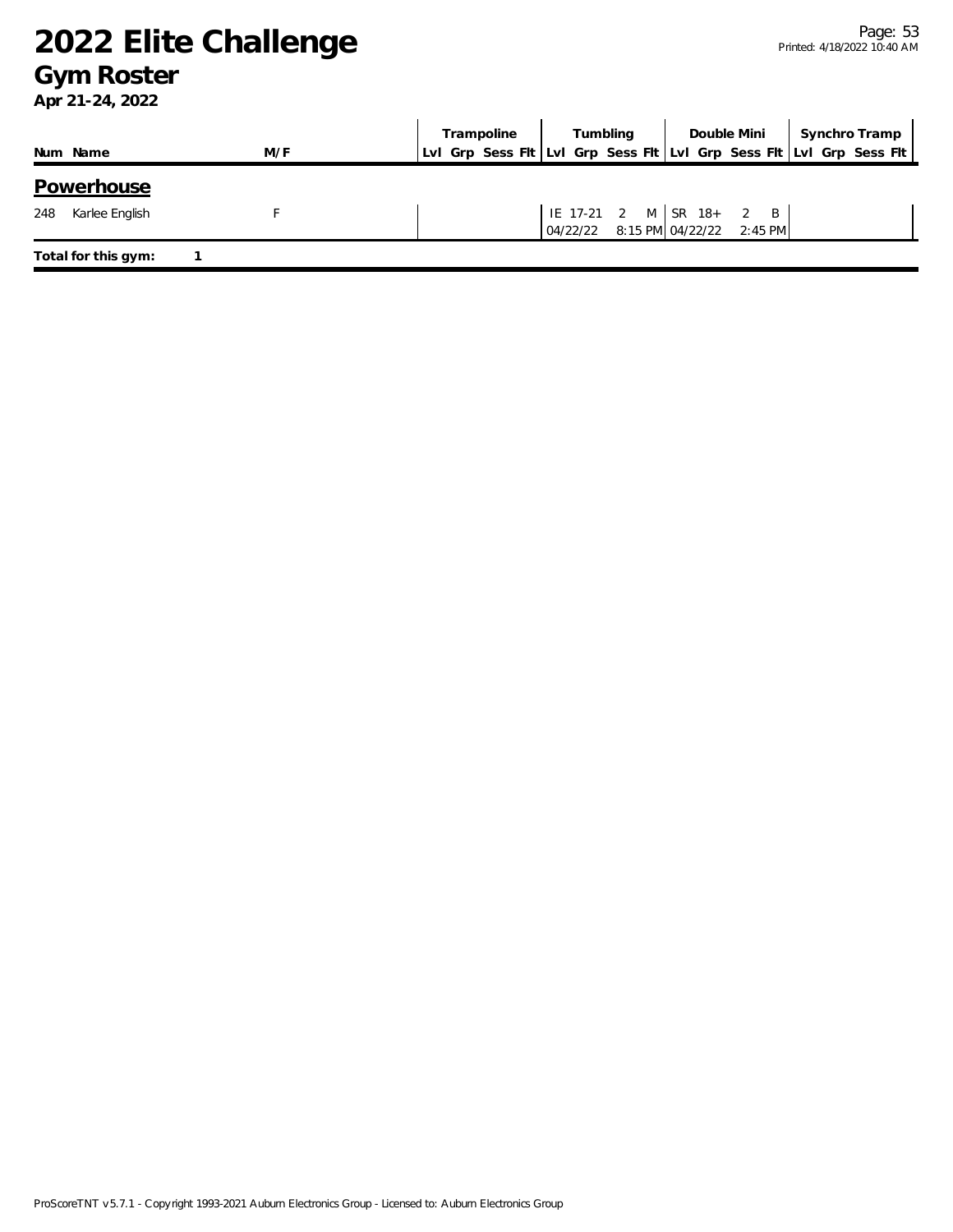# 2022 Elite Challenge

## Gym Roster

**Apr 21-24, 2022**

| Num | Name | M/F | Trampoline Lvl | Trampoline Grp | Trampoline Sess | Trampoline Flt | Tumbling Lvl | Tumbling Grp | Tumbling Sess | Tumbling Flt | Double Mini Lvl | Double Mini Grp | Double Mini Sess | Double Mini Flt | Synchro Tramp Lvl | Synchro Tramp Grp | Synchro Tramp Sess | Synchro Tramp Flt |
|---|---|---|---|---|---|---|---|---|---|---|---|---|---|---|---|---|---|---|
| **Powerhouse** | | | | | | | | | | | | | | | | | | |
| 248 | Karlee English | F | | | | | IE | 17-21 | 2 | M | SR | 18+ | 2 | B | | | | |
| | | | | | | | 04/22/22 | | | 8:15 PM | 04/22/22 | | | 2:45 PM | | | | |

**Total for this gym:** 1

ProScoreTNT v5.7.1 - Copyright 1993-2021 Auburn Electronics Group - Licensed to: Auburn Electronics Group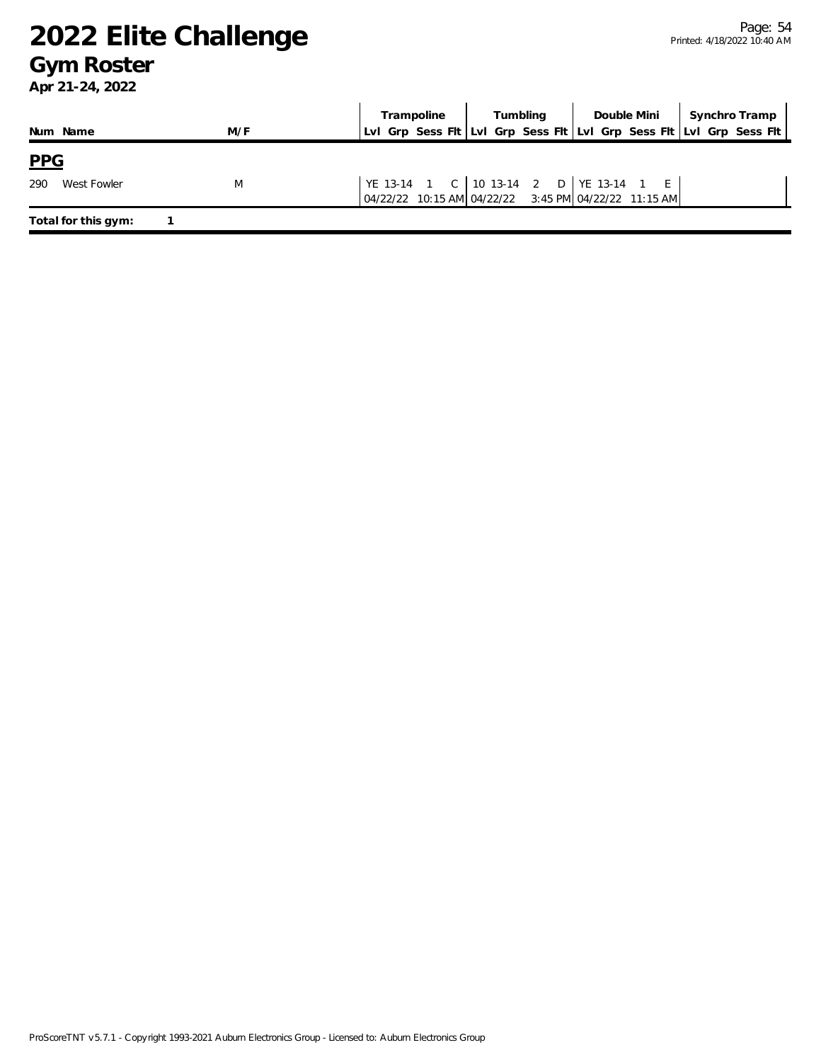# 2022 Elite Challenge

## Gym Roster

**Apr 21-24, 2022**

| Num | Name | M/F | Trampoline Lvl | Trampoline Grp | Trampoline Sess | Trampoline Flt | Tumbling Lvl | Tumbling Grp | Tumbling Sess | Tumbling Flt | Double Mini Lvl | Double Mini Grp | Double Mini Sess | Double Mini Flt | Synchro Tramp Lvl | Synchro Tramp Grp | Synchro Tramp Sess | Synchro Tramp Flt |
|---|---|---|---|---|---|---|---|---|---|---|---|---|---|---|---|---|---|---|
| **PPG** | | | | | | | | | | | | | | | | | | |
| 290 | West Fowler | M | YE | 13-14 | 1 | C | 10 | 13-14 | 2 | D | YE | 13-14 | 1 | E | | | | |
| | | | 04/22/22 10:15 AM | | | | 04/22/22 3:45 PM | | | | 04/22/22 11:15 AM | | | | | | | |

**Total for this gym:** 1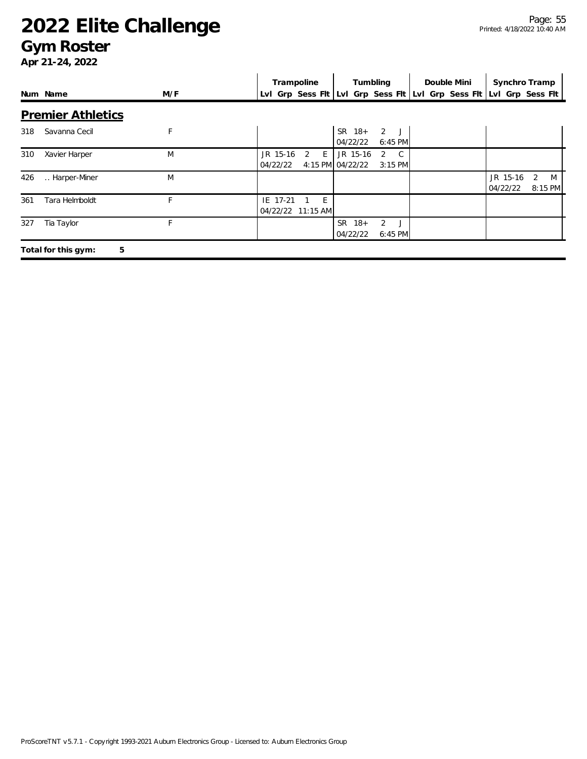# 2022 Elite Challenge

## Gym Roster

**Apr 21-24, 2022**

## Premier Athletics

| Num | Name | M/F | Trampoline | Tumbling | Double Mini | Synchro Tramp |
|---|---|---|---|---|---|---|
| | | | Lvl Grp Sess Flt | Lvl Grp Sess Flt | Lvl Grp Sess Flt | Lvl Grp Sess Flt |
| 318 | Savanna Cecil | F | | SR 18+ 2 J 04/22/22 6:45 PM | | |
| 310 | Xavier Harper | M | JR 15-16 2 E 04/22/22 4:15 PM | JR 15-16 2 C 04/22/22 3:15 PM | | |
| 426 | .. Harper-Miner | M | | | | JR 15-16 2 M 04/22/22 8:15 PM |
| 361 | Tara Helmboldt | F | IE 17-21 1 E 04/22/22 11:15 AM | | | |
| 327 | Tia Taylor | F | | SR 18+ 2 J 04/22/22 6:45 PM | | |

**Total for this gym: 5**

ProScoreTNT v5.7.1 - Copyright 1993-2021 Auburn Electronics Group - Licensed to: Auburn Electronics Group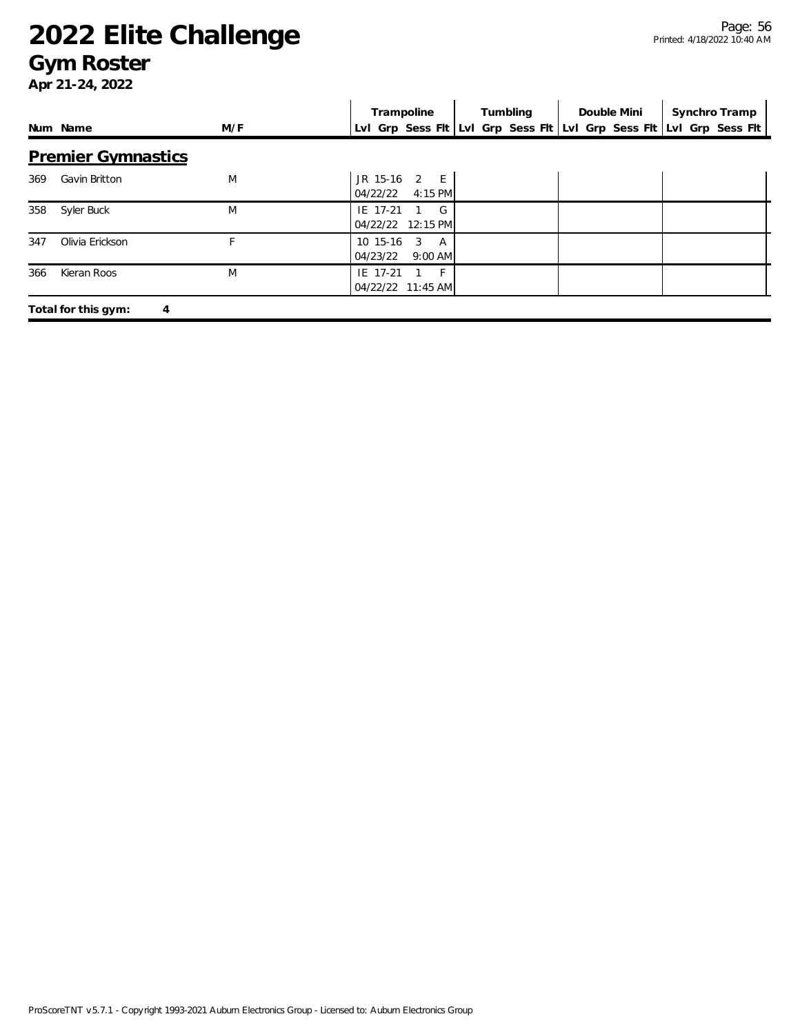# 2022 Elite Challenge

## Gym Roster

**Apr 21-24, 2022**

| Num | Name | M/F | Trampoline Lvl | Trampoline Grp | Trampoline Sess | Trampoline Flt | Tumbling Lvl | Tumbling Grp | Tumbling Sess | Tumbling Flt | Double Mini Lvl | Double Mini Grp | Double Mini Sess | Double Mini Flt | Synchro Tramp Lvl | Synchro Tramp Grp | Synchro Tramp Sess | Synchro Tramp Flt |
|---|---|---|---|---|---|---|---|---|---|---|---|---|---|---|---|---|---|---|
| **Premier Gymnastics** | | | | | | | | | | | | | | | | | | |
| 369 | Gavin Britton | M | JR | 15-16 | 2 | E | | | | | | | | | | | | |
| | | | 04/22/22 | | 4:15 PM | | | | | | | | | | | | | |
| 358 | Syler Buck | M | IE | 17-21 | 1 | G | | | | | | | | | | | | |
| | | | 04/22/22 | | 12:15 PM | | | | | | | | | | | | | |
| 347 | Olivia Erickson | F | 10 | 15-16 | 3 | A | | | | | | | | | | | | |
| | | | 04/23/22 | | 9:00 AM | | | | | | | | | | | | | |
| 366 | Kieran Roos | M | IE | 17-21 | 1 | F | | | | | | | | | | | | |
| | | | 04/22/22 | | 11:45 AM | | | | | | | | | | | | | |

**Total for this gym: 4**

ProScoreTNT v5.7.1 - Copyright 1993-2021 Auburn Electronics Group - Licensed to: Auburn Electronics Group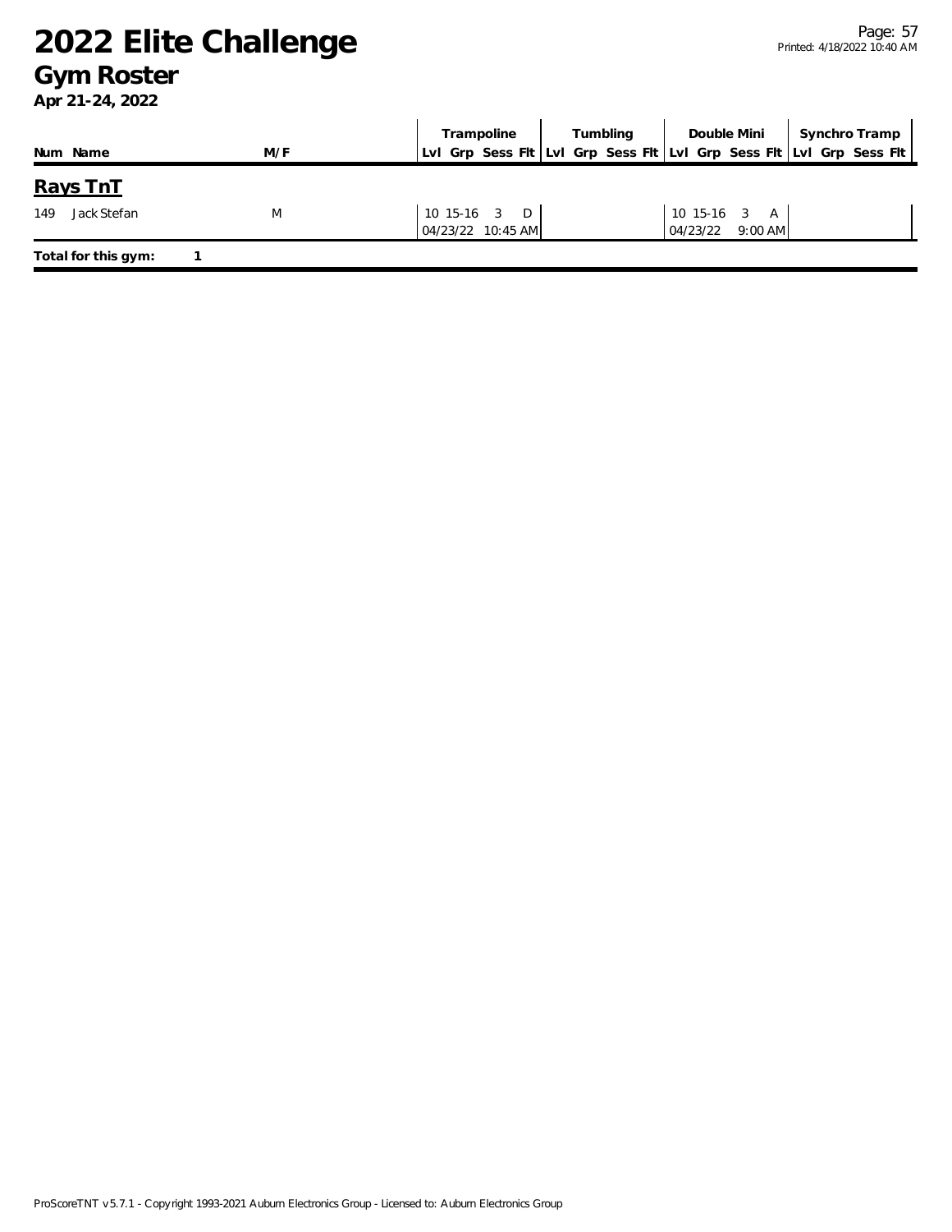# 2022 Elite Challenge

## Gym Roster

**Apr 21-24, 2022**

| Num | Name | M/F | Trampoline | | | | Tumbling | | | | Double Mini | | | | Synchro Tramp | | | |
|---|---|---|---|---|---|---|---|---|---|---|---|---|---|---|---|---|---|---|
| | | | Lvl | Grp | Sess | Flt | Lvl | Grp | Sess | Flt | Lvl | Grp | Sess | Flt | Lvl | Grp | Sess | Flt |

### Rays TnT

| Num | Name | M/F | Trampoline | Tumbling | Double Mini | Synchro Tramp |
|---|---|---|---|---|---|---|
| 149 | Jack Stefan | M | 10 15-16 3 D<br>04/23/22 10:45 AM | | 10 15-16 3 A<br>04/23/22 9:00 AM | |

**Total for this gym:** 1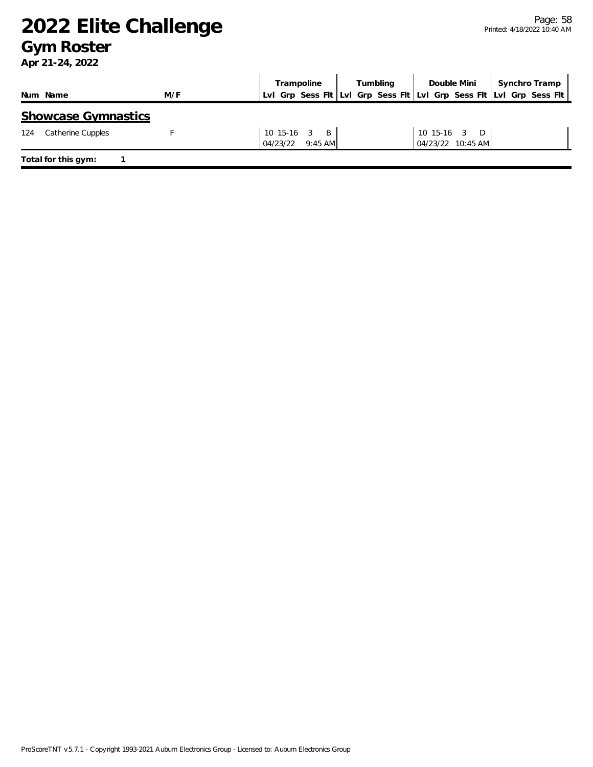# 2022 Elite Challenge

## Gym Roster

**Apr 21-24, 2022**

| Num | Name | M/F | Trampoline | | | | Tumbling | | | | Double Mini | | | | Synchro Tramp | | | |
|---|---|---|---|---|---|---|---|---|---|---|---|---|---|---|---|---|---|---|
| | | | Lvl | Grp | Sess | Flt | Lvl | Grp | Sess | Flt | Lvl | Grp | Sess | Flt | Lvl | Grp | Sess | Flt |

### Showcase Gymnastics

| Num | Name | M/F | Trampoline | Tumbling | Double Mini | Synchro Tramp |
|---|---|---|---|---|---|---|
| 124 | Catherine Cupples | F | 10 15-16 3 B<br>04/23/22 9:45 AM | | 10 15-16 3 D<br>04/23/22 10:45 AM | |

**Total for this gym: 1**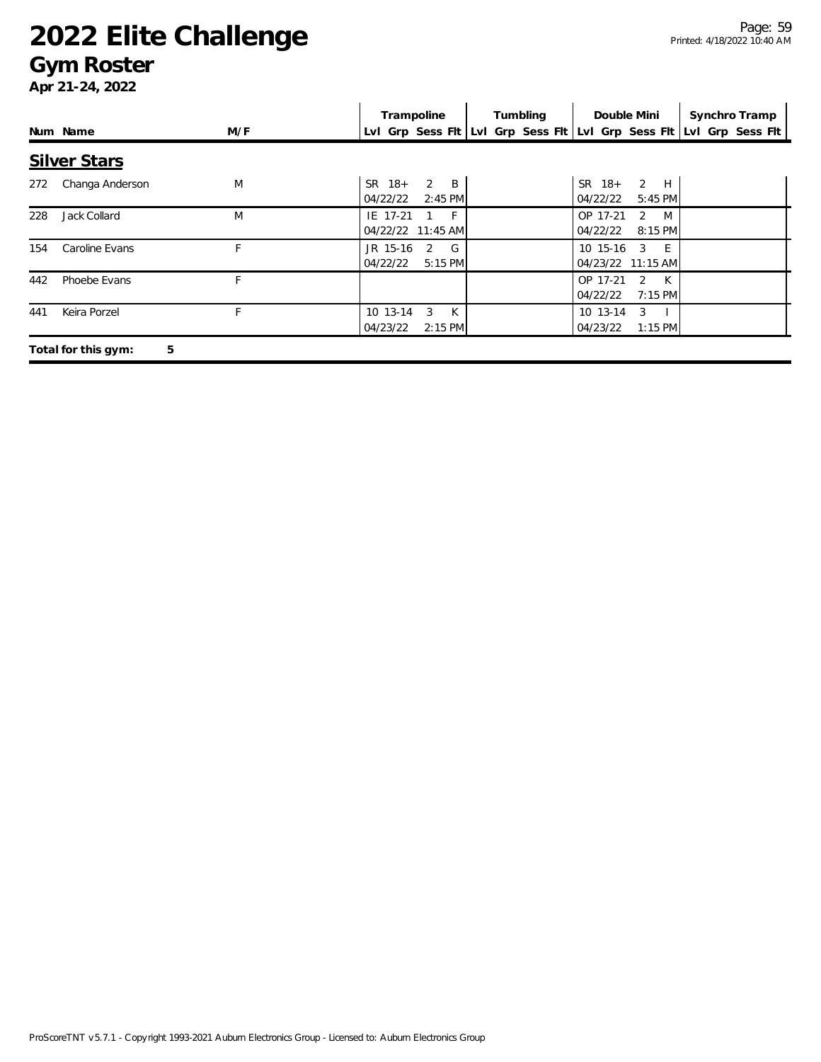# 2022 Elite Challenge
## Gym Roster
**Apr 21-24, 2022**

| Num | Name | M/F | Trampoline | Tumbling | Double Mini | Synchro Tramp |
|---|---|---|---|---|---|---|
| | | | Lvl Grp Sess Flt | Lvl Grp Sess Flt | Lvl Grp Sess Flt | Lvl Grp Sess Flt |

### Silver Stars

| Num | Name | M/F | Trampoline | Tumbling | Double Mini | Synchro Tramp |
|---|---|---|---|---|---|---|
| 272 | Changa Anderson | M | SR 18+ 2 B 04/22/22 2:45 PM | | SR 18+ 2 H 04/22/22 5:45 PM | |
| 228 | Jack Collard | M | IE 17-21 1 F 04/22/22 11:45 AM | | OP 17-21 2 M 04/22/22 8:15 PM | |
| 154 | Caroline Evans | F | JR 15-16 2 G 04/22/22 5:15 PM | | 10 15-16 3 E 04/23/22 11:15 AM | |
| 442 | Phoebe Evans | F | | | OP 17-21 2 K 04/22/22 7:15 PM | |
| 441 | Keira Porzel | F | 10 13-14 3 K 04/23/22 2:15 PM | | 10 13-14 3 I 04/23/22 1:15 PM | |

**Total for this gym: 5**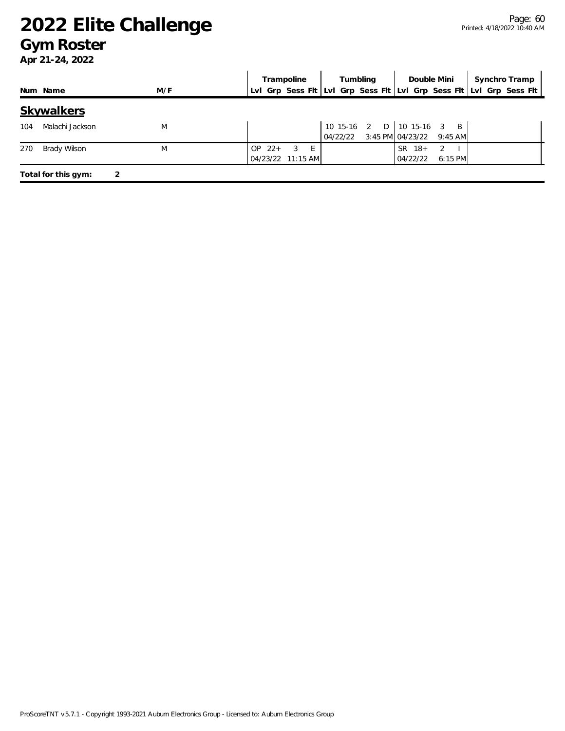# 2022 Elite Challenge

## Gym Roster

**Apr 21-24, 2022**

| Num | Name | M/F | Trampoline Lvl | Trampoline Grp | Trampoline Sess | Trampoline Flt | Tumbling Lvl | Tumbling Grp | Tumbling Sess | Tumbling Flt | Double Mini Lvl | Double Mini Grp | Double Mini Sess | Double Mini Flt | Synchro Tramp Lvl | Synchro Tramp Grp | Synchro Tramp Sess | Synchro Tramp Flt |
|---|---|---|---|---|---|---|---|---|---|---|---|---|---|---|---|---|---|---|
| **Skywalkers** | | | | | | | | | | | | | | | | | | |
| 104 | Malachi Jackson | M | | | | | 10 | 15-16 | 2 | D | 10 | 15-16 | 3 | B | | | | |
| | | | | | | | 04/22/22 | | 3:45 PM | | 04/23/22 | | 9:45 AM | | | | | |
| 270 | Brady Wilson | M | OP | 22+ | 3 | E | | | | | SR | 18+ | 2 | I | | | | |
| | | | 04/23/22 | | 11:15 AM | | | | | | 04/22/22 | | 6:15 PM | | | | | |

**Total for this gym: 2**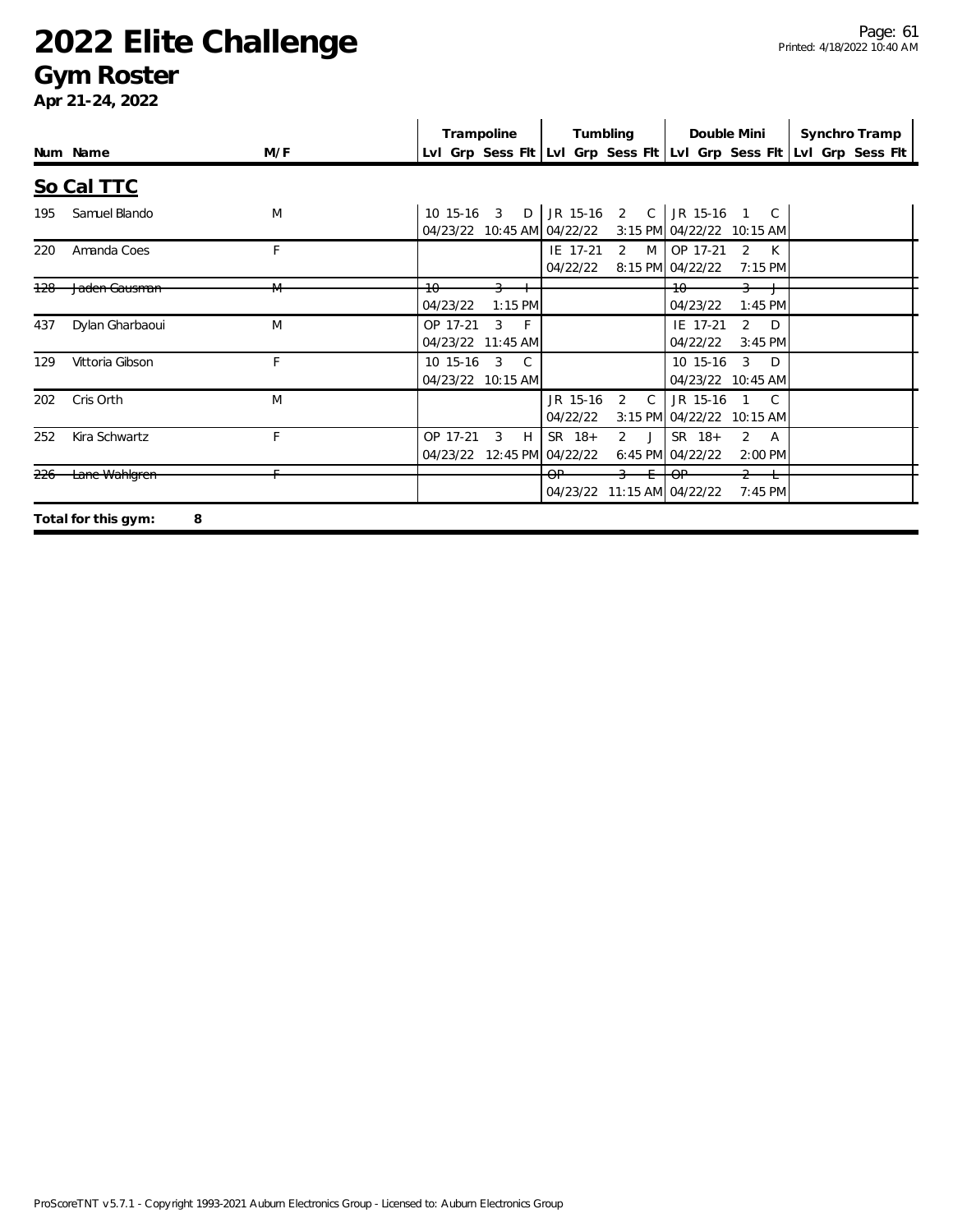# 2022 Elite Challenge

## Gym Roster

**Apr 21-24, 2022**

## So Cal TTC

| Num | Name | M/F | Trampoline Lvl | Trampoline Grp | Trampoline Sess | Trampoline Flt | Tumbling Lvl | Tumbling Grp | Tumbling Sess | Tumbling Flt | Double Mini Lvl | Double Mini Grp | Double Mini Sess | Double Mini Flt | Synchro Tramp Lvl | Synchro Tramp Grp | Synchro Tramp Sess | Synchro Tramp Flt |
|---|---|---|---|---|---|---|---|---|---|---|---|---|---|---|---|---|---|---|
| 195 | Samuel Blando | M | 10 | 15-16 | 3 | D | JR | 15-16 | 2 | C | JR | 15-16 | 1 | C | | | | |
| | | | 04/23/22 | | 10:45 AM | | 04/22/22 | | 3:15 PM | | 04/22/22 | | 10:15 AM | | | | | |
| 220 | Amanda Coes | F | | | | | IE | 17-21 | 2 | M | OP | 17-21 | 2 | K | | | | |
| | | | | | | | 04/22/22 | | 8:15 PM | | 04/22/22 | | 7:15 PM | | | | | |
| ~~128~~ | ~~Jaden Gausman~~ | ~~M~~ | ~~10~~ | | ~~3~~ | ~~I~~ | | | | | ~~10~~ | | ~~3~~ | ~~J~~ | | | | |
| | | | 04/23/22 | | 1:15 PM | | | | | | 04/23/22 | | 1:45 PM | | | | | |
| 437 | Dylan Gharbaoui | M | OP | 17-21 | 3 | F | | | | | IE | 17-21 | 2 | D | | | | |
| | | | 04/23/22 | | 11:45 AM | | | | | | 04/22/22 | | 3:45 PM | | | | | |
| 129 | Vittoria Gibson | F | 10 | 15-16 | 3 | C | | | | | 10 | 15-16 | 3 | D | | | | |
| | | | 04/23/22 | | 10:15 AM | | | | | | 04/23/22 | | 10:45 AM | | | | | |
| 202 | Cris Orth | M | | | | | JR | 15-16 | 2 | C | JR | 15-16 | 1 | C | | | | |
| | | | | | | | 04/22/22 | | 3:15 PM | | 04/22/22 | | 10:15 AM | | | | | |
| 252 | Kira Schwartz | F | OP | 17-21 | 3 | H | SR | 18+ | 2 | J | SR | 18+ | 2 | A | | | | |
| | | | 04/23/22 | | 12:45 PM | | 04/22/22 | | 6:45 PM | | 04/22/22 | | 2:00 PM | | | | | |
| ~~226~~ | ~~Lane Wahlgren~~ | ~~F~~ | | | | | ~~OP~~ | | ~~3~~ | ~~E~~ | ~~OP~~ | | ~~2~~ | ~~L~~ | | | | |
| | | | | | | | 04/23/22 | | 11:15 AM | | 04/22/22 | | 7:45 PM | | | | | |

**Total for this gym: 8**

ProScoreTNT v5.7.1 - Copyright 1993-2021 Auburn Electronics Group - Licensed to: Auburn Electronics Group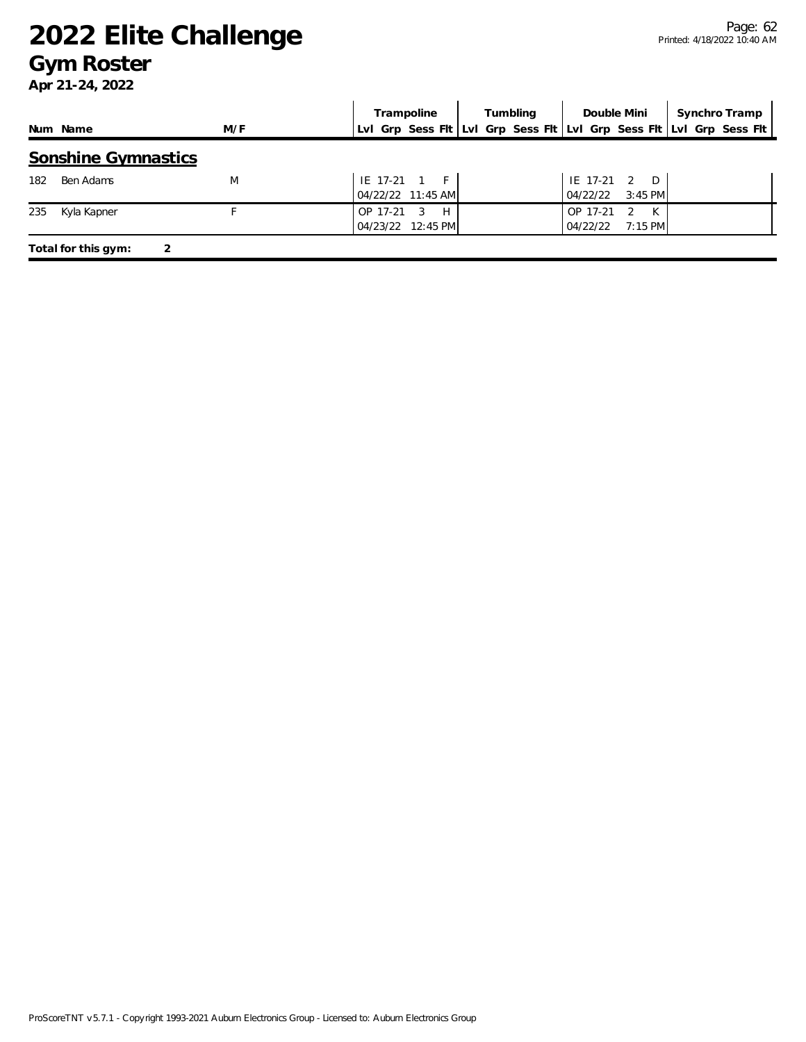# 2022 Elite Challenge

## Gym Roster

**Apr 21-24, 2022**

| Num | Name | M/F | Trampoline Lvl | Trampoline Grp | Trampoline Sess | Trampoline Flt | Tumbling Lvl | Tumbling Grp | Tumbling Sess | Tumbling Flt | Double Mini Lvl | Double Mini Grp | Double Mini Sess | Double Mini Flt | Synchro Tramp Lvl | Synchro Tramp Grp | Synchro Tramp Sess | Synchro Tramp Flt |
|---|---|---|---|---|---|---|---|---|---|---|---|---|---|---|---|---|---|---|
| | **Sonshine Gymnastics** | | | | | | | | | | | | | | | | | |
| 182 | Ben Adams | M | IE | 17-21 | 1 | F | | | | | IE | 17-21 | 2 | D | | | | |
| | | | 04/22/22 | | 11:45 AM | | | | | | 04/22/22 | | 3:45 PM | | | | | |
| 235 | Kyla Kapner | F | OP | 17-21 | 3 | H | | | | | OP | 17-21 | 2 | K | | | | |
| | | | 04/23/22 | | 12:45 PM | | | | | | 04/22/22 | | 7:15 PM | | | | | |

**Total for this gym: 2**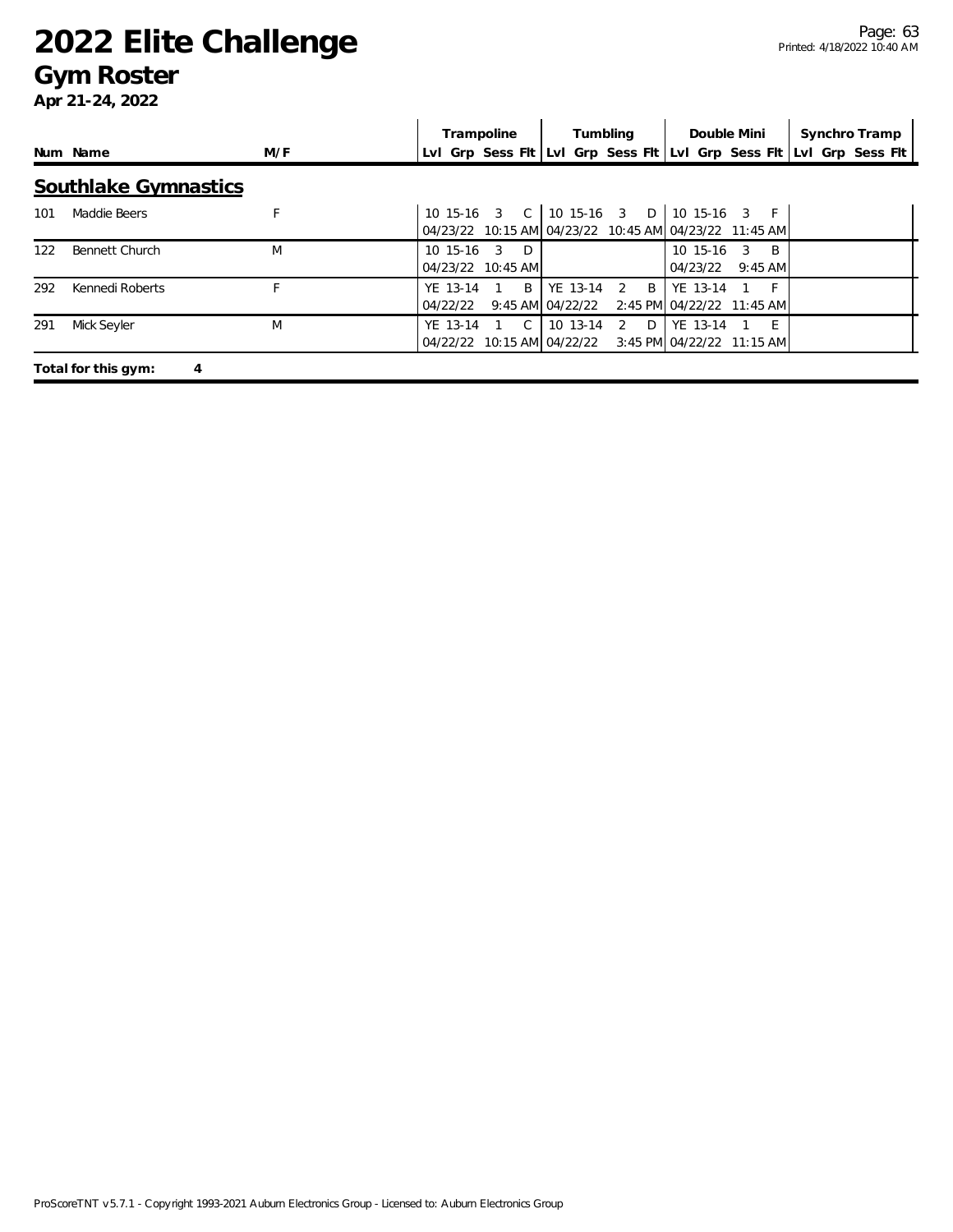# 2022 Elite Challenge

## Gym Roster

**Apr 21-24, 2022**

### Southlake Gymnastics

| Num | Name | M/F | Trampoline | | | | Tumbling | | | | Double Mini | | | | Synchro Tramp | | | |
|---|---|---|---|---|---|---|---|---|---|---|---|---|---|---|---|---|---|---|
| | | | Lvl | Grp | Sess | Flt | Lvl | Grp | Sess | Flt | Lvl | Grp | Sess | Flt | Lvl | Grp | Sess | Flt |
| 101 | Maddie Beers | F | 10 | 15-16 | 3 | C | 10 | 15-16 | 3 | D | 10 | 15-16 | 3 | F | | | | |
| | | | 04/23/22 | | 10:15 AM | | 04/23/22 | | 10:45 AM | | 04/23/22 | | 11:45 AM | | | | | |
| 122 | Bennett Church | M | 10 | 15-16 | 3 | D | | | | | 10 | 15-16 | 3 | B | | | | |
| | | | 04/23/22 | | 10:45 AM | | | | | | 04/23/22 | | 9:45 AM | | | | | |
| 292 | Kennedi Roberts | F | YE | 13-14 | 1 | B | YE | 13-14 | 2 | B | YE | 13-14 | 1 | F | | | | |
| | | | 04/22/22 | | 9:45 AM | | 04/22/22 | | 2:45 PM | | 04/22/22 | | 11:45 AM | | | | | |
| 291 | Mick Seyler | M | YE | 13-14 | 1 | C | 10 | 13-14 | 2 | D | YE | 13-14 | 1 | E | | | | |
| | | | 04/22/22 | | 10:15 AM | | 04/22/22 | | 3:45 PM | | 04/22/22 | | 11:15 AM | | | | | |

**Total for this gym: 4**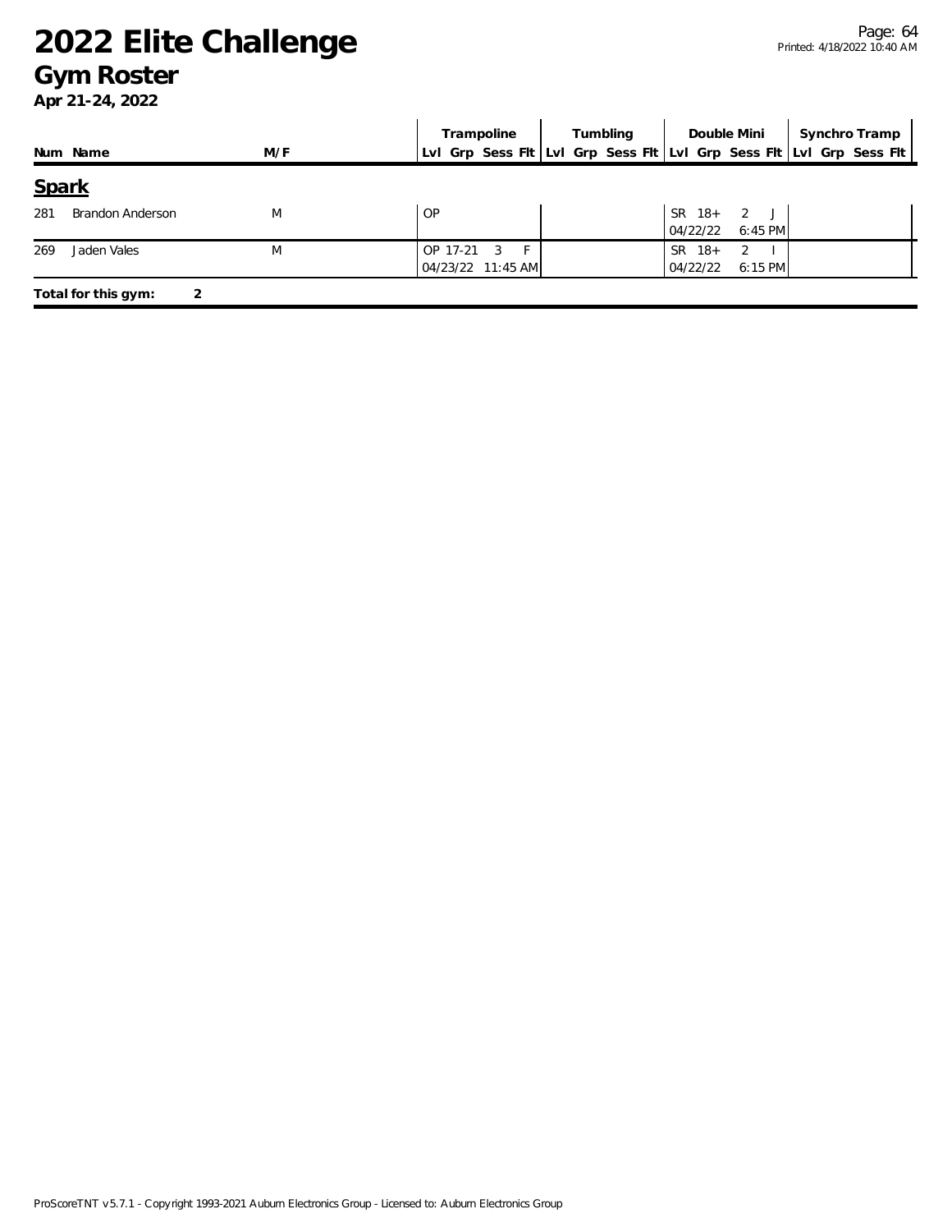# 2022 Elite Challenge

## Gym Roster

**Apr 21-24, 2022**

| Num | Name | M/F | Trampoline Lvl | Grp | Sess | Flt | Tumbling Lvl | Grp | Sess | Flt | Double Mini Lvl | Grp | Sess | Flt | Synchro Tramp Lvl | Grp | Sess | Flt |
|---|---|---|---|---|---|---|---|---|---|---|---|---|---|---|---|---|---|---|
| **Spark** | | | | | | | | | | | | | | | | | | |
| 281 | Brandon Anderson | M | OP | | | | | | | | SR | 18+ | 2 | J | | | | |
| | | | | | | | | | | | 04/22/22 | | 6:45 PM | | | | | |
| 269 | Jaden Vales | M | OP | 17-21 | 3 | F | | | | | SR | 18+ | 2 | I | | | | |
| | | | 04/23/22 | | 11:45 AM | | | | | | 04/22/22 | | 6:15 PM | | | | | |

**Total for this gym: 2**

ProScoreTNT v5.7.1 - Copyright 1993-2021 Auburn Electronics Group - Licensed to: Auburn Electronics Group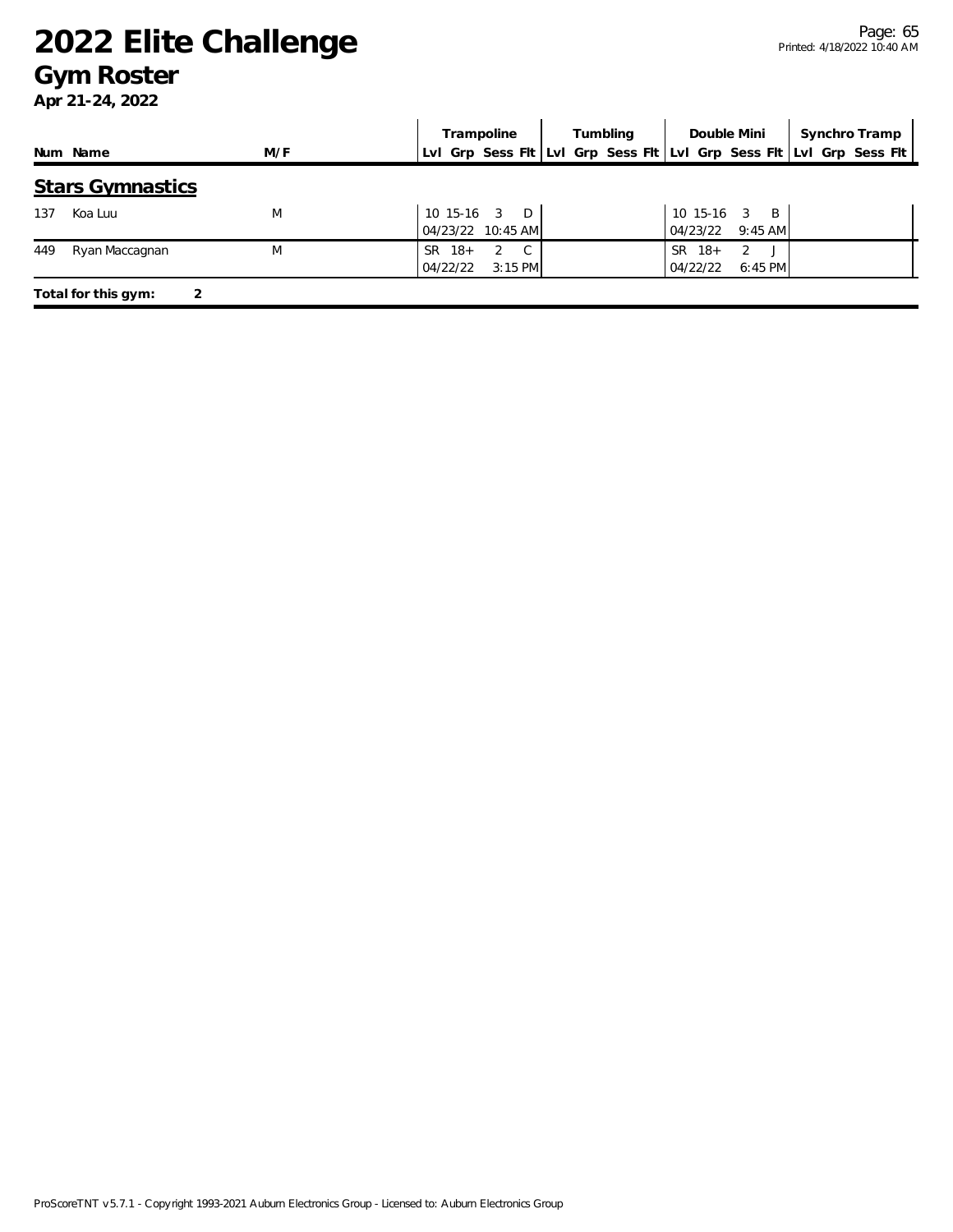# 2022 Elite Challenge

## Gym Roster

**Apr 21-24, 2022**

| Num | Name | M/F | Trampoline | | | | Tumbling | | | | Double Mini | | | | Synchro Tramp | | | |
|---|---|---|---|---|---|---|---|---|---|---|---|---|---|---|---|---|---|---|
| | | | Lvl | Grp | Sess | Flt | Lvl | Grp | Sess | Flt | Lvl | Grp | Sess | Flt | Lvl | Grp | Sess | Flt |

### Stars Gymnastics

| Num | Name | M/F | Trampoline | | | | Tumbling | | | | Double Mini | | | | Synchro Tramp | | | |
|---|---|---|---|---|---|---|---|---|---|---|---|---|---|---|---|---|---|---|
| | | | Lvl | Grp | Sess | Flt | Lvl | Grp | Sess | Flt | Lvl | Grp | Sess | Flt | Lvl | Grp | Sess | Flt |
| 137 | Koa Luu | M | 10 | 15-16 | 3 | D | | | | | 10 | 15-16 | 3 | B | | | | |
| | | | 04/23/22 | | 10:45 AM | | | | | | 04/23/22 | | 9:45 AM | | | | | |
| 449 | Ryan Maccagnan | M | SR | 18+ | 2 | C | | | | | SR | 18+ | 2 | J | | | | |
| | | | 04/22/22 | | 3:15 PM | | | | | | 04/22/22 | | 6:45 PM | | | | | |

**Total for this gym: 2**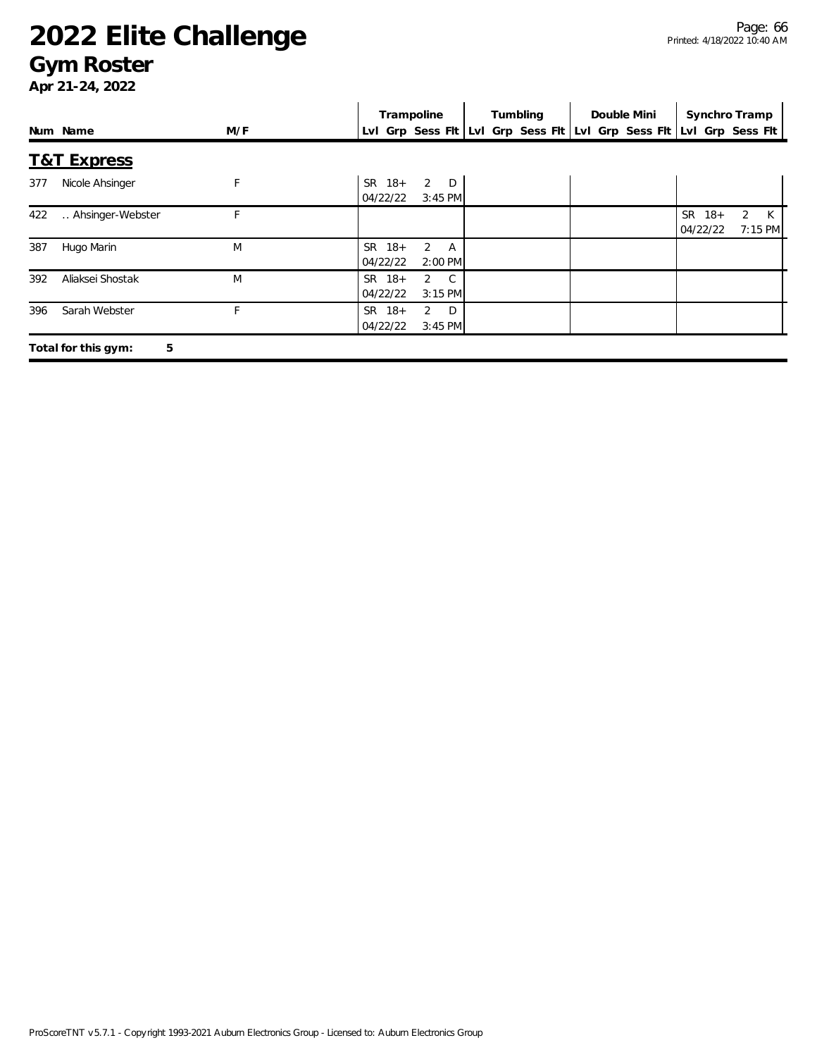# 2022 Elite Challenge

## Gym Roster

**Apr 21-24, 2022**

| Num | Name | M/F | Trampoline Lvl | Trampoline Grp | Trampoline Sess | Trampoline Flt | Tumbling Lvl | Tumbling Grp | Tumbling Sess | Tumbling Flt | Double Mini Lvl | Double Mini Grp | Double Mini Sess | Double Mini Flt | Synchro Tramp Lvl | Synchro Tramp Grp | Synchro Tramp Sess | Synchro Tramp Flt |
|---|---|---|---|---|---|---|---|---|---|---|---|---|---|---|---|---|---|---|
| **T&T Express** | | | | | | | | | | | | | | | | | | |
| 377 | Nicole Ahsinger | F | SR | 18+ | 2 | D | | | | | | | | | | | | |
| | | | 04/22/22 | | | 3:45 PM | | | | | | | | | | | | |
| 422 | .. Ahsinger-Webster | F | | | | | | | | | | | | | SR | 18+ | 2 | K |
| | | | | | | | | | | | | | | | 04/22/22 | | | 7:15 PM |
| 387 | Hugo Marin | M | SR | 18+ | 2 | A | | | | | | | | | | | | |
| | | | 04/22/22 | | | 2:00 PM | | | | | | | | | | | | |
| 392 | Aliaksei Shostak | M | SR | 18+ | 2 | C | | | | | | | | | | | | |
| | | | 04/22/22 | | | 3:15 PM | | | | | | | | | | | | |
| 396 | Sarah Webster | F | SR | 18+ | 2 | D | | | | | | | | | | | | |
| | | | 04/22/22 | | | 3:45 PM | | | | | | | | | | | | |

**Total for this gym: 5**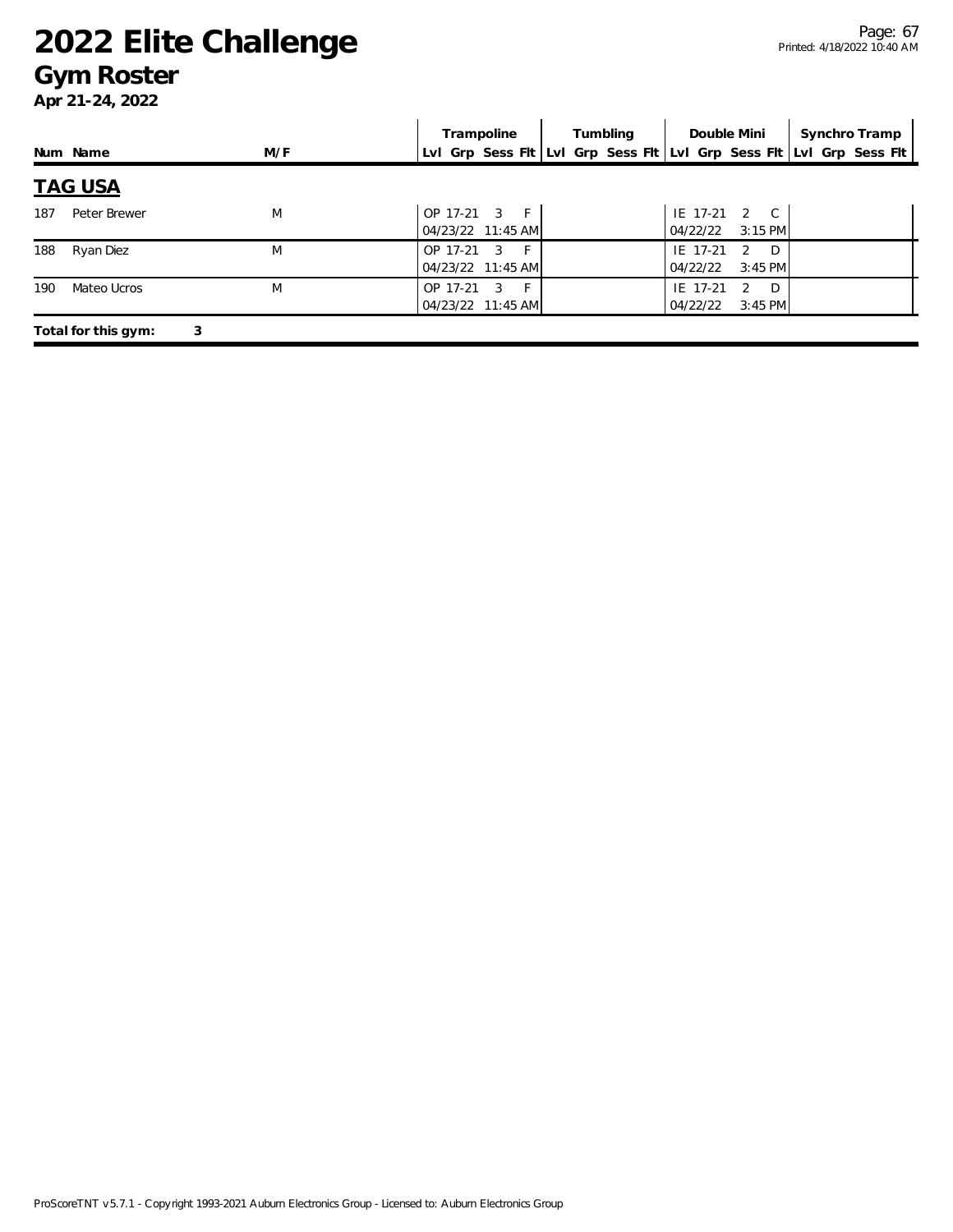# 2022 Elite Challenge

## Gym Roster

**Apr 21-24, 2022**

| Num | Name | M/F | Trampoline | | | | Tumbling | | | | Double Mini | | | | Synchro Tramp | | | |
|---|---|---|---|---|---|---|---|---|---|---|---|---|---|---|---|---|---|---|
| | | | Lvl | Grp | Sess | Flt | Lvl | Grp | Sess | Flt | Lvl | Grp | Sess | Flt | Lvl | Grp | Sess | Flt |

## TAG USA

| Num | Name | M/F | Trampoline | | | | Tumbling | | | | Double Mini | | | | Synchro Tramp | | | |
|---|---|---|---|---|---|---|---|---|---|---|---|---|---|---|---|---|---|---|
| 187 | Peter Brewer | M | OP | 17-21 | 3 | F | | | | | IE | 17-21 | 2 | C | | | | |
| | | | 04/23/22 | 11:45 AM | | | | | | | 04/22/22 | 3:15 PM | | | | | | |
| 188 | Ryan Diez | M | OP | 17-21 | 3 | F | | | | | IE | 17-21 | 2 | D | | | | |
| | | | 04/23/22 | 11:45 AM | | | | | | | 04/22/22 | 3:45 PM | | | | | | |
| 190 | Mateo Ucros | M | OP | 17-21 | 3 | F | | | | | IE | 17-21 | 2 | D | | | | |
| | | | 04/23/22 | 11:45 AM | | | | | | | 04/22/22 | 3:45 PM | | | | | | |

**Total for this gym: 3**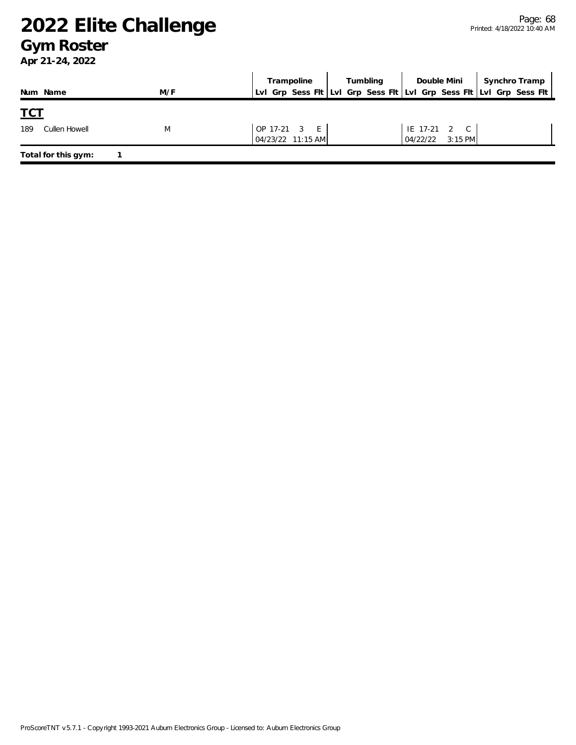# 2022 Elite Challenge

## Gym Roster

**Apr 21-24, 2022**

| Num | Name | M/F | Trampoline | | | | Tumbling | | | | Double Mini | | | | Synchro Tramp | | | |
|---|---|---|---|---|---|---|---|---|---|---|---|---|---|---|---|---|---|---|
| | | | Lvl | Grp | Sess | Flt | Lvl | Grp | Sess | Flt | Lvl | Grp | Sess | Flt | Lvl | Grp | Sess | Flt |
| **TCT** | | | | | | | | | | | | | | | | | | |
| 189 | Cullen Howell | M | OP | 17-21 | 3 | E | | | | | IE | 17-21 | 2 | C | | | | |
| | | | 04/23/22 | | 11:15 AM | | | | | | 04/22/22 | | 3:15 PM | | | | | |

**Total for this gym:** 1

ProScoreTNT v5.7.1 - Copyright 1993-2021 Auburn Electronics Group - Licensed to: Auburn Electronics Group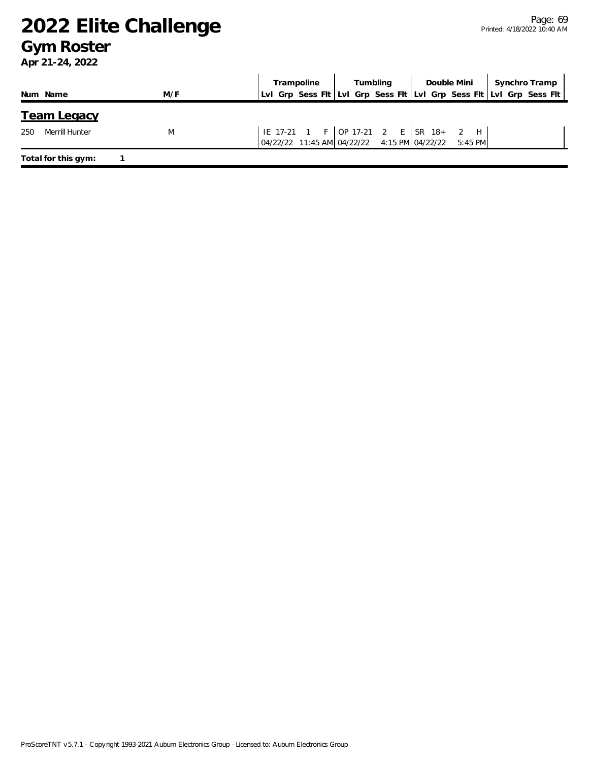# 2022 Elite Challenge

## Gym Roster

**Apr 21-24, 2022**

| Num | Name | M/F | Trampoline | | | | Tumbling | | | | Double Mini | | | | Synchro Tramp | | | |
|---|---|---|---|---|---|---|---|---|---|---|---|---|---|---|---|---|---|---|
| | | | Lvl | Grp | Sess | Flt | Lvl | Grp | Sess | Flt | Lvl | Grp | Sess | Flt | Lvl | Grp | Sess | Flt |

### Team Legacy

| Num | Name | M/F | Trampoline | | | | Tumbling | | | | Double Mini | | | | Synchro Tramp | | | |
|---|---|---|---|---|---|---|---|---|---|---|---|---|---|---|---|---|---|---|
| 250 | Merrill Hunter | M | IE | 17-21 | 1 | F | OP | 17-21 | 2 | E | SR | 18+ | 2 | H | | | | |
| | | | 04/22/22 | | 11:45 AM | | 04/22/22 | | 4:15 PM | | 04/22/22 | | 5:45 PM | | | | | |

**Total for this gym:** 1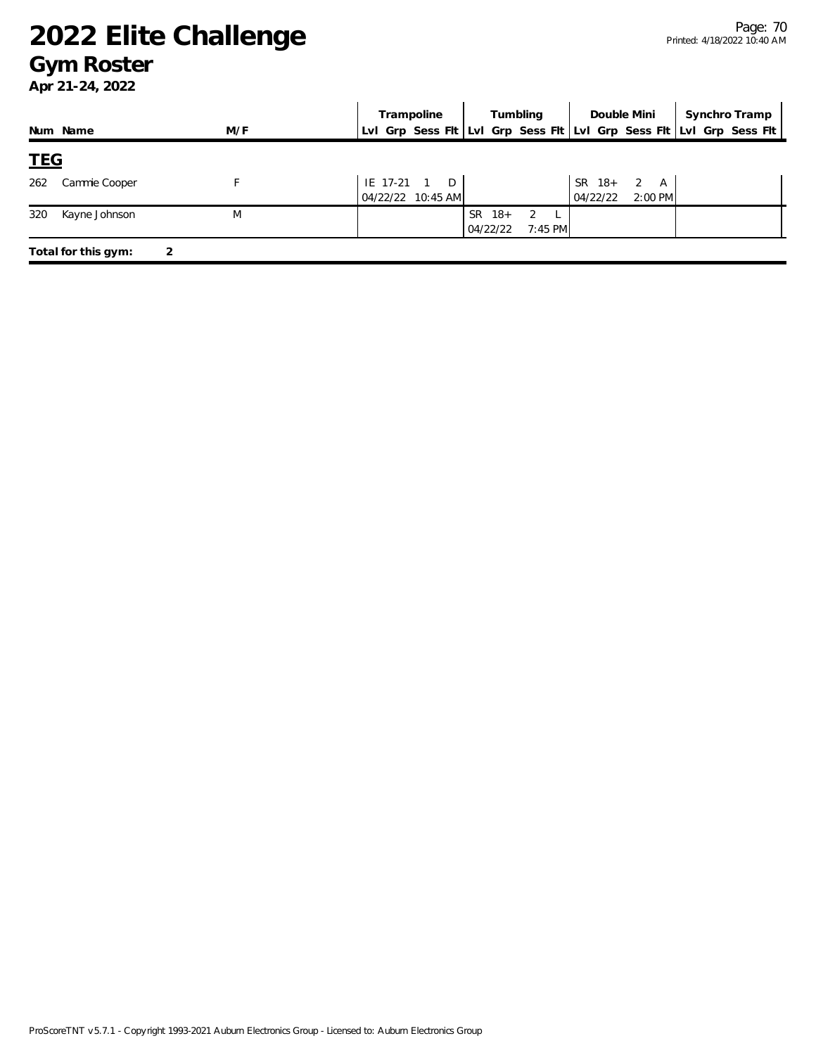# 2022 Elite Challenge

## Gym Roster

**Apr 21-24, 2022**

| Num | Name | M/F | Trampoline | | | | Tumbling | | | | Double Mini | | | | Synchro Tramp | | | |
|---|---|---|---|---|---|---|---|---|---|---|---|---|---|---|---|---|---|---|
| | | | Lvl | Grp | Sess | Flt | Lvl | Grp | Sess | Flt | Lvl | Grp | Sess | Flt | Lvl | Grp | Sess | Flt |
| **TEG** | | | | | | | | | | | | | | | | | | |
| 262 | Cammie Cooper | F | IE | 17-21 | 1 | D | | | | | SR | 18+ | 2 | A | | | | |
| | | | 04/22/22 | 10:45 AM | | | | | | | 04/22/22 | 2:00 PM | | | | | | |
| 320 | Kayne Johnson | M | | | | | SR | 18+ | 2 | L | | | | | | | | |
| | | | | | | | 04/22/22 | 7:45 PM | | | | | | | | | | |

**Total for this gym: 2**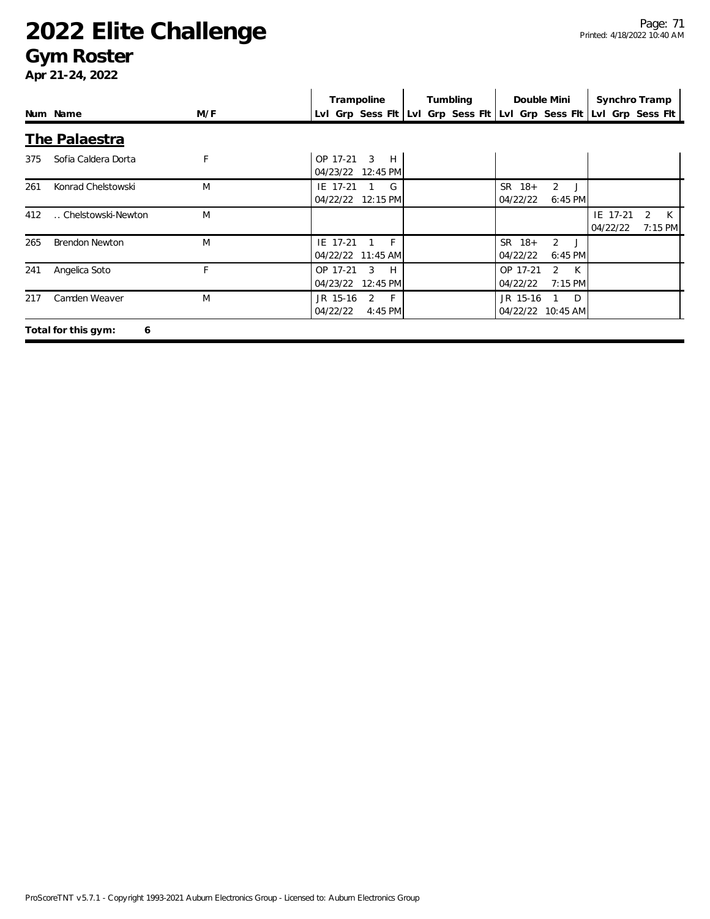# 2022 Elite Challenge

## Gym Roster

**Apr 21-24, 2022**

### The Palaestra

| Num | Name | M/F | Trampoline Lvl Grp Sess Flt | Tumbling Lvl Grp Sess Flt | Double Mini Lvl Grp Sess Flt | Synchro Tramp Lvl Grp Sess Flt |
|---|---|---|---|---|---|---|
| 375 | Sofia Caldera Dorta | F | OP 17-21 3 H 04/23/22 12:45 PM | | | |
| 261 | Konrad Chelstowski | M | IE 17-21 1 G 04/22/22 12:15 PM | | SR 18+ 2 J 04/22/22 6:45 PM | |
| 412 | .. Chelstowski-Newton | M | | | | IE 17-21 2 K 04/22/22 7:15 PM |
| 265 | Brendon Newton | M | IE 17-21 1 F 04/22/22 11:45 AM | | SR 18+ 2 J 04/22/22 6:45 PM | |
| 241 | Angelica Soto | F | OP 17-21 3 H 04/23/22 12:45 PM | | OP 17-21 2 K 04/22/22 7:15 PM | |
| 217 | Camden Weaver | M | JR 15-16 2 F 04/22/22 4:45 PM | | JR 15-16 1 D 04/22/22 10:45 AM | |

**Total for this gym: 6**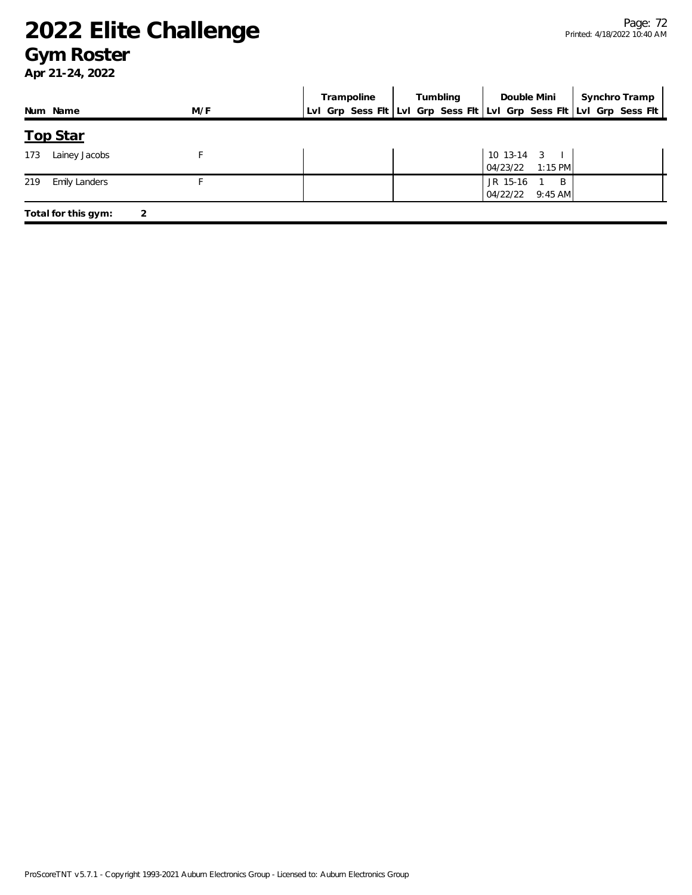# 2022 Elite Challenge

## Gym Roster

**Apr 21-24, 2022**

| Num | Name | M/F | Trampoline | | | | Tumbling | | | | Double Mini | | | | Synchro Tramp | | | |
|---|---|---|---|---|---|---|---|---|---|---|---|---|---|---|---|---|---|---|
| | | | Lvl | Grp | Sess | Flt | Lvl | Grp | Sess | Flt | Lvl | Grp | Sess | Flt | Lvl | Grp | Sess | Flt |

## Top Star

| Num | Name | M/F | Trampoline | Tumbling | Double Mini | Synchro Tramp |
|---|---|---|---|---|---|---|
| 173 | Lainey Jacobs | F | | | 10 13-14 3 I<br>04/23/22 1:15 PM | |
| 219 | Emily Landers | F | | | JR 15-16 1 B<br>04/22/22 9:45 AM | |

**Total for this gym: 2**

ProScoreTNT v5.7.1 - Copyright 1993-2021 Auburn Electronics Group - Licensed to: Auburn Electronics Group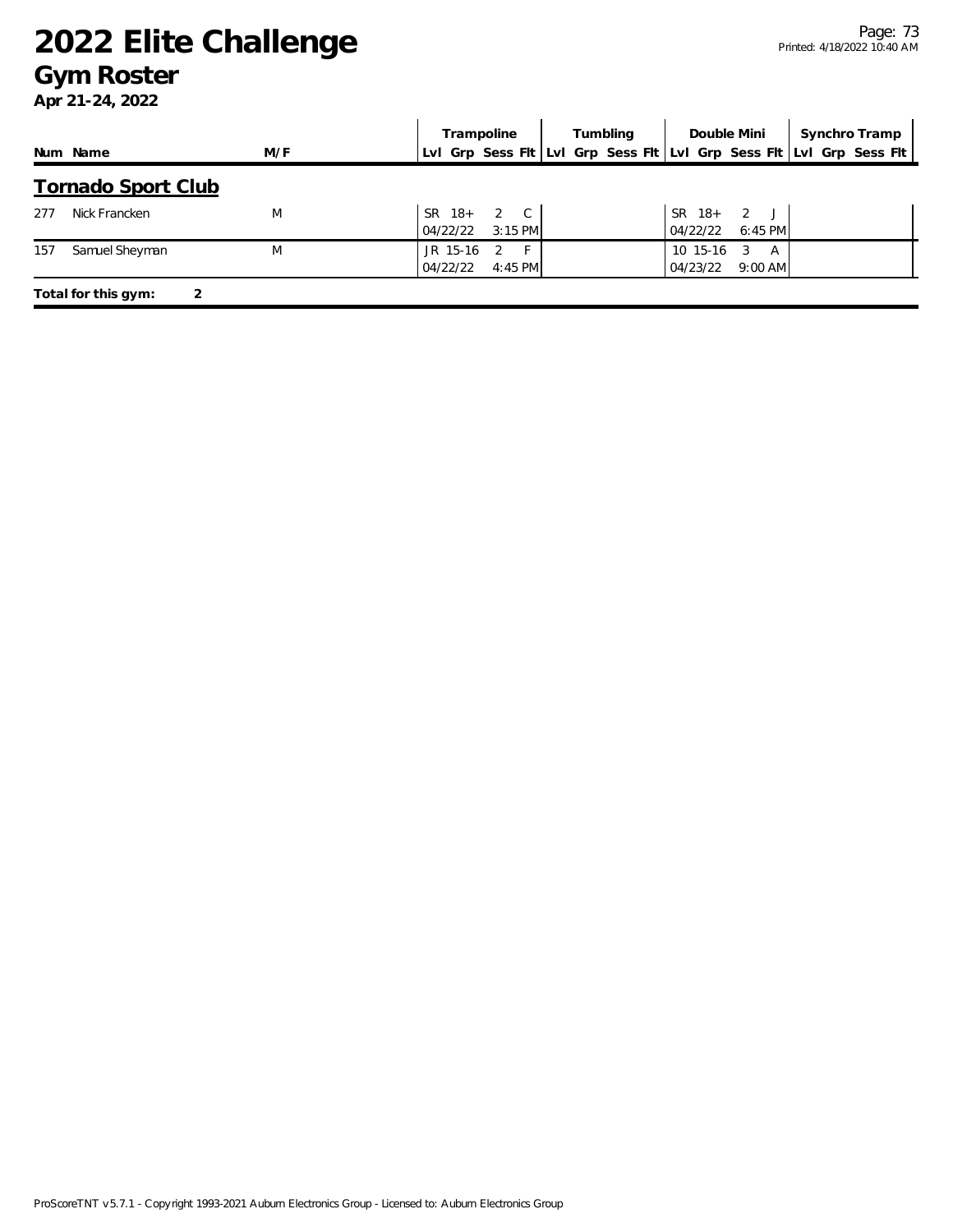# 2022 Elite Challenge

## Gym Roster

**Apr 21-24, 2022**

| Num | Name | M/F | Trampoline | | | | Tumbling | | | | Double Mini | | | | Synchro Tramp | | | |
|---|---|---|---|---|---|---|---|---|---|---|---|---|---|---|---|---|---|---|
| | | | Lvl | Grp | Sess | Flt | Lvl | Grp | Sess | Flt | Lvl | Grp | Sess | Flt | Lvl | Grp | Sess | Flt |

## Tornado Sport Club

| Num | Name | M/F | Trampoline | Tumbling | Double Mini | Synchro Tramp |
|---|---|---|---|---|---|---|
| 277 | Nick Francken | M | SR 18+ 2 C<br>04/22/22 3:15 PM | | SR 18+ 2 J<br>04/22/22 6:45 PM | |
| 157 | Samuel Sheyman | M | JR 15-16 2 F<br>04/22/22 4:45 PM | | 10 15-16 3 A<br>04/23/22 9:00 AM | |

**Total for this gym: 2**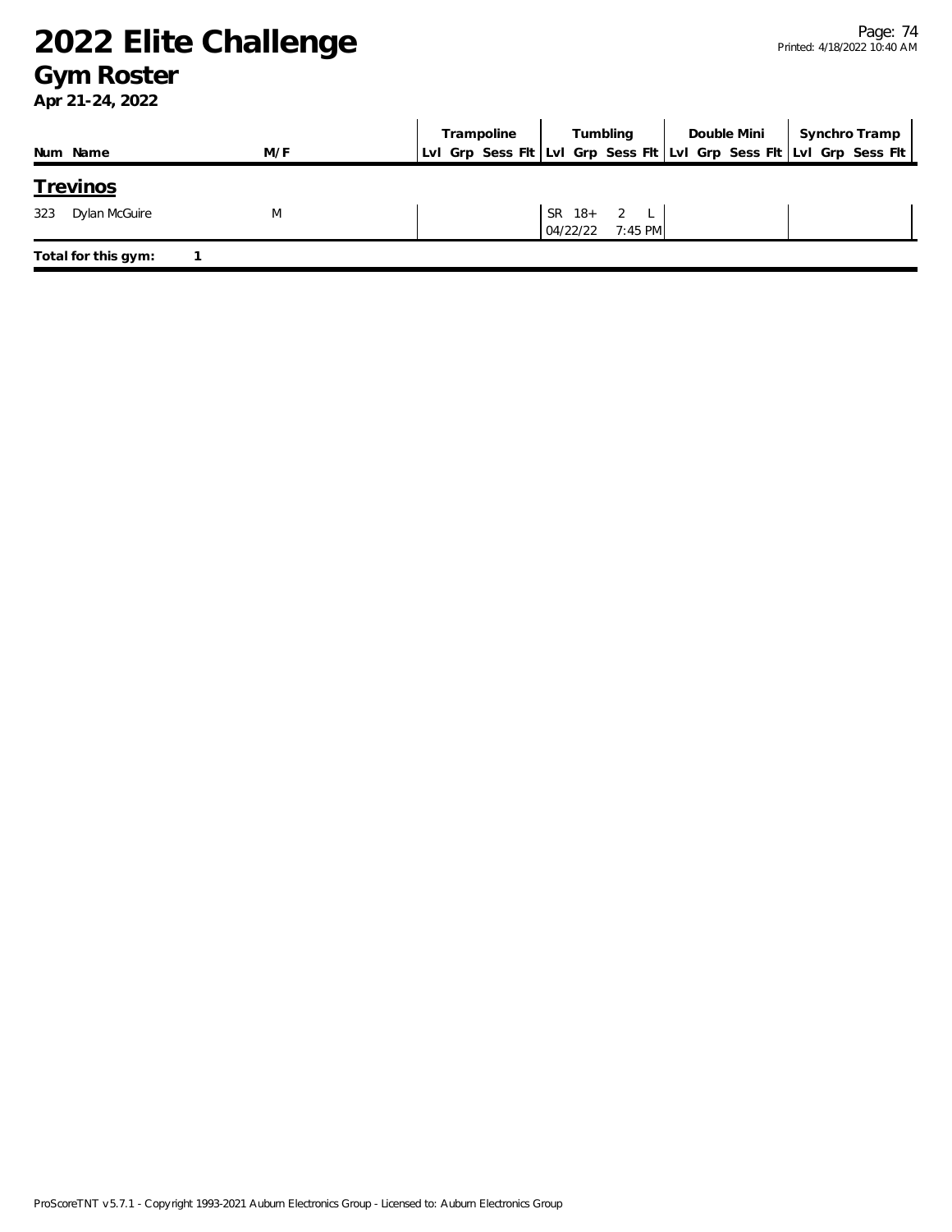# 2022 Elite Challenge

## Gym Roster

**Apr 21-24, 2022**

| Num | Name | M/F | Trampoline Lvl | Trampoline Grp | Trampoline Sess | Trampoline Flt | Tumbling Lvl | Tumbling Grp | Tumbling Sess | Tumbling Flt | Double Mini Lvl | Double Mini Grp | Double Mini Sess | Double Mini Flt | Synchro Tramp Lvl | Synchro Tramp Grp | Synchro Tramp Sess | Synchro Tramp Flt |
|---|---|---|---|---|---|---|---|---|---|---|---|---|---|---|---|---|---|---|
| **Trevinos** | | | | | | | | | | | | | | | | | | |
| 323 | Dylan McGuire | M | | | | | SR | 18+ | 2 | L | | | | | | | | |
| | | | | | | | 04/22/22 | | | 7:45 PM | | | | | | | | |

**Total for this gym:** 1

ProScoreTNT v5.7.1 - Copyright 1993-2021 Auburn Electronics Group - Licensed to: Auburn Electronics Group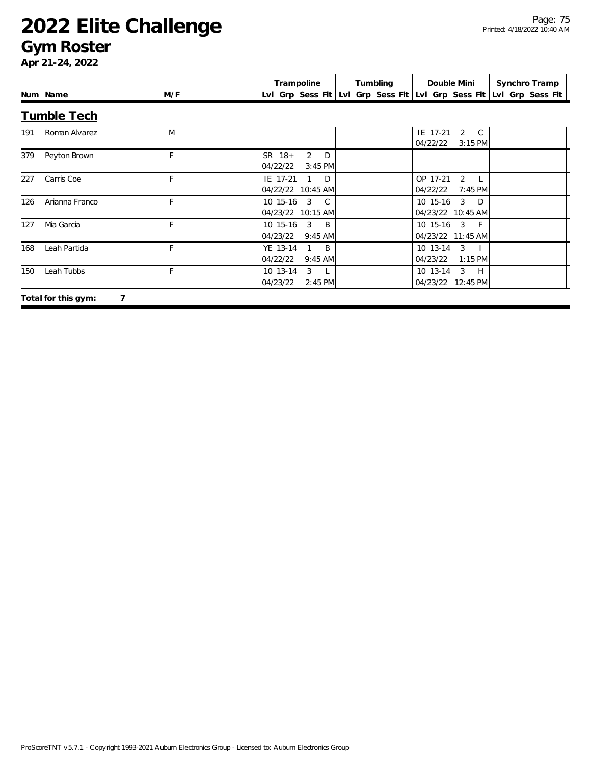# 2022 Elite Challenge

## Gym Roster

**Apr 21-24, 2022**

| Num | Name | M/F | Trampoline Lvl Grp Sess Flt | Tumbling Lvl Grp Sess Flt | Double Mini Lvl Grp Sess Flt | Synchro Tramp Lvl Grp Sess Flt |
|---|---|---|---|---|---|---|

### Tumble Tech

| Num | Name | M/F | Trampoline | Tumbling | Double Mini | Synchro Tramp |
|---|---|---|---|---|---|---|
| 191 | Roman Alvarez | M | | | IE 17-21 2 C 04/22/22 3:15 PM | |
| 379 | Peyton Brown | F | SR 18+ 2 D 04/22/22 3:45 PM | | | |
| 227 | Carris Coe | F | IE 17-21 1 D 04/22/22 10:45 AM | | OP 17-21 2 L 04/22/22 7:45 PM | |
| 126 | Arianna Franco | F | 10 15-16 3 C 04/23/22 10:15 AM | | 10 15-16 3 D 04/23/22 10:45 AM | |
| 127 | Mia Garcia | F | 10 15-16 3 B 04/23/22 9:45 AM | | 10 15-16 3 F 04/23/22 11:45 AM | |
| 168 | Leah Partida | F | YE 13-14 1 B 04/22/22 9:45 AM | | 10 13-14 3 I 04/23/22 1:15 PM | |
| 150 | Leah Tubbs | F | 10 13-14 3 L 04/23/22 2:45 PM | | 10 13-14 3 H 04/23/22 12:45 PM | |

**Total for this gym: 7**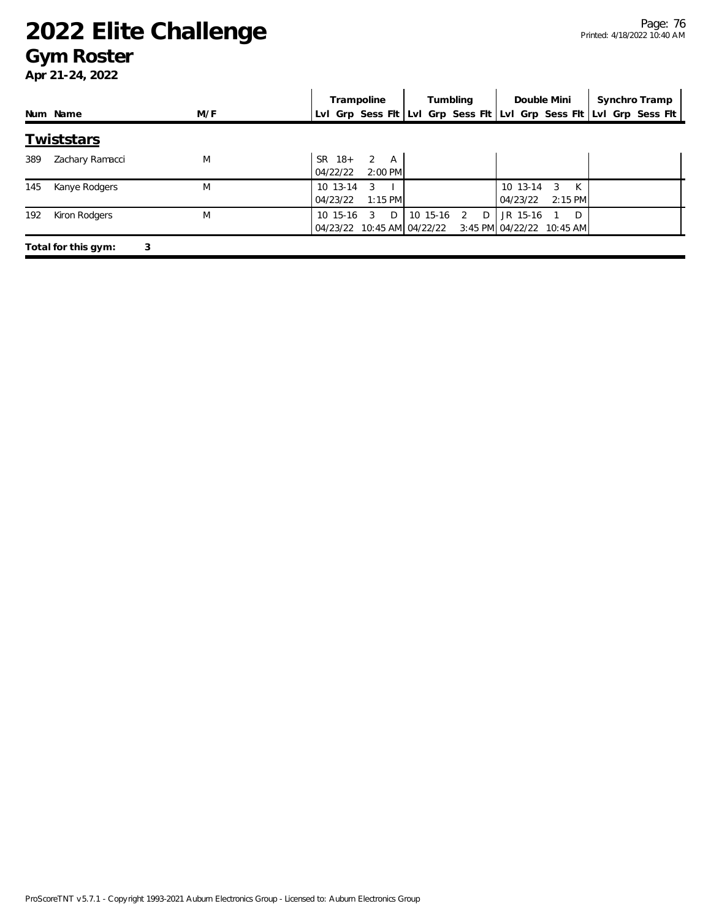# 2022 Elite Challenge

## Gym Roster

**Apr 21-24, 2022**

| Num | Name | M/F | Trampoline Lvl | Trampoline Grp | Trampoline Sess | Trampoline Flt | Tumbling Lvl | Tumbling Grp | Tumbling Sess | Tumbling Flt | Double Mini Lvl | Double Mini Grp | Double Mini Sess | Double Mini Flt | Synchro Tramp Lvl | Synchro Tramp Grp | Synchro Tramp Sess | Synchro Tramp Flt |
|---|---|---|---|---|---|---|---|---|---|---|---|---|---|---|---|---|---|---|
| **Twiststars** | | | | | | | | | | | | | | | | | | |
| 389 | Zachary Ramacci | M | SR | 18+ | 2 | A | | | | | | | | | | | | |
| | | | 04/22/22 | | 2:00 PM | | | | | | | | | | | | | |
| 145 | Kanye Rodgers | M | 10 | 13-14 | 3 | I | | | | | 10 | 13-14 | 3 | K | | | | |
| | | | 04/23/22 | | 1:15 PM | | | | | | 04/23/22 | | 2:15 PM | | | | | |
| 192 | Kiron Rodgers | M | 10 | 15-16 | 3 | D | 10 | 15-16 | 2 | D | JR | 15-16 | 1 | D | | | | |
| | | | 04/23/22 | | 10:45 AM | | 04/22/22 | | 3:45 PM | | 04/22/22 | | 10:45 AM | | | | | |

**Total for this gym: 3**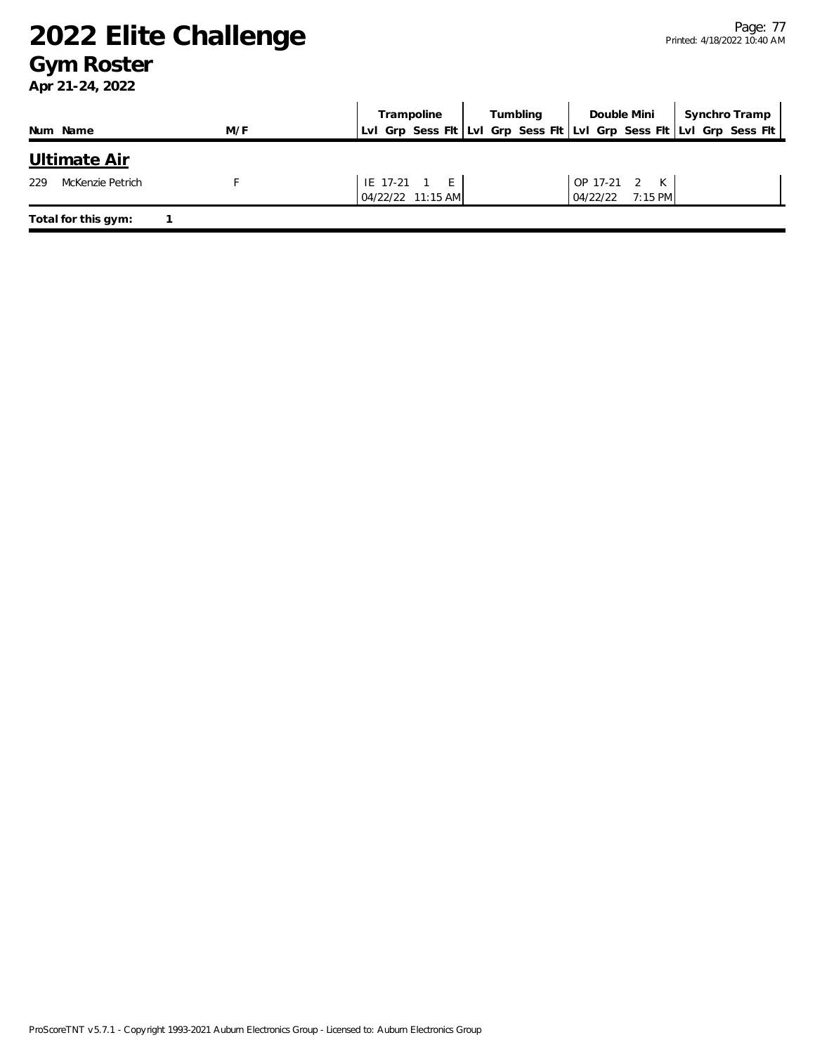# 2022 Elite Challenge

## Gym Roster

**Apr 21-24, 2022**

| Num | Name | M/F | Trampoline | | | | Tumbling | | | | Double Mini | | | | Synchro Tramp | | | |
|---|---|---|---|---|---|---|---|---|---|---|---|---|---|---|---|---|---|---|
| | | | Lvl | Grp | Sess | Flt | Lvl | Grp | Sess | Flt | Lvl | Grp | Sess | Flt | Lvl | Grp | Sess | Flt |

## Ultimate Air

| Num | Name | M/F | Trampoline | | | | Tumbling | | | | Double Mini | | | | Synchro Tramp | | | |
|---|---|---|---|---|---|---|---|---|---|---|---|---|---|---|---|---|---|---|
| 229 | McKenzie Petrich | F | IE | 17-21 | 1 | E | | | | | OP | 17-21 | 2 | K | | | | |
| | | | 04/22/22 | | 11:15 AM | | | | | | 04/22/22 | | 7:15 PM | | | | | |

**Total for this gym:** 1

ProScoreTNT v5.7.1 - Copyright 1993-2021 Auburn Electronics Group - Licensed to: Auburn Electronics Group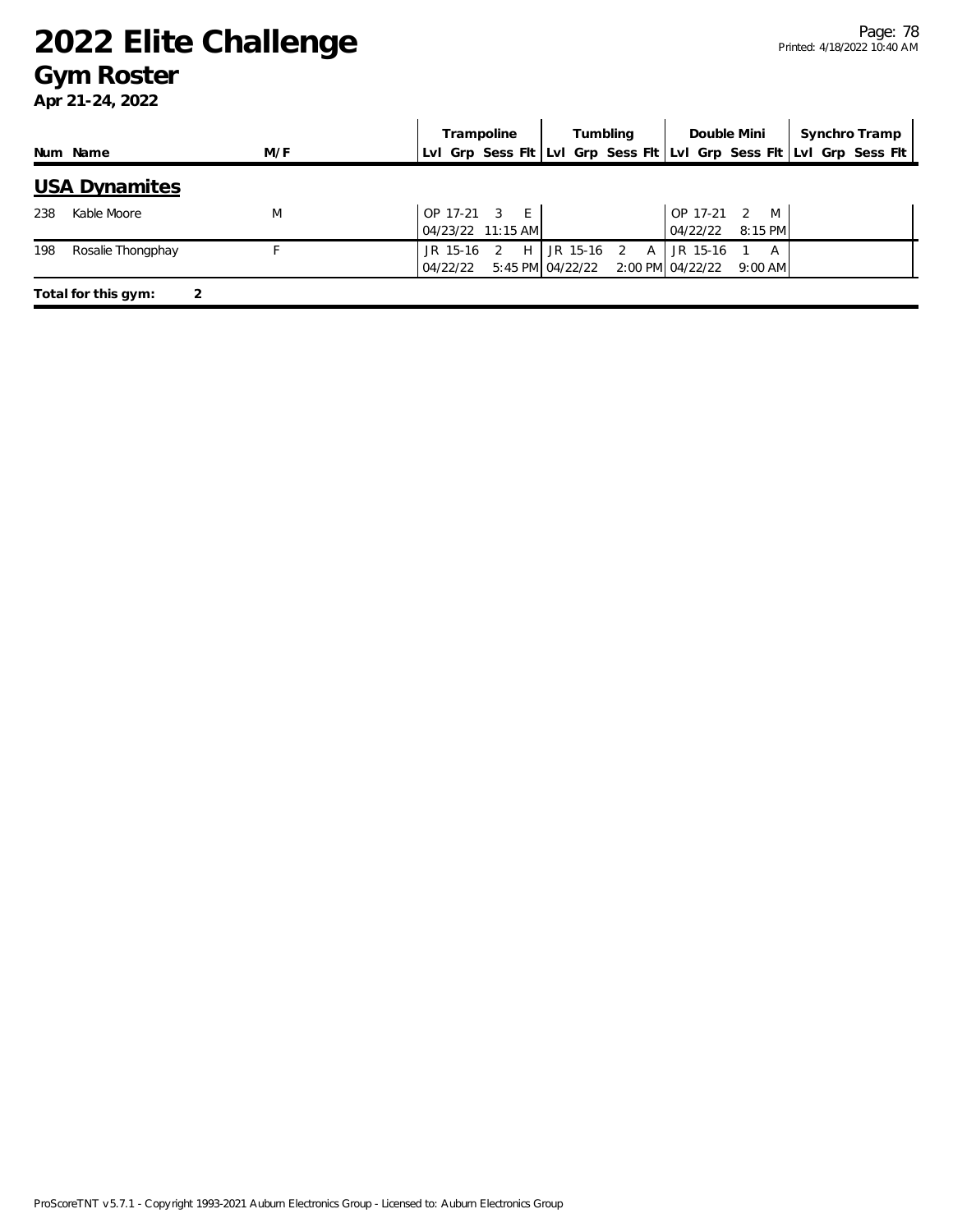# 2022 Elite Challenge

## Gym Roster

**Apr 21-24, 2022**

| Num | Name | M/F | Trampoline | | | | Tumbling | | | | Double Mini | | | | Synchro Tramp | | | |
|---|---|---|---|---|---|---|---|---|---|---|---|---|---|---|---|---|---|---|
| | | | Lvl | Grp | Sess | Flt | Lvl | Grp | Sess | Flt | Lvl | Grp | Sess | Flt | Lvl | Grp | Sess | Flt |

## USA Dynamites

| Num | Name | M/F | Trampoline | | | | Tumbling | | | | Double Mini | | | | Synchro Tramp | | | |
|---|---|---|---|---|---|---|---|---|---|---|---|---|---|---|---|---|---|---|
| 238 | Kable Moore | M | OP | 17-21 | 3 | E | | | | | OP | 17-21 | 2 | M | | | | |
| | | | 04/23/22 | | 11:15 AM | | | | | | 04/22/22 | | 8:15 PM | | | | | |
| 198 | Rosalie Thongphay | F | JR | 15-16 | 2 | H | JR | 15-16 | 2 | A | JR | 15-16 | 1 | A | | | | |
| | | | 04/22/22 | | 5:45 PM | | 04/22/22 | | 2:00 PM | | 04/22/22 | | 9:00 AM | | | | | |

**Total for this gym: 2**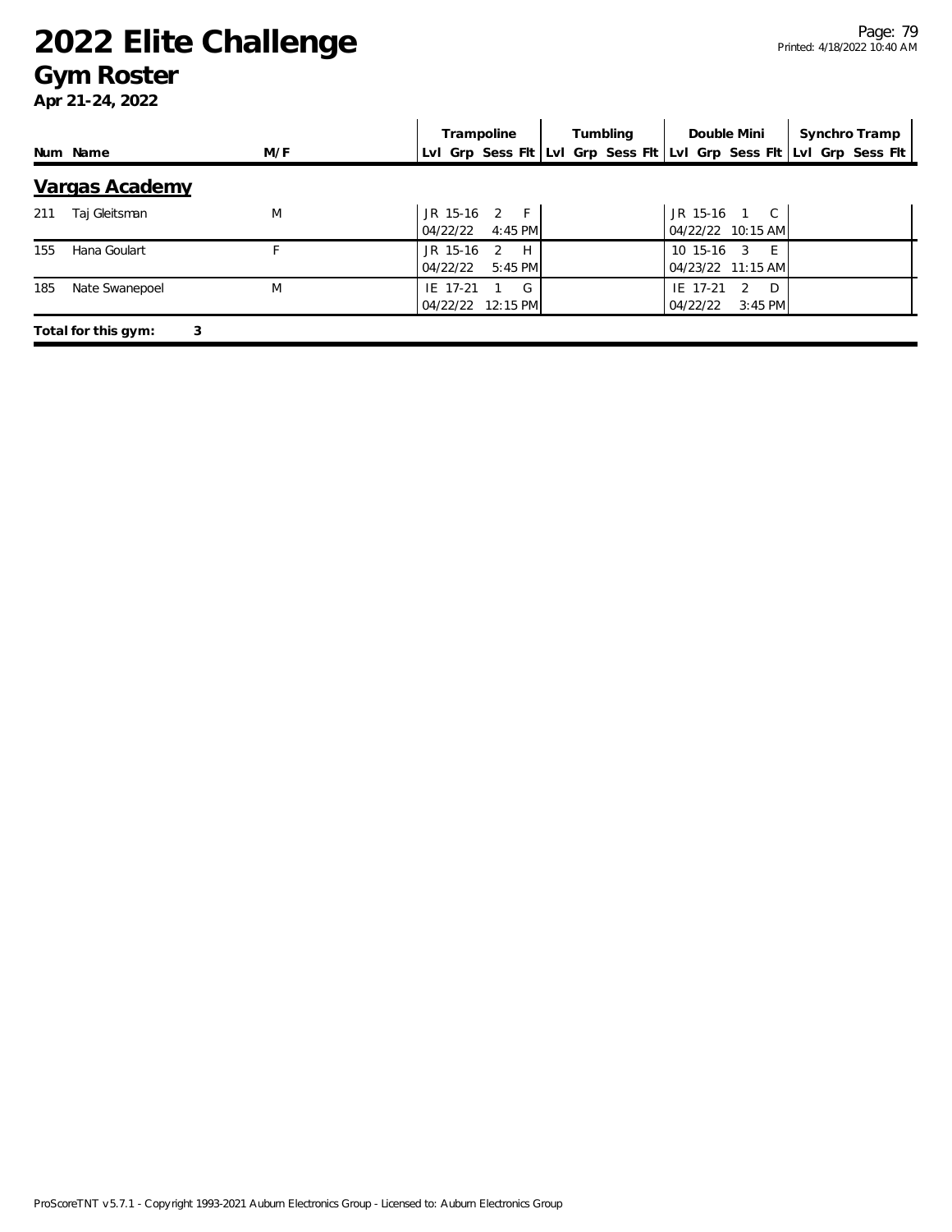# 2022 Elite Challenge

## Gym Roster

**Apr 21-24, 2022**

| Num | Name | M/F | Trampoline | | | | Tumbling | | | | Double Mini | | | | Synchro Tramp | | | |
|---|---|---|---|---|---|---|---|---|---|---|---|---|---|---|---|---|---|---|
| | | | Lvl | Grp | Sess | Flt | Lvl | Grp | Sess | Flt | Lvl | Grp | Sess | Flt | Lvl | Grp | Sess | Flt |

### Vargas Academy

| Num | Name | M/F | Trampoline | Tumbling | Double Mini | Synchro Tramp |
|---|---|---|---|---|---|---|
| 211 | Taj Gleitsman | M | JR 15-16 2 F<br>04/22/22 4:45 PM | | JR 15-16 1 C<br>04/22/22 10:15 AM | |
| 155 | Hana Goulart | F | JR 15-16 2 H<br>04/22/22 5:45 PM | | 10 15-16 3 E<br>04/23/22 11:15 AM | |
| 185 | Nate Swanepoel | M | IE 17-21 1 G<br>04/22/22 12:15 PM | | IE 17-21 2 D<br>04/22/22 3:45 PM | |

**Total for this gym: 3**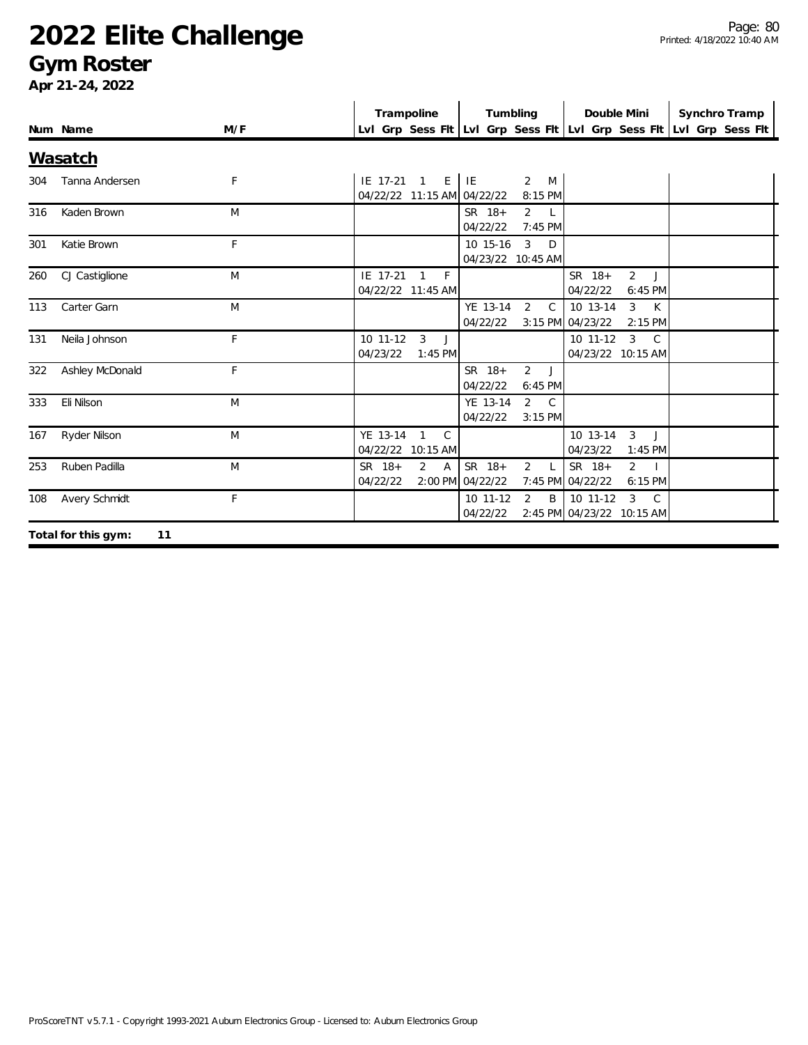# 2022 Elite Challenge

## Gym Roster

**Apr 21-24, 2022**

### Wasatch

| Num | Name | M/F | Trampoline Lvl | Trampoline Grp | Trampoline Sess | Trampoline Flt | Tumbling Lvl | Tumbling Grp | Tumbling Sess | Tumbling Flt | Double Mini Lvl | Double Mini Grp | Double Mini Sess | Double Mini Flt | Synchro Tramp Lvl | Synchro Tramp Grp | Synchro Tramp Sess | Synchro Tramp Flt |
|---|---|---|---|---|---|---|---|---|---|---|---|---|---|---|---|---|---|---|
| 304 | Tanna Andersen | F | IE | 17-21 04/22/22 11:15 AM | 1 | E | IE | 04/22/22 8:15 PM | 2 | M | | | | | | | | |
| 316 | Kaden Brown | M | | | | | SR | 18+ 04/22/22 7:45 PM | 2 | L | | | | | | | | |
| 301 | Katie Brown | F | | | | | 10 | 15-16 04/23/22 10:45 AM | 3 | D | | | | | | | | |
| 260 | CJ Castiglione | M | IE | 17-21 04/22/22 11:45 AM | 1 | F | | | | | SR | 18+ 04/22/22 6:45 PM | 2 | J | | | | |
| 113 | Carter Garn | M | | | | | YE | 13-14 04/22/22 3:15 PM | 2 | C | 10 | 13-14 04/23/22 2:15 PM | 3 | K | | | | |
| 131 | Neila Johnson | F | 10 | 11-12 04/23/22 1:45 PM | 3 | J | | | | | 10 | 11-12 04/23/22 10:15 AM | 3 | C | | | | |
| 322 | Ashley McDonald | F | | | | | SR | 18+ 04/22/22 6:45 PM | 2 | J | | | | | | | | |
| 333 | Eli Nilson | M | | | | | YE | 13-14 04/22/22 3:15 PM | 2 | C | | | | | | | | |
| 167 | Ryder Nilson | M | YE | 13-14 04/22/22 10:15 AM | 1 | C | | | | | 10 | 13-14 04/23/22 1:45 PM | 3 | J | | | | |
| 253 | Ruben Padilla | M | SR | 18+ 04/22/22 2:00 PM | 2 | A | SR | 18+ 04/22/22 7:45 PM | 2 | L | SR | 18+ 04/22/22 6:15 PM | 2 | I | | | | |
| 108 | Avery Schmidt | F | | | | | 10 | 11-12 04/22/22 2:45 PM | 2 | B | 10 | 11-12 04/23/22 10:15 AM | 3 | C | | | | |

**Total for this gym: 11**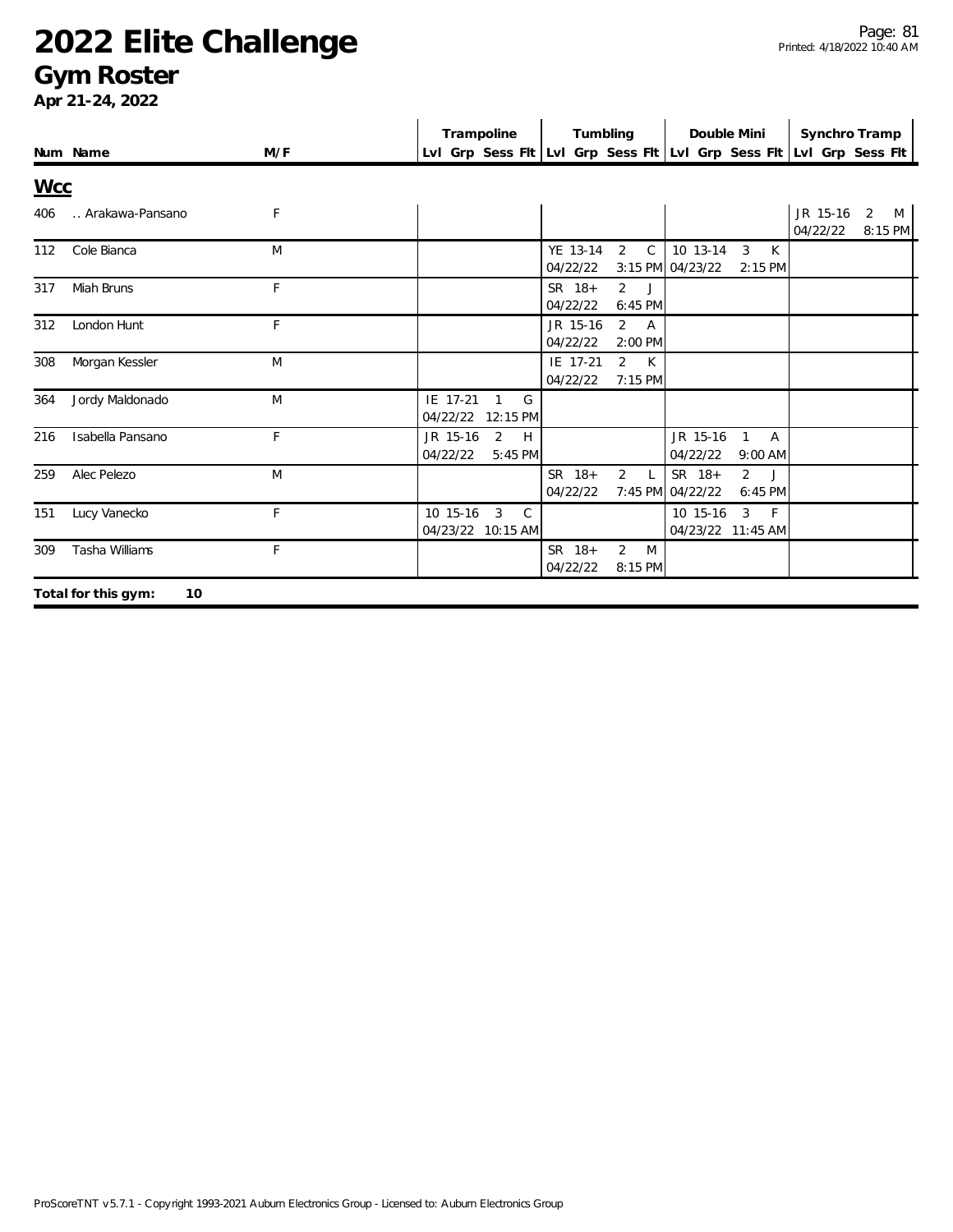# 2022 Elite Challenge

## Gym Roster

**Apr 21-24, 2022**

| Num | Name | M/F | Trampoline Lvl Grp Sess Flt | Tumbling Lvl Grp Sess Flt | Double Mini Lvl Grp Sess Flt | Synchro Tramp Lvl Grp Sess Flt |
|---|---|---|---|---|---|---|
| **Wcc** | | | | | | |
| 406 | .. Arakawa-Pansano | F | | | | JR 15-16 2 M 04/22/22 8:15 PM |
| 112 | Cole Bianca | M | | YE 13-14 2 C 04/22/22 3:15 PM | 10 13-14 3 K 04/23/22 2:15 PM | |
| 317 | Miah Bruns | F | | SR 18+ 2 J 04/22/22 6:45 PM | | |
| 312 | London Hunt | F | | JR 15-16 2 A 04/22/22 2:00 PM | | |
| 308 | Morgan Kessler | M | | IE 17-21 2 K 04/22/22 7:15 PM | | |
| 364 | Jordy Maldonado | M | IE 17-21 1 G 04/22/22 12:15 PM | | | |
| 216 | Isabella Pansano | F | JR 15-16 2 H 04/22/22 5:45 PM | | JR 15-16 1 A 04/22/22 9:00 AM | |
| 259 | Alec Pelezo | M | | SR 18+ 2 L 04/22/22 7:45 PM | SR 18+ 2 J 04/22/22 6:45 PM | |
| 151 | Lucy Vanecko | F | 10 15-16 3 C 04/23/22 10:15 AM | | 10 15-16 3 F 04/23/22 11:45 AM | |
| 309 | Tasha Williams | F | | SR 18+ 2 M 04/22/22 8:15 PM | | |

**Total for this gym: 10**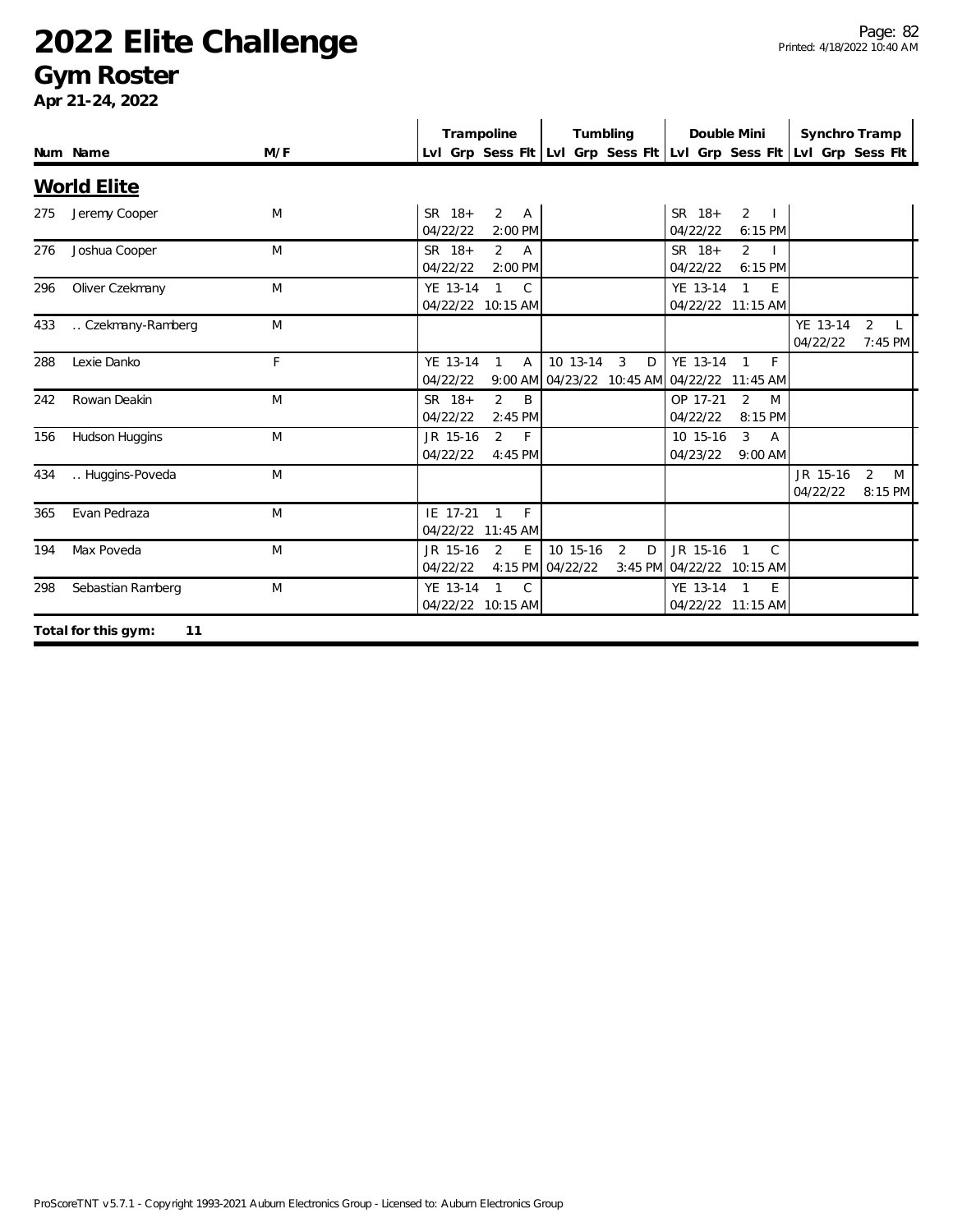# 2022 Elite Challenge

## Gym Roster

**Apr 21-24, 2022**

| Num | Name | M/F | Trampoline Lvl | Grp | Sess | Flt | Tumbling Lvl | Grp | Sess | Flt | Double Mini Lvl | Grp | Sess | Flt | Synchro Tramp Lvl | Grp | Sess | Flt |
|---|---|---|---|---|---|---|---|---|---|---|---|---|---|---|---|---|---|---|
| **World Elite** | | | | | | | | | | | | | | | | | | |
| 275 | Jeremy Cooper | M | SR 18+ | 2 | | A | | | | | SR 18+ | 2 | | I | | | | |
| | | | 04/22/22 | | 2:00 PM | | | | | | 04/22/22 | | 6:15 PM | | | | | |
| 276 | Joshua Cooper | M | SR 18+ | 2 | | A | | | | | SR 18+ | 2 | | I | | | | |
| | | | 04/22/22 | | 2:00 PM | | | | | | 04/22/22 | | 6:15 PM | | | | | |
| 296 | Oliver Czekmany | M | YE 13-14 | 1 | | C | | | | | YE 13-14 | 1 | | E | | | | |
| | | | 04/22/22 | | 10:15 AM | | | | | | 04/22/22 | | 11:15 AM | | | | | |
| 433 | .. Czekmany-Ramberg | M | | | | | | | | | | | | | YE 13-14 | 2 | | L |
| | | | | | | | | | | | | | | | 04/22/22 | | 7:45 PM | |
| 288 | Lexie Danko | F | YE 13-14 | 1 | | A | 10 13-14 | 3 | | D | YE 13-14 | 1 | | F | | | | |
| | | | 04/22/22 | | 9:00 AM | | 04/23/22 | | 10:45 AM | | 04/22/22 | | 11:45 AM | | | | | |
| 242 | Rowan Deakin | M | SR 18+ | 2 | | B | | | | | OP 17-21 | 2 | | M | | | | |
| | | | 04/22/22 | | 2:45 PM | | | | | | 04/22/22 | | 8:15 PM | | | | | |
| 156 | Hudson Huggins | M | JR 15-16 | 2 | | F | | | | | 10 15-16 | 3 | | A | | | | |
| | | | 04/22/22 | | 4:45 PM | | | | | | 04/23/22 | | 9:00 AM | | | | | |
| 434 | .. Huggins-Poveda | M | | | | | | | | | | | | | JR 15-16 | 2 | | M |
| | | | | | | | | | | | | | | | 04/22/22 | | 8:15 PM | |
| 365 | Evan Pedraza | M | IE 17-21 | 1 | | F | | | | | | | | | | | | |
| | | | 04/22/22 | | 11:45 AM | | | | | | | | | | | | | |
| 194 | Max Poveda | M | JR 15-16 | 2 | | E | 10 15-16 | 2 | | D | JR 15-16 | 1 | | C | | | | |
| | | | 04/22/22 | | 4:15 PM | | 04/22/22 | | 3:45 PM | | 04/22/22 | | 10:15 AM | | | | | |
| 298 | Sebastian Ramberg | M | YE 13-14 | 1 | | C | | | | | YE 13-14 | 1 | | E | | | | |
| | | | 04/22/22 | | 10:15 AM | | | | | | 04/22/22 | | 11:15 AM | | | | | |

**Total for this gym: 11**